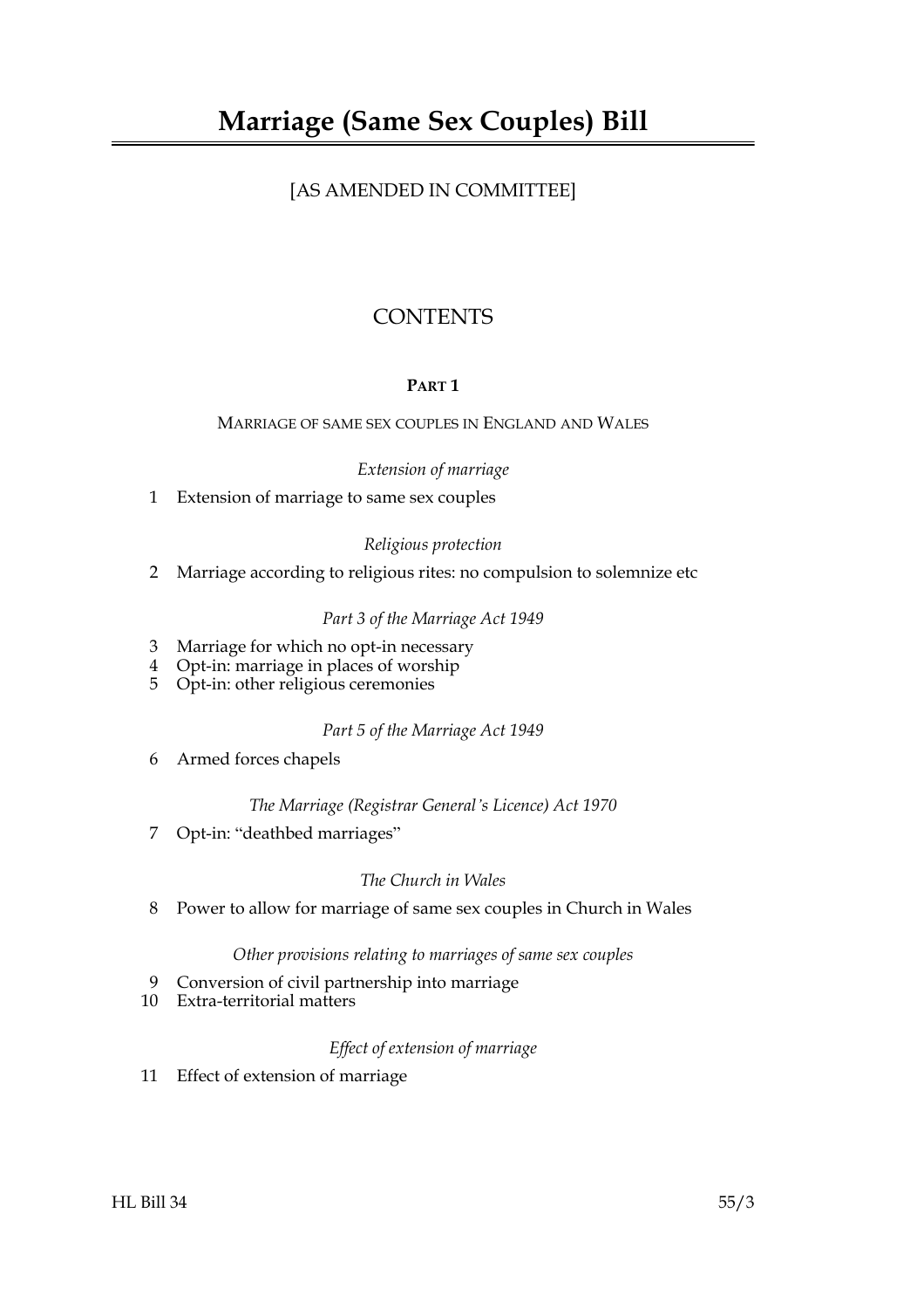# Marriage (Same Sex Couples) Bill

[AS AMENDED IN COMMITTEE]

## CONTENTS

### PART 1

MARRIAGE OF SAME SEX COUPLES IN ENGLAND AND WALES

*Extension of marriage*

1 Extension of marriage to same sex couples

*Religious protection*

2 Marriage according to religious rites: no compulsion to solemnize etc

*Part 3 of the Marriage Act 1949*

3 Marriage for which no opt-in necessary
4 Opt-in: marriage in places of worship
5 Opt-in: other religious ceremonies

*Part 5 of the Marriage Act 1949*

6 Armed forces chapels

*The Marriage (Registrar General's Licence) Act 1970*

7 Opt-in: "deathbed marriages"

*The Church in Wales*

8 Power to allow for marriage of same sex couples in Church in Wales

*Other provisions relating to marriages of same sex couples*

9 Conversion of civil partnership into marriage
10 Extra-territorial matters

*Effect of extension of marriage*

11 Effect of extension of marriage

HL Bill 34 55/3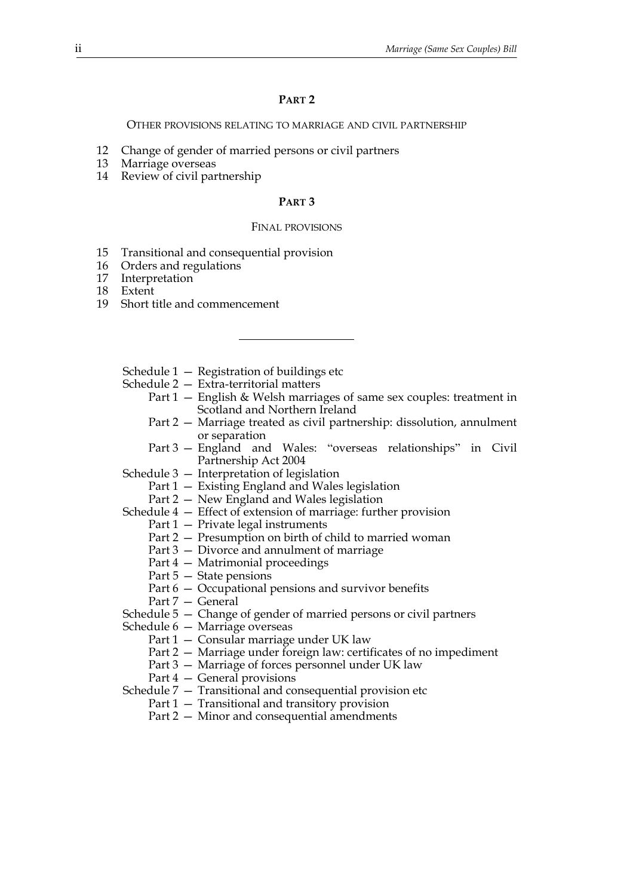## PART 2

OTHER PROVISIONS RELATING TO MARRIAGE AND CIVIL PARTNERSHIP

12 Change of gender of married persons or civil partners
13 Marriage overseas
14 Review of civil partnership

## PART 3

FINAL PROVISIONS

15 Transitional and consequential provision
16 Orders and regulations
17 Interpretation
18 Extent
19 Short title and commencement

---

Schedule 1 — Registration of buildings etc
Schedule 2 — Extra-territorial matters
  Part 1 — English & Welsh marriages of same sex couples: treatment in Scotland and Northern Ireland
  Part 2 — Marriage treated as civil partnership: dissolution, annulment or separation
  Part 3 — England and Wales: "overseas relationships" in Civil Partnership Act 2004
Schedule 3 — Interpretation of legislation
  Part 1 — Existing England and Wales legislation
  Part 2 — New England and Wales legislation
Schedule 4 — Effect of extension of marriage: further provision
  Part 1 — Private legal instruments
  Part 2 — Presumption on birth of child to married woman
  Part 3 — Divorce and annulment of marriage
  Part 4 — Matrimonial proceedings
  Part 5 — State pensions
  Part 6 — Occupational pensions and survivor benefits
  Part 7 — General
Schedule 5 — Change of gender of married persons or civil partners
Schedule 6 — Marriage overseas
  Part 1 — Consular marriage under UK law
  Part 2 — Marriage under foreign law: certificates of no impediment
  Part 3 — Marriage of forces personnel under UK law
  Part 4 — General provisions
Schedule 7 — Transitional and consequential provision etc
  Part 1 — Transitional and transitory provision
  Part 2 — Minor and consequential amendments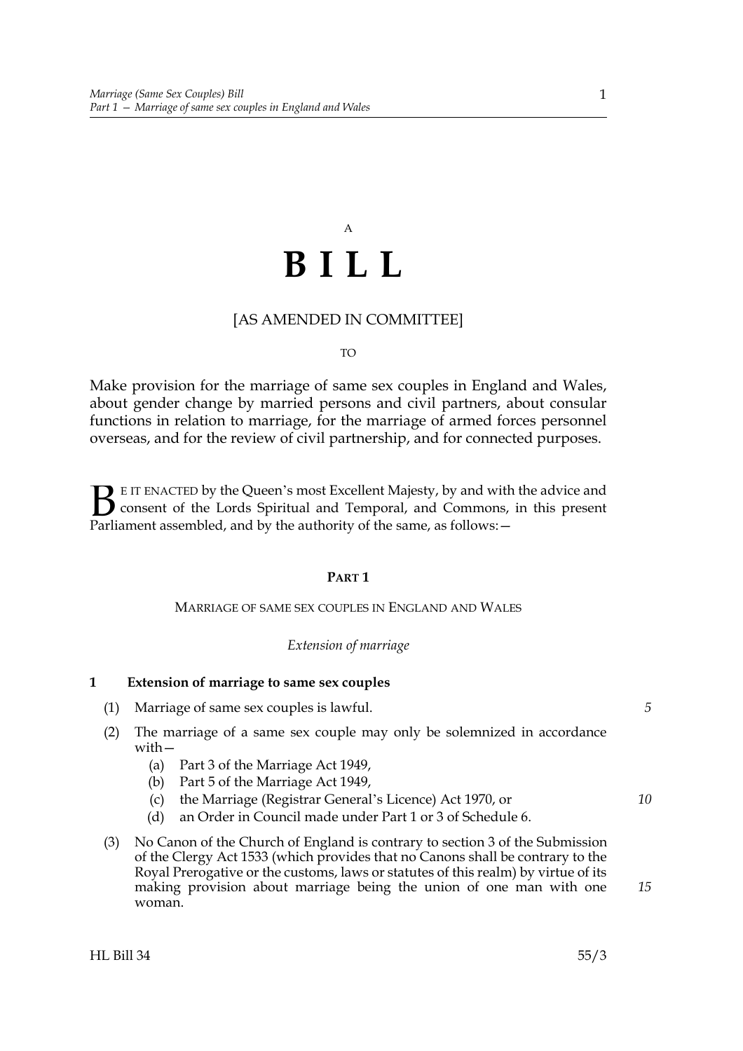A

# BILL

[AS AMENDED IN COMMITTEE]

TO

Make provision for the marriage of same sex couples in England and Wales, about gender change by married persons and civil partners, about consular functions in relation to marriage, for the marriage of armed forces personnel overseas, and for the review of civil partnership, and for connected purposes.

BE IT ENACTED by the Queen's most Excellent Majesty, by and with the advice and consent of the Lords Spiritual and Temporal, and Commons, in this present Parliament assembled, and by the authority of the same, as follows:—

## PART 1

### MARRIAGE OF SAME SEX COUPLES IN ENGLAND AND WALES

*Extension of marriage*

**1 Extension of marriage to same sex couples**

(1) Marriage of same sex couples is lawful.

(2) The marriage of a same sex couple may only be solemnized in accordance with—

- (a) Part 3 of the Marriage Act 1949,
- (b) Part 5 of the Marriage Act 1949,
- (c) the Marriage (Registrar General's Licence) Act 1970, or
- (d) an Order in Council made under Part 1 or 3 of Schedule 6.

(3) No Canon of the Church of England is contrary to section 3 of the Submission of the Clergy Act 1533 (which provides that no Canons shall be contrary to the Royal Prerogative or the customs, laws or statutes of this realm) by virtue of its making provision about marriage being the union of one man with one woman.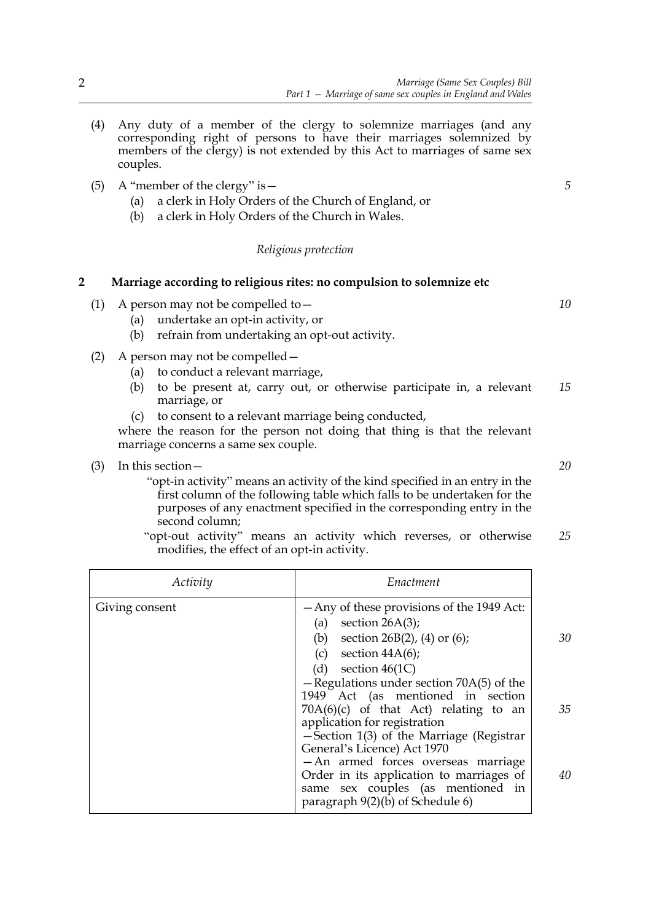(4) Any duty of a member of the clergy to solemnize marriages (and any corresponding right of persons to have their marriages solemnized by members of the clergy) is not extended by this Act to marriages of same sex couples.

(5) A "member of the clergy" is—

   (a) a clerk in Holy Orders of the Church of England, or

   (b) a clerk in Holy Orders of the Church in Wales.

*Religious protection*

## 2 Marriage according to religious rites: no compulsion to solemnize etc

(1) A person may not be compelled to—

   (a) undertake an opt-in activity, or

   (b) refrain from undertaking an opt-out activity.

(2) A person may not be compelled—

   (a) to conduct a relevant marriage,

   (b) to be present at, carry out, or otherwise participate in, a relevant marriage, or

   (c) to consent to a relevant marriage being conducted,

where the reason for the person not doing that thing is that the relevant marriage concerns a same sex couple.

(3) In this section—

"opt-in activity" means an activity of the kind specified in an entry in the first column of the following table which falls to be undertaken for the purposes of any enactment specified in the corresponding entry in the second column;

"opt-out activity" means an activity which reverses, or otherwise modifies, the effect of an opt-in activity.

| *Activity* | *Enactment* |
|---|---|
| Giving consent | —Any of these provisions of the 1949 Act:<br>(a) section 26A(3);<br>(b) section 26B(2), (4) or (6);<br>(c) section 44A(6);<br>(d) section 46(1C)<br>—Regulations under section 70A(5) of the 1949 Act (as mentioned in section 70A(6)(c) of that Act) relating to an application for registration<br>—Section 1(3) of the Marriage (Registrar General's Licence) Act 1970<br>—An armed forces overseas marriage Order in its application to marriages of same sex couples (as mentioned in paragraph 9(2)(b) of Schedule 6) |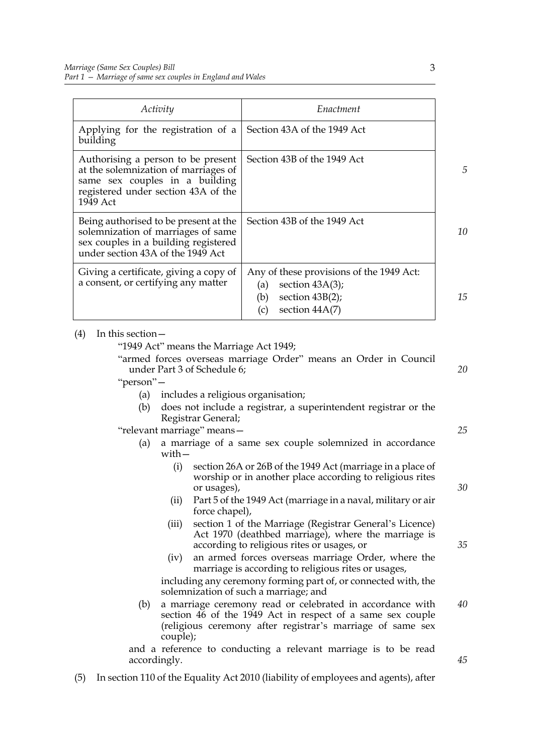| *Activity* | *Enactment* |
|---|---|
| Applying for the registration of a building | Section 43A of the 1949 Act |
| Authorising a person to be present at the solemnization of marriages of same sex couples in a building registered under section 43A of the 1949 Act | Section 43B of the 1949 Act |
| Being authorised to be present at the solemnization of marriages of same sex couples in a building registered under section 43A of the 1949 Act | Section 43B of the 1949 Act |
| Giving a certificate, giving a copy of a consent, or certifying any matter | Any of these provisions of the 1949 Act: (a) section 43A(3); (b) section 43B(2); (c) section 44A(7) |

(4) In this section—

"1949 Act" means the Marriage Act 1949;

"armed forces overseas marriage Order" means an Order in Council under Part 3 of Schedule 6;

"person"—

- (a) includes a religious organisation;
- (b) does not include a registrar, a superintendent registrar or the Registrar General;

"relevant marriage" means—

- (a) a marriage of a same sex couple solemnized in accordance with—
  - (i) section 26A or 26B of the 1949 Act (marriage in a place of worship or in another place according to religious rites or usages),
  - (ii) Part 5 of the 1949 Act (marriage in a naval, military or air force chapel),
  - (iii) section 1 of the Marriage (Registrar General's Licence) Act 1970 (deathbed marriage), where the marriage is according to religious rites or usages, or
  - (iv) an armed forces overseas marriage Order, where the marriage is according to religious rites or usages,

  including any ceremony forming part of, or connected with, the solemnization of such a marriage; and
- (b) a marriage ceremony read or celebrated in accordance with section 46 of the 1949 Act in respect of a same sex couple (religious ceremony after registrar's marriage of same sex couple);

and a reference to conducting a relevant marriage is to be read accordingly.

(5) In section 110 of the Equality Act 2010 (liability of employees and agents), after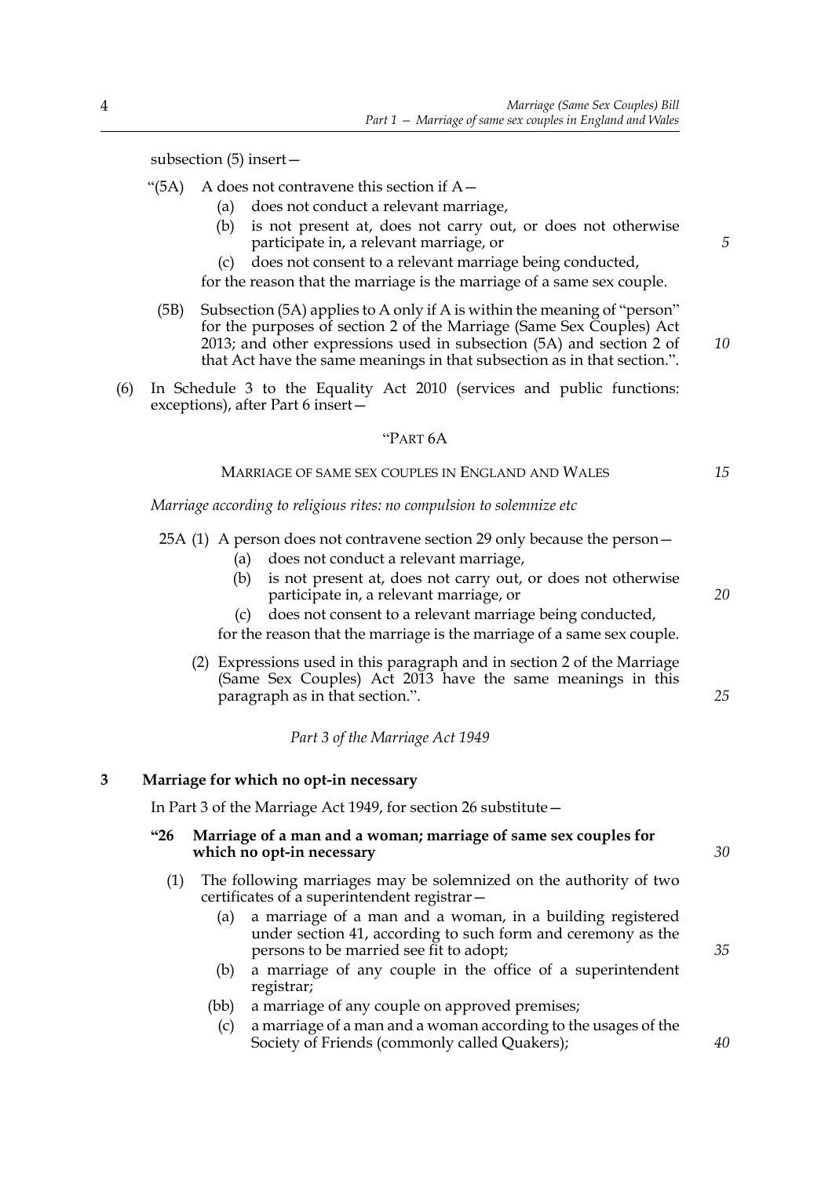subsection (5) insert—

"(5A) A does not contravene this section if A—

(a) does not conduct a relevant marriage,

(b) is not present at, does not carry out, or does not otherwise participate in, a relevant marriage, or

(c) does not consent to a relevant marriage being conducted,

for the reason that the marriage is the marriage of a same sex couple.

(5B) Subsection (5A) applies to A only if A is within the meaning of "person" for the purposes of section 2 of the Marriage (Same Sex Couples) Act 2013; and other expressions used in subsection (5A) and section 2 of that Act have the same meanings in that subsection as in that section.".

(6) In Schedule 3 to the Equality Act 2010 (services and public functions: exceptions), after Part 6 insert—

"PART 6A

MARRIAGE OF SAME SEX COUPLES IN ENGLAND AND WALES

*Marriage according to religious rites: no compulsion to solemnize etc*

25A (1) A person does not contravene section 29 only because the person—

(a) does not conduct a relevant marriage,

(b) is not present at, does not carry out, or does not otherwise participate in, a relevant marriage, or

(c) does not consent to a relevant marriage being conducted,

for the reason that the marriage is the marriage of a same sex couple.

(2) Expressions used in this paragraph and in section 2 of the Marriage (Same Sex Couples) Act 2013 have the same meanings in this paragraph as in that section.".

*Part 3 of the Marriage Act 1949*

**3 Marriage for which no opt-in necessary**

In Part 3 of the Marriage Act 1949, for section 26 substitute—

**"26 Marriage of a man and a woman; marriage of same sex couples for which no opt-in necessary**

(1) The following marriages may be solemnized on the authority of two certificates of a superintendent registrar—

(a) a marriage of a man and a woman, in a building registered under section 41, according to such form and ceremony as the persons to be married see fit to adopt;

(b) a marriage of any couple in the office of a superintendent registrar;

(bb) a marriage of any couple on approved premises;

(c) a marriage of a man and a woman according to the usages of the Society of Friends (commonly called Quakers);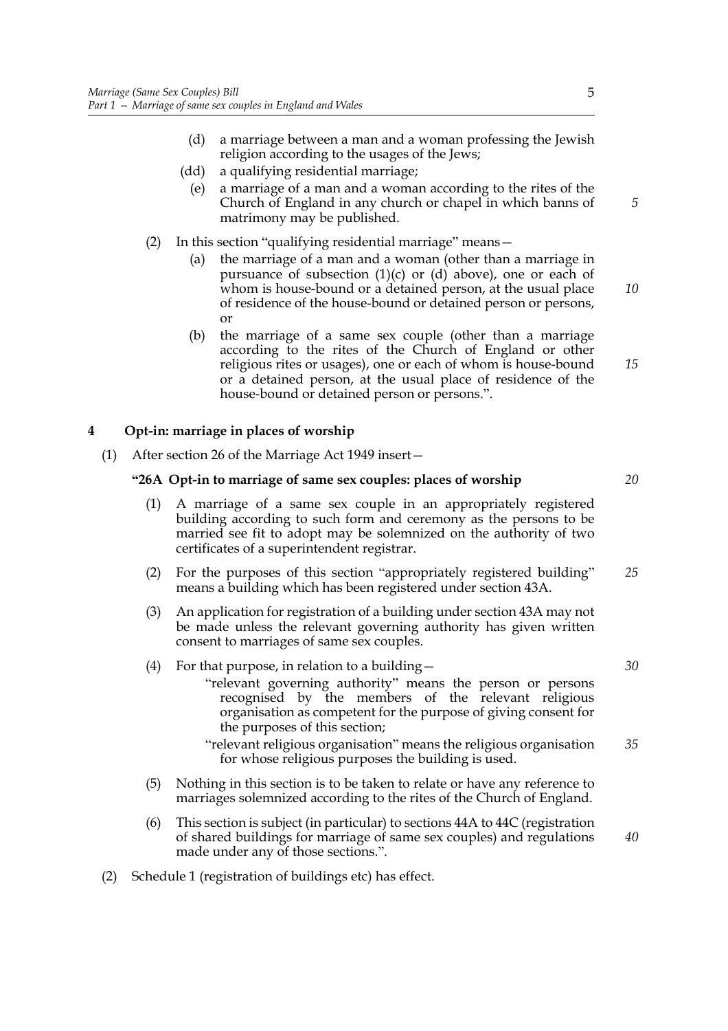(d) a marriage between a man and a woman professing the Jewish religion according to the usages of the Jews;

(dd) a qualifying residential marriage;

(e) a marriage of a man and a woman according to the rites of the Church of England in any church or chapel in which banns of matrimony may be published.

(2) In this section "qualifying residential marriage" means—

(a) the marriage of a man and a woman (other than a marriage in pursuance of subsection (1)(c) or (d) above), one or each of whom is house-bound or a detained person, at the usual place of residence of the house-bound or detained person or persons, or

(b) the marriage of a same sex couple (other than a marriage according to the rites of the Church of England or other religious rites or usages), one or each of whom is house-bound or a detained person, at the usual place of residence of the house-bound or detained person or persons.".

## 4 Opt-in: marriage in places of worship

(1) After section 26 of the Marriage Act 1949 insert—

### "26A Opt-in to marriage of same sex couples: places of worship

(1) A marriage of a same sex couple in an appropriately registered building according to such form and ceremony as the persons to be married see fit to adopt may be solemnized on the authority of two certificates of a superintendent registrar.

(2) For the purposes of this section "appropriately registered building" means a building which has been registered under section 43A.

(3) An application for registration of a building under section 43A may not be made unless the relevant governing authority has given written consent to marriages of same sex couples.

(4) For that purpose, in relation to a building—

"relevant governing authority" means the person or persons recognised by the members of the relevant religious organisation as competent for the purpose of giving consent for the purposes of this section;

"relevant religious organisation" means the religious organisation for whose religious purposes the building is used.

(5) Nothing in this section is to be taken to relate or have any reference to marriages solemnized according to the rites of the Church of England.

(6) This section is subject (in particular) to sections 44A to 44C (registration of shared buildings for marriage of same sex couples) and regulations made under any of those sections.".

(2) Schedule 1 (registration of buildings etc) has effect.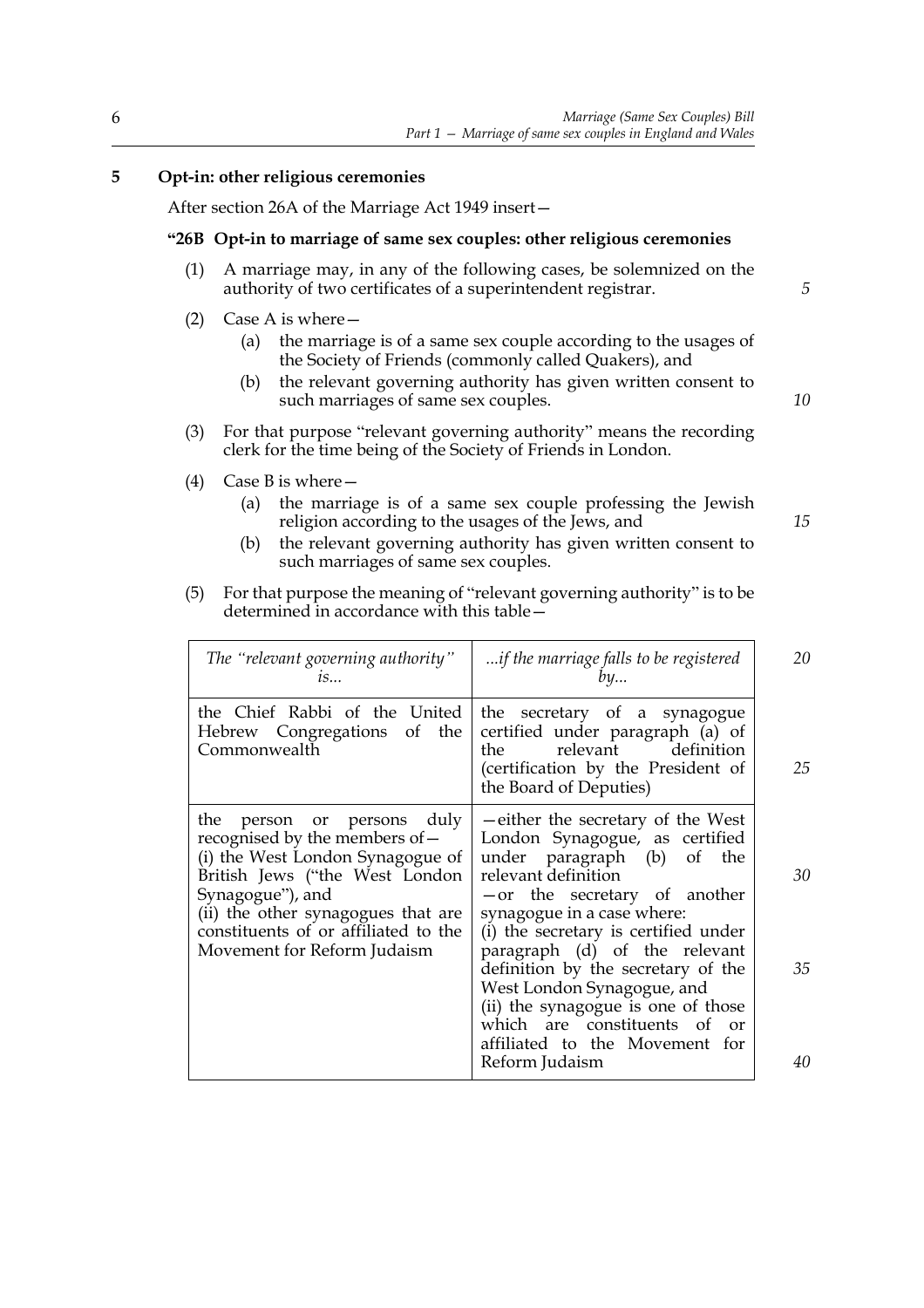**5 Opt-in: other religious ceremonies**

After section 26A of the Marriage Act 1949 insert—

**"26B Opt-in to marriage of same sex couples: other religious ceremonies**

(1) A marriage may, in any of the following cases, be solemnized on the authority of two certificates of a superintendent registrar.

(2) Case A is where—

(a) the marriage is of a same sex couple according to the usages of the Society of Friends (commonly called Quakers), and

(b) the relevant governing authority has given written consent to such marriages of same sex couples.

(3) For that purpose "relevant governing authority" means the recording clerk for the time being of the Society of Friends in London.

(4) Case B is where—

(a) the marriage is of a same sex couple professing the Jewish religion according to the usages of the Jews, and

(b) the relevant governing authority has given written consent to such marriages of same sex couples.

(5) For that purpose the meaning of "relevant governing authority" is to be determined in accordance with this table—

| *The "relevant governing authority" is...* | *...if the marriage falls to be registered by...* |
|---|---|
| the Chief Rabbi of the United Hebrew Congregations of the Commonwealth | the secretary of a synagogue certified under paragraph (a) of the relevant definition (certification by the President of the Board of Deputies) |
| the person or persons duly recognised by the members of— (i) the West London Synagogue of British Jews ("the West London Synagogue"), and (ii) the other synagogues that are constituents of or affiliated to the Movement for Reform Judaism | —either the secretary of the West London Synagogue, as certified under paragraph (b) of the relevant definition —or the secretary of another synagogue in a case where: (i) the secretary is certified under paragraph (d) of the relevant definition by the secretary of the West London Synagogue, and (ii) the synagogue is one of those which are constituents of or affiliated to the Movement for Reform Judaism |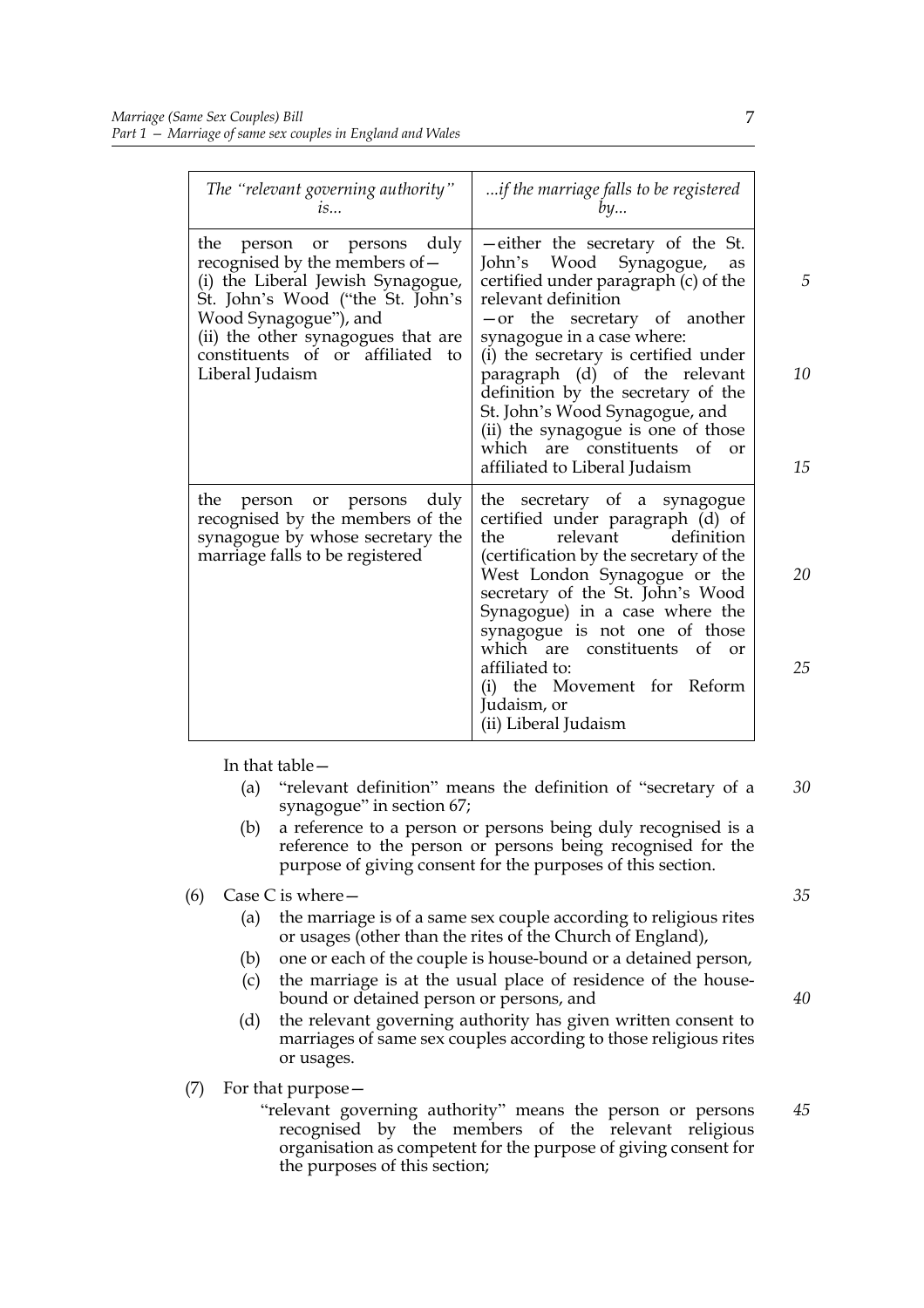| *The "relevant governing authority" is...* | *...if the marriage falls to be registered by...* |
|---|---|
| the person or persons duly recognised by the members of— (i) the Liberal Jewish Synagogue, St. John's Wood ("the St. John's Wood Synagogue"), and (ii) the other synagogues that are constituents of or affiliated to Liberal Judaism | —either the secretary of the St. John's Wood Synagogue, as certified under paragraph (c) of the relevant definition —or the secretary of another synagogue in a case where: (i) the secretary is certified under paragraph (d) of the relevant definition by the secretary of the St. John's Wood Synagogue, and (ii) the synagogue is one of those which are constituents of or affiliated to Liberal Judaism |
| the person or persons duly recognised by the members of the synagogue by whose secretary the marriage falls to be registered | the secretary of a synagogue certified under paragraph (d) of the relevant definition (certification by the secretary of the West London Synagogue or the secretary of the St. John's Wood Synagogue) in a case where the synagogue is not one of those which are constituents of or affiliated to: (i) the Movement for Reform Judaism, or (ii) Liberal Judaism |

In that table—

(a) "relevant definition" means the definition of "secretary of a synagogue" in section 67;

(b) a reference to a person or persons being duly recognised is a reference to the person or persons being recognised for the purpose of giving consent for the purposes of this section.

(6) Case C is where—

(a) the marriage is of a same sex couple according to religious rites or usages (other than the rites of the Church of England),

(b) one or each of the couple is house-bound or a detained person,

(c) the marriage is at the usual place of residence of the house-bound or detained person or persons, and

(d) the relevant governing authority has given written consent to marriages of same sex couples according to those religious rites or usages.

(7) For that purpose—

"relevant governing authority" means the person or persons recognised by the members of the relevant religious organisation as competent for the purpose of giving consent for the purposes of this section;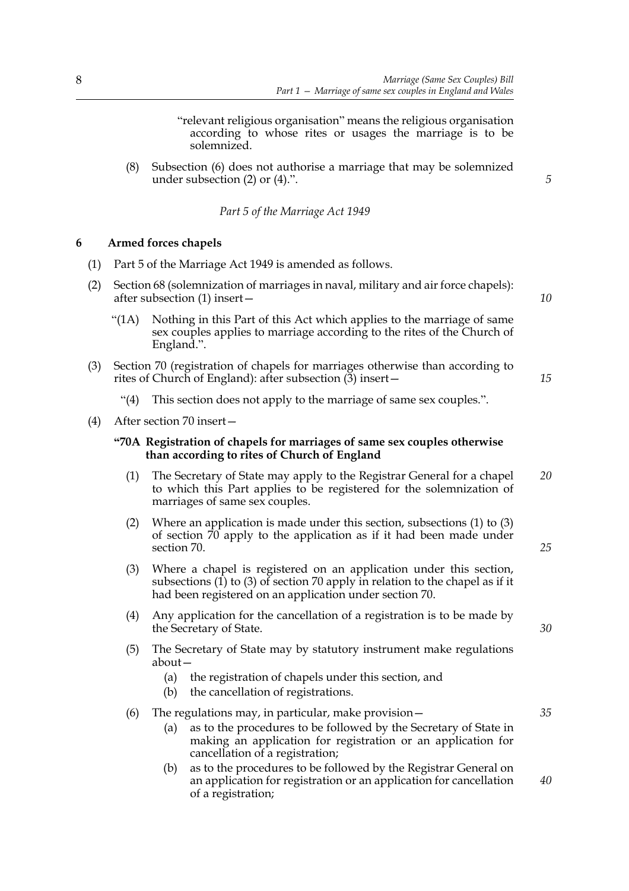"relevant religious organisation" means the religious organisation according to whose rites or usages the marriage is to be solemnized.

(8) Subsection (6) does not authorise a marriage that may be solemnized under subsection (2) or (4).".

*Part 5 of the Marriage Act 1949*

### 6 Armed forces chapels

(1) Part 5 of the Marriage Act 1949 is amended as follows.

(2) Section 68 (solemnization of marriages in naval, military and air force chapels): after subsection (1) insert—

"(1A) Nothing in this Part of this Act which applies to the marriage of same sex couples applies to marriage according to the rites of the Church of England.".

(3) Section 70 (registration of chapels for marriages otherwise than according to rites of Church of England): after subsection (3) insert—

"(4) This section does not apply to the marriage of same sex couples.".

(4) After section 70 insert—

**"70A Registration of chapels for marriages of same sex couples otherwise than according to rites of Church of England**

(1) The Secretary of State may apply to the Registrar General for a chapel to which this Part applies to be registered for the solemnization of marriages of same sex couples.

(2) Where an application is made under this section, subsections (1) to (3) of section 70 apply to the application as if it had been made under section 70.

(3) Where a chapel is registered on an application under this section, subsections (1) to (3) of section 70 apply in relation to the chapel as if it had been registered on an application under section 70.

(4) Any application for the cancellation of a registration is to be made by the Secretary of State.

(5) The Secretary of State may by statutory instrument make regulations about—

(a) the registration of chapels under this section, and

(b) the cancellation of registrations.

(6) The regulations may, in particular, make provision—

(a) as to the procedures to be followed by the Secretary of State in making an application for registration or an application for cancellation of a registration;

(b) as to the procedures to be followed by the Registrar General on an application for registration or an application for cancellation of a registration;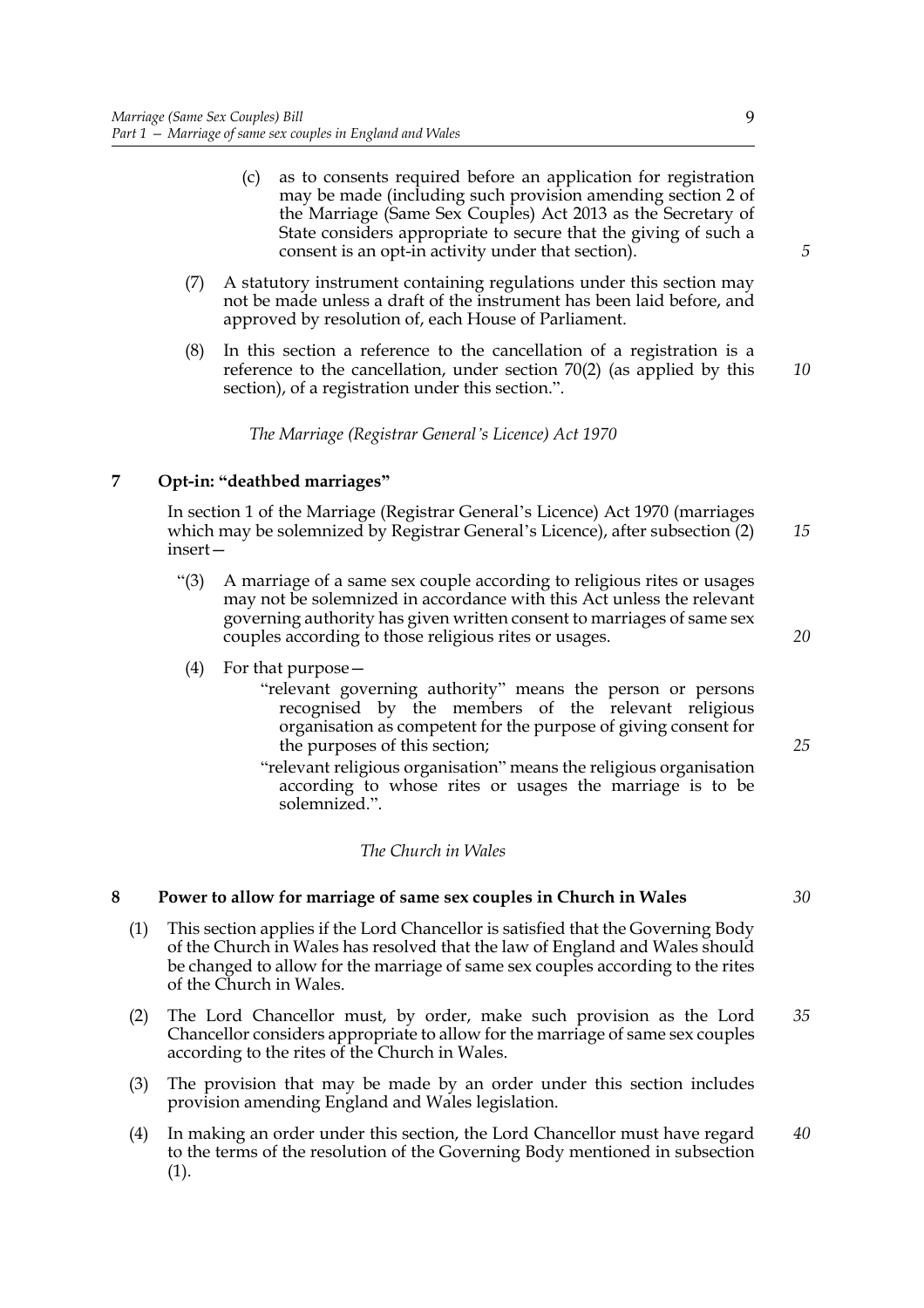(c) as to consents required before an application for registration may be made (including such provision amending section 2 of the Marriage (Same Sex Couples) Act 2013 as the Secretary of State considers appropriate to secure that the giving of such a consent is an opt-in activity under that section).

(7) A statutory instrument containing regulations under this section may not be made unless a draft of the instrument has been laid before, and approved by resolution of, each House of Parliament.

(8) In this section a reference to the cancellation of a registration is a reference to the cancellation, under section 70(2) (as applied by this section), of a registration under this section.".

*The Marriage (Registrar General's Licence) Act 1970*

## 7 Opt-in: "deathbed marriages"

In section 1 of the Marriage (Registrar General's Licence) Act 1970 (marriages which may be solemnized by Registrar General's Licence), after subsection (2) insert—

"(3) A marriage of a same sex couple according to religious rites or usages may not be solemnized in accordance with this Act unless the relevant governing authority has given written consent to marriages of same sex couples according to those religious rites or usages.

(4) For that purpose—

"relevant governing authority" means the person or persons recognised by the members of the relevant religious organisation as competent for the purpose of giving consent for the purposes of this section;

"relevant religious organisation" means the religious organisation according to whose rites or usages the marriage is to be solemnized.".

*The Church in Wales*

## 8 Power to allow for marriage of same sex couples in Church in Wales

(1) This section applies if the Lord Chancellor is satisfied that the Governing Body of the Church in Wales has resolved that the law of England and Wales should be changed to allow for the marriage of same sex couples according to the rites of the Church in Wales.

(2) The Lord Chancellor must, by order, make such provision as the Lord Chancellor considers appropriate to allow for the marriage of same sex couples according to the rites of the Church in Wales.

(3) The provision that may be made by an order under this section includes provision amending England and Wales legislation.

(4) In making an order under this section, the Lord Chancellor must have regard to the terms of the resolution of the Governing Body mentioned in subsection (1).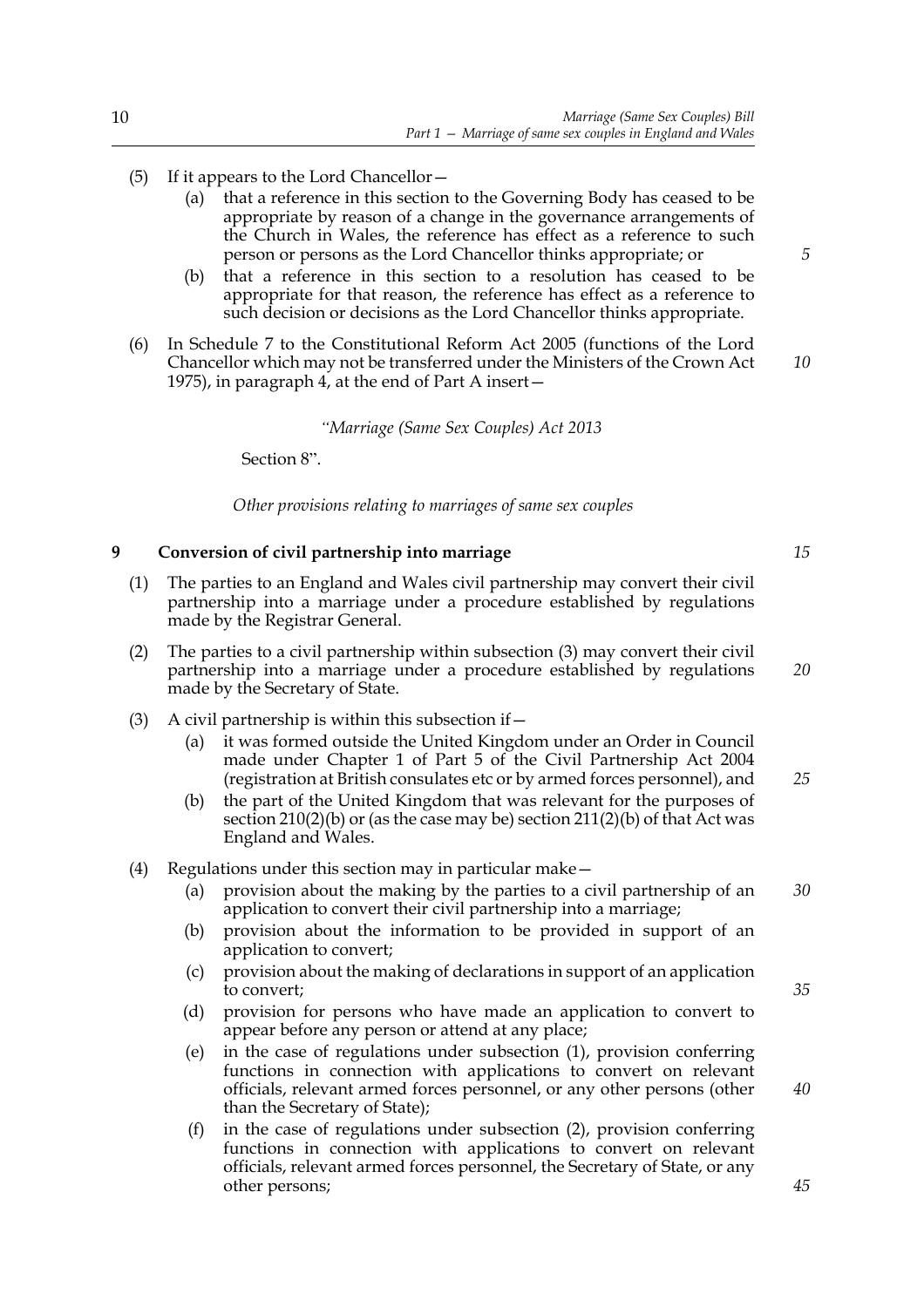(5) If it appears to the Lord Chancellor—

  (a) that a reference in this section to the Governing Body has ceased to be appropriate by reason of a change in the governance arrangements of the Church in Wales, the reference has effect as a reference to such person or persons as the Lord Chancellor thinks appropriate; or

  (b) that a reference in this section to a resolution has ceased to be appropriate for that reason, the reference has effect as a reference to such decision or decisions as the Lord Chancellor thinks appropriate.

(6) In Schedule 7 to the Constitutional Reform Act 2005 (functions of the Lord Chancellor which may not be transferred under the Ministers of the Crown Act 1975), in paragraph 4, at the end of Part A insert—

"*Marriage (Same Sex Couples) Act 2013*

Section 8".

*Other provisions relating to marriages of same sex couples*

## 9 Conversion of civil partnership into marriage

(1) The parties to an England and Wales civil partnership may convert their civil partnership into a marriage under a procedure established by regulations made by the Registrar General.

(2) The parties to a civil partnership within subsection (3) may convert their civil partnership into a marriage under a procedure established by regulations made by the Secretary of State.

(3) A civil partnership is within this subsection if—

  (a) it was formed outside the United Kingdom under an Order in Council made under Chapter 1 of Part 5 of the Civil Partnership Act 2004 (registration at British consulates etc or by armed forces personnel), and

  (b) the part of the United Kingdom that was relevant for the purposes of section 210(2)(b) or (as the case may be) section 211(2)(b) of that Act was England and Wales.

(4) Regulations under this section may in particular make—

  (a) provision about the making by the parties to a civil partnership of an application to convert their civil partnership into a marriage;

  (b) provision about the information to be provided in support of an application to convert;

  (c) provision about the making of declarations in support of an application to convert;

  (d) provision for persons who have made an application to convert to appear before any person or attend at any place;

  (e) in the case of regulations under subsection (1), provision conferring functions in connection with applications to convert on relevant officials, relevant armed forces personnel, or any other persons (other than the Secretary of State);

  (f) in the case of regulations under subsection (2), provision conferring functions in connection with applications to convert on relevant officials, relevant armed forces personnel, the Secretary of State, or any other persons;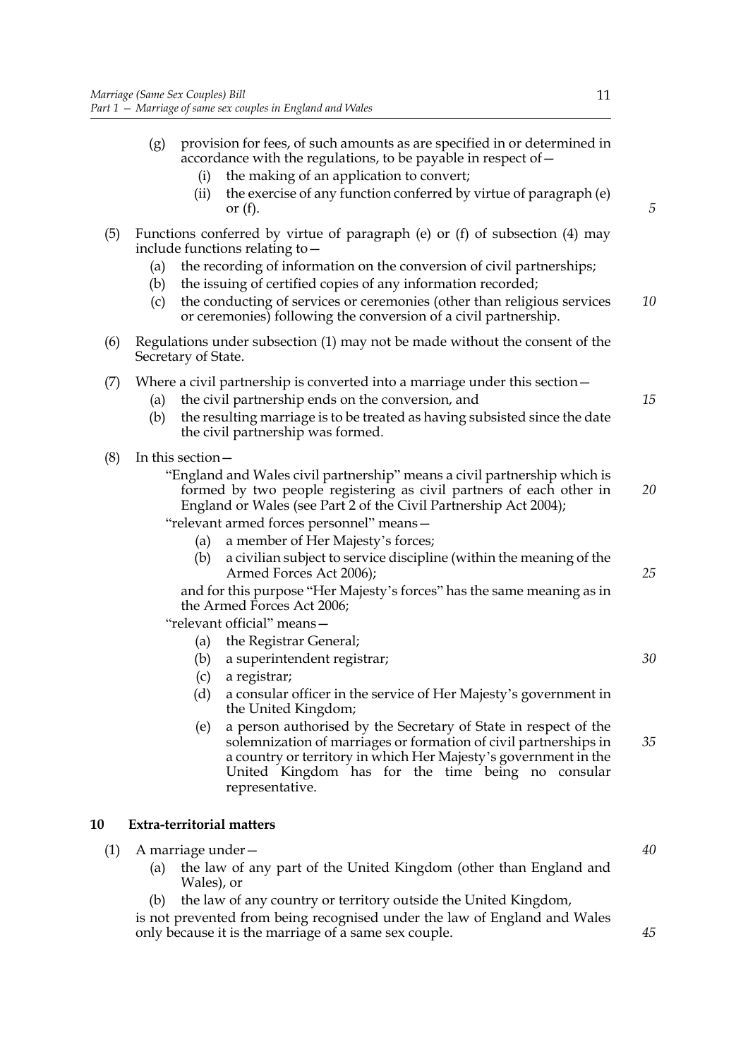(g) provision for fees, of such amounts as are specified in or determined in accordance with the regulations, to be payable in respect of—

   (i) the making of an application to convert;

   (ii) the exercise of any function conferred by virtue of paragraph (e) or (f).

(5) Functions conferred by virtue of paragraph (e) or (f) of subsection (4) may include functions relating to—

   (a) the recording of information on the conversion of civil partnerships;

   (b) the issuing of certified copies of any information recorded;

   (c) the conducting of services or ceremonies (other than religious services or ceremonies) following the conversion of a civil partnership.

(6) Regulations under subsection (1) may not be made without the consent of the Secretary of State.

(7) Where a civil partnership is converted into a marriage under this section—

   (a) the civil partnership ends on the conversion, and

   (b) the resulting marriage is to be treated as having subsisted since the date the civil partnership was formed.

(8) In this section—

"England and Wales civil partnership" means a civil partnership which is formed by two people registering as civil partners of each other in England or Wales (see Part 2 of the Civil Partnership Act 2004);

"relevant armed forces personnel" means—

   (a) a member of Her Majesty's forces;

   (b) a civilian subject to service discipline (within the meaning of the Armed Forces Act 2006);

and for this purpose "Her Majesty's forces" has the same meaning as in the Armed Forces Act 2006;

"relevant official" means—

   (a) the Registrar General;

   (b) a superintendent registrar;

   (c) a registrar;

   (d) a consular officer in the service of Her Majesty's government in the United Kingdom;

   (e) a person authorised by the Secretary of State in respect of the solemnization of marriages or formation of civil partnerships in a country or territory in which Her Majesty's government in the United Kingdom has for the time being no consular representative.

## 10 Extra-territorial matters

(1) A marriage under—

   (a) the law of any part of the United Kingdom (other than England and Wales), or

   (b) the law of any country or territory outside the United Kingdom,

is not prevented from being recognised under the law of England and Wales only because it is the marriage of a same sex couple.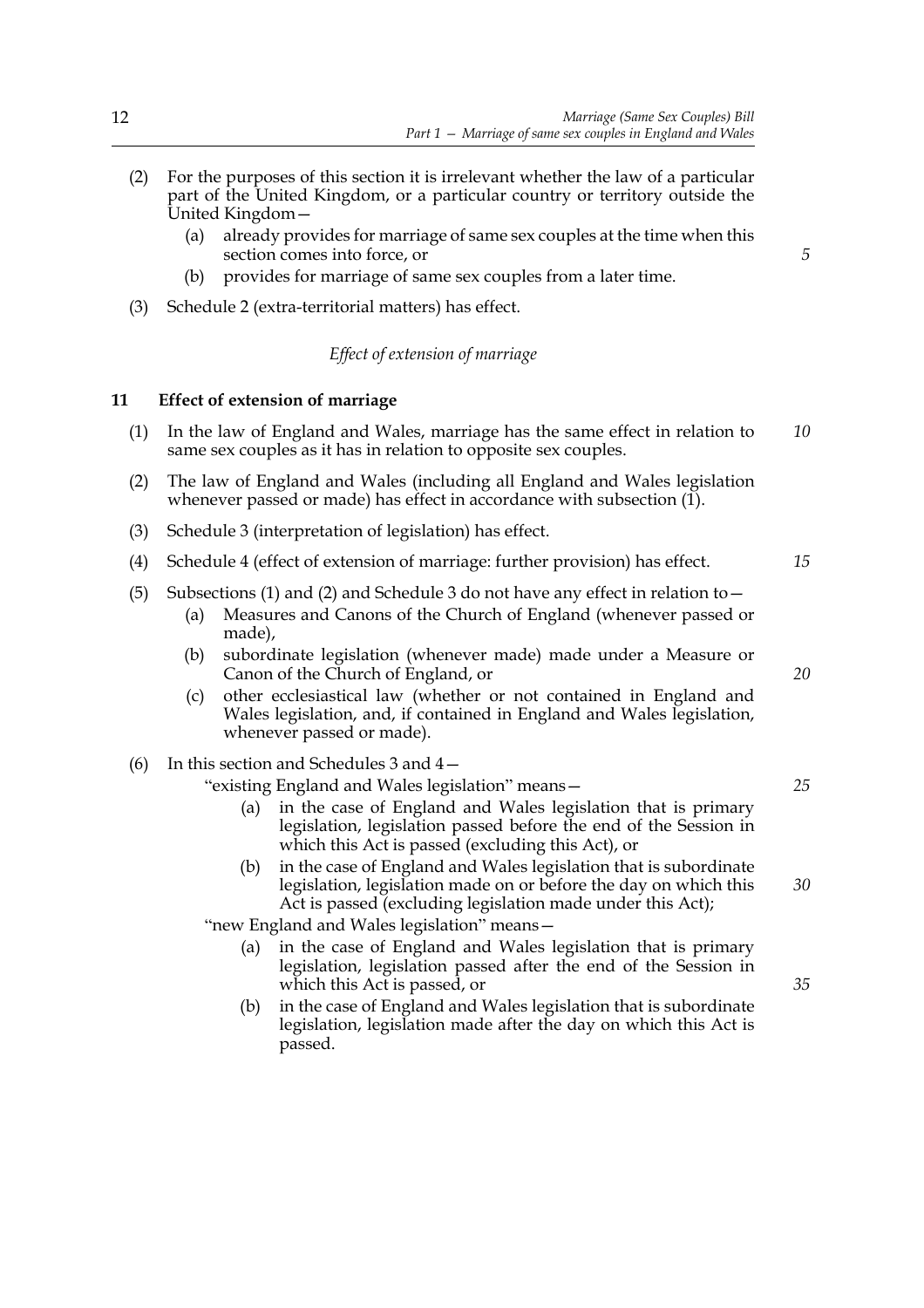(2) For the purposes of this section it is irrelevant whether the law of a particular part of the United Kingdom, or a particular country or territory outside the United Kingdom—

  (a) already provides for marriage of same sex couples at the time when this section comes into force, or

  (b) provides for marriage of same sex couples from a later time.

(3) Schedule 2 (extra-territorial matters) has effect.

*Effect of extension of marriage*

## 11 Effect of extension of marriage

(1) In the law of England and Wales, marriage has the same effect in relation to same sex couples as it has in relation to opposite sex couples.

(2) The law of England and Wales (including all England and Wales legislation whenever passed or made) has effect in accordance with subsection (1).

(3) Schedule 3 (interpretation of legislation) has effect.

(4) Schedule 4 (effect of extension of marriage: further provision) has effect.

(5) Subsections (1) and (2) and Schedule 3 do not have any effect in relation to—

  (a) Measures and Canons of the Church of England (whenever passed or made),

  (b) subordinate legislation (whenever made) made under a Measure or Canon of the Church of England, or

  (c) other ecclesiastical law (whether or not contained in England and Wales legislation, and, if contained in England and Wales legislation, whenever passed or made).

(6) In this section and Schedules 3 and 4—

"existing England and Wales legislation" means—

  (a) in the case of England and Wales legislation that is primary legislation, legislation passed before the end of the Session in which this Act is passed (excluding this Act), or

  (b) in the case of England and Wales legislation that is subordinate legislation, legislation made on or before the day on which this Act is passed (excluding legislation made under this Act);

"new England and Wales legislation" means—

  (a) in the case of England and Wales legislation that is primary legislation, legislation passed after the end of the Session in which this Act is passed, or

  (b) in the case of England and Wales legislation that is subordinate legislation, legislation made after the day on which this Act is passed.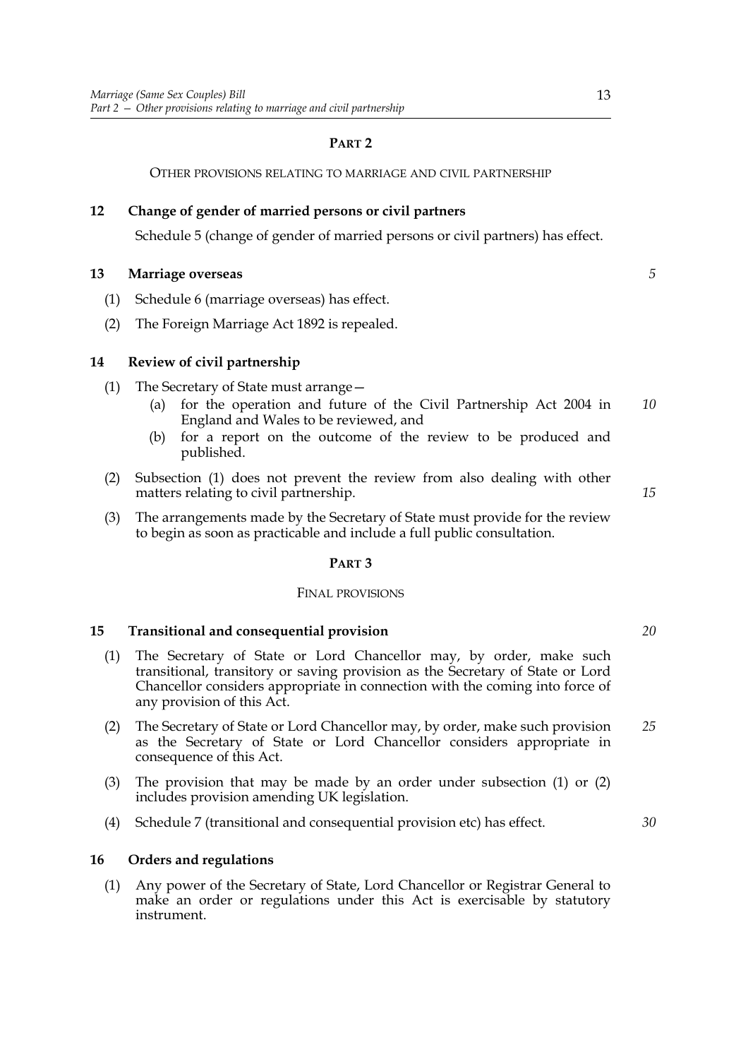## PART 2

OTHER PROVISIONS RELATING TO MARRIAGE AND CIVIL PARTNERSHIP

### 12 Change of gender of married persons or civil partners

Schedule 5 (change of gender of married persons or civil partners) has effect.

### 13 Marriage overseas

(1) Schedule 6 (marriage overseas) has effect.

(2) The Foreign Marriage Act 1892 is repealed.

### 14 Review of civil partnership

(1) The Secretary of State must arrange—

(a) for the operation and future of the Civil Partnership Act 2004 in England and Wales to be reviewed, and

(b) for a report on the outcome of the review to be produced and published.

(2) Subsection (1) does not prevent the review from also dealing with other matters relating to civil partnership.

(3) The arrangements made by the Secretary of State must provide for the review to begin as soon as practicable and include a full public consultation.

## PART 3

FINAL PROVISIONS

### 15 Transitional and consequential provision

(1) The Secretary of State or Lord Chancellor may, by order, make such transitional, transitory or saving provision as the Secretary of State or Lord Chancellor considers appropriate in connection with the coming into force of any provision of this Act.

(2) The Secretary of State or Lord Chancellor may, by order, make such provision as the Secretary of State or Lord Chancellor considers appropriate in consequence of this Act.

(3) The provision that may be made by an order under subsection (1) or (2) includes provision amending UK legislation.

(4) Schedule 7 (transitional and consequential provision etc) has effect.

### 16 Orders and regulations

(1) Any power of the Secretary of State, Lord Chancellor or Registrar General to make an order or regulations under this Act is exercisable by statutory instrument.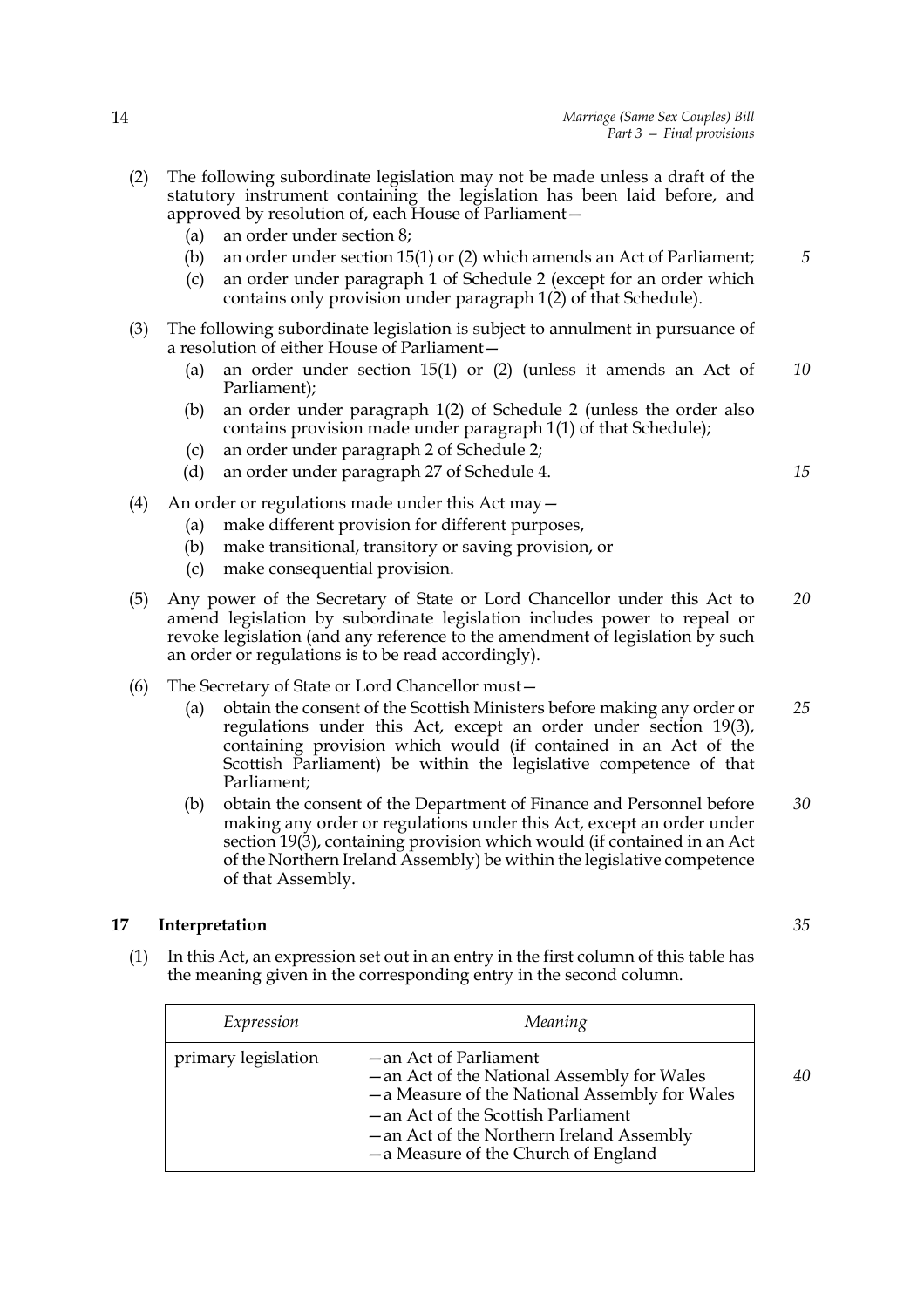(2) The following subordinate legislation may not be made unless a draft of the statutory instrument containing the legislation has been laid before, and approved by resolution of, each House of Parliament—

  (a) an order under section 8;

  (b) an order under section 15(1) or (2) which amends an Act of Parliament;

  (c) an order under paragraph 1 of Schedule 2 (except for an order which contains only provision under paragraph 1(2) of that Schedule).

(3) The following subordinate legislation is subject to annulment in pursuance of a resolution of either House of Parliament—

  (a) an order under section 15(1) or (2) (unless it amends an Act of Parliament);

  (b) an order under paragraph 1(2) of Schedule 2 (unless the order also contains provision made under paragraph 1(1) of that Schedule);

  (c) an order under paragraph 2 of Schedule 2;

  (d) an order under paragraph 27 of Schedule 4.

(4) An order or regulations made under this Act may—

  (a) make different provision for different purposes,

  (b) make transitional, transitory or saving provision, or

  (c) make consequential provision.

(5) Any power of the Secretary of State or Lord Chancellor under this Act to amend legislation by subordinate legislation includes power to repeal or revoke legislation (and any reference to the amendment of legislation by such an order or regulations is to be read accordingly).

(6) The Secretary of State or Lord Chancellor must—

  (a) obtain the consent of the Scottish Ministers before making any order or regulations under this Act, except an order under section 19(3), containing provision which would (if contained in an Act of the Scottish Parliament) be within the legislative competence of that Parliament;

  (b) obtain the consent of the Department of Finance and Personnel before making any order or regulations under this Act, except an order under section 19(3), containing provision which would (if contained in an Act of the Northern Ireland Assembly) be within the legislative competence of that Assembly.

## 17 Interpretation

(1) In this Act, an expression set out in an entry in the first column of this table has the meaning given in the corresponding entry in the second column.

| *Expression* | *Meaning* |
|---|---|
| primary legislation | —an Act of Parliament<br>—an Act of the National Assembly for Wales<br>—a Measure of the National Assembly for Wales<br>—an Act of the Scottish Parliament<br>—an Act of the Northern Ireland Assembly<br>—a Measure of the Church of England |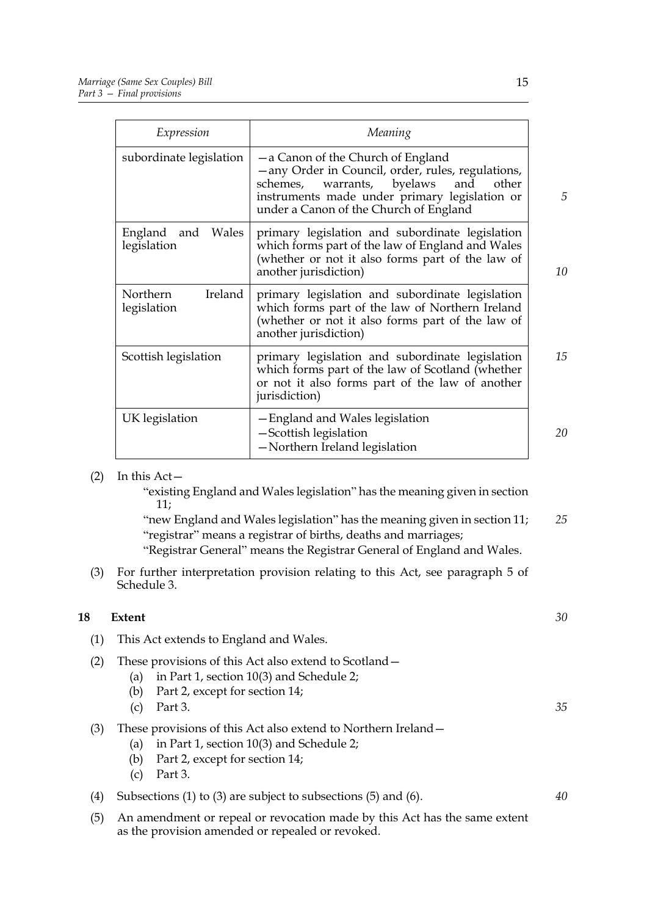| *Expression* | *Meaning* |
|---|---|
| subordinate legislation | —a Canon of the Church of England<br>—any Order in Council, order, rules, regulations, schemes, warrants, byelaws and other instruments made under primary legislation or under a Canon of the Church of England |
| England and Wales legislation | primary legislation and subordinate legislation which forms part of the law of England and Wales (whether or not it also forms part of the law of another jurisdiction) |
| Northern Ireland legislation | primary legislation and subordinate legislation which forms part of the law of Northern Ireland (whether or not it also forms part of the law of another jurisdiction) |
| Scottish legislation | primary legislation and subordinate legislation which forms part of the law of Scotland (whether or not it also forms part of the law of another jurisdiction) |
| UK legislation | —England and Wales legislation<br>—Scottish legislation<br>—Northern Ireland legislation |

(2) In this Act—

"existing England and Wales legislation" has the meaning given in section 11;

"new England and Wales legislation" has the meaning given in section 11;

"registrar" means a registrar of births, deaths and marriages;

"Registrar General" means the Registrar General of England and Wales.

(3) For further interpretation provision relating to this Act, see paragraph 5 of Schedule 3.

**18 Extent**

(1) This Act extends to England and Wales.

(2) These provisions of this Act also extend to Scotland—

- (a) in Part 1, section 10(3) and Schedule 2;
- (b) Part 2, except for section 14;
- (c) Part 3.

(3) These provisions of this Act also extend to Northern Ireland—

- (a) in Part 1, section 10(3) and Schedule 2;
- (b) Part 2, except for section 14;
- (c) Part 3.

(4) Subsections (1) to (3) are subject to subsections (5) and (6).

(5) An amendment or repeal or revocation made by this Act has the same extent as the provision amended or repealed or revoked.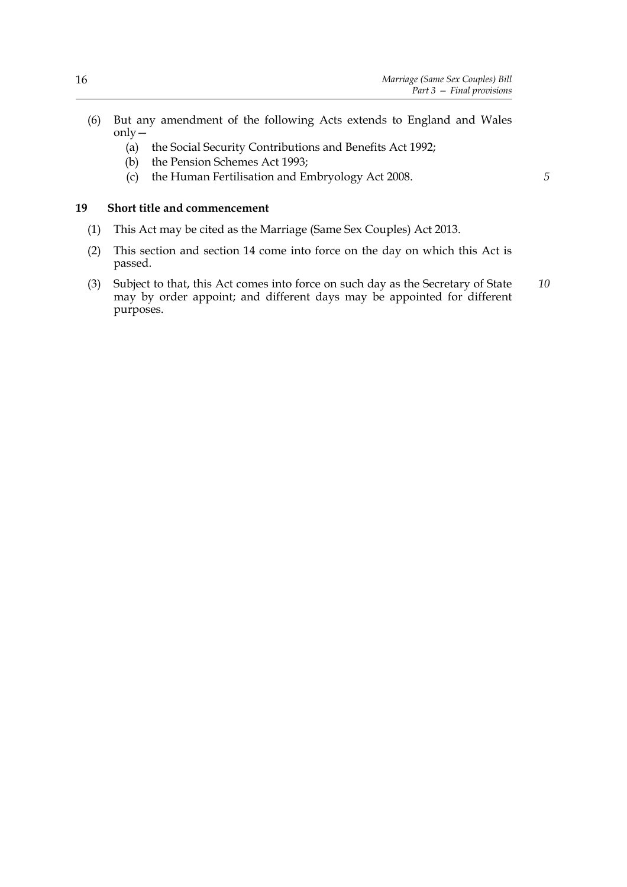(6) But any amendment of the following Acts extends to England and Wales only—

  (a) the Social Security Contributions and Benefits Act 1992;
  (b) the Pension Schemes Act 1993;
  (c) the Human Fertilisation and Embryology Act 2008.

### 19 Short title and commencement

(1) This Act may be cited as the Marriage (Same Sex Couples) Act 2013.

(2) This section and section 14 come into force on the day on which this Act is passed.

(3) Subject to that, this Act comes into force on such day as the Secretary of State may by order appoint; and different days may be appointed for different purposes.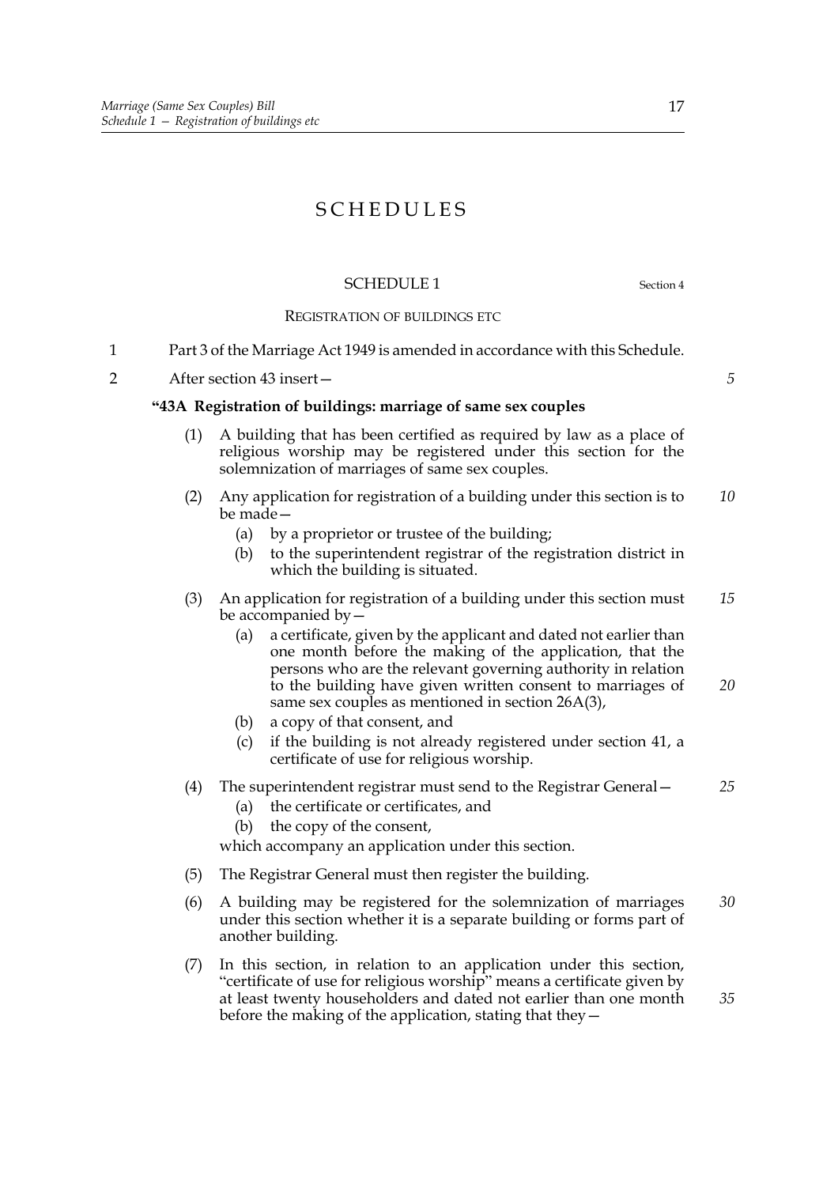# SCHEDULES

## SCHEDULE 1

Section 4

### REGISTRATION OF BUILDINGS ETC

1 Part 3 of the Marriage Act 1949 is amended in accordance with this Schedule.

2 After section 43 insert—

**"43A Registration of buildings: marriage of same sex couples**

(1) A building that has been certified as required by law as a place of religious worship may be registered under this section for the solemnization of marriages of same sex couples.

(2) Any application for registration of a building under this section is to be made—

(a) by a proprietor or trustee of the building;

(b) to the superintendent registrar of the registration district in which the building is situated.

(3) An application for registration of a building under this section must be accompanied by—

(a) a certificate, given by the applicant and dated not earlier than one month before the making of the application, that the persons who are the relevant governing authority in relation to the building have given written consent to marriages of same sex couples as mentioned in section 26A(3),

(b) a copy of that consent, and

(c) if the building is not already registered under section 41, a certificate of use for religious worship.

(4) The superintendent registrar must send to the Registrar General—

(a) the certificate or certificates, and

(b) the copy of the consent,

which accompany an application under this section.

(5) The Registrar General must then register the building.

(6) A building may be registered for the solemnization of marriages under this section whether it is a separate building or forms part of another building.

(7) In this section, in relation to an application under this section, "certificate of use for religious worship" means a certificate given by at least twenty householders and dated not earlier than one month before the making of the application, stating that they—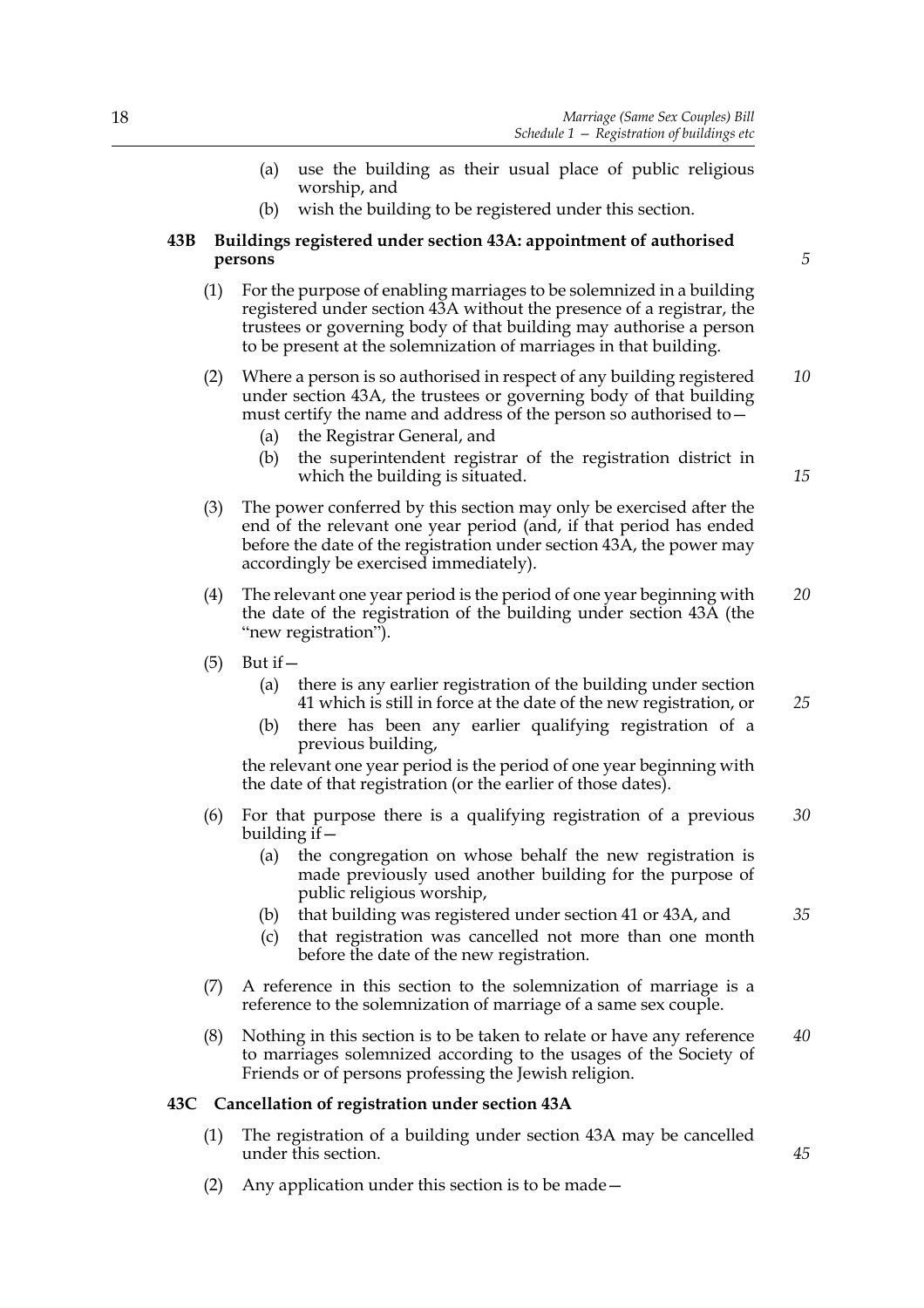(a) use the building as their usual place of public religious worship, and

(b) wish the building to be registered under this section.

### 43B Buildings registered under section 43A: appointment of authorised persons

(1) For the purpose of enabling marriages to be solemnized in a building registered under section 43A without the presence of a registrar, the trustees or governing body of that building may authorise a person to be present at the solemnization of marriages in that building.

(2) Where a person is so authorised in respect of any building registered under section 43A, the trustees or governing body of that building must certify the name and address of the person so authorised to—

(a) the Registrar General, and

(b) the superintendent registrar of the registration district in which the building is situated.

(3) The power conferred by this section may only be exercised after the end of the relevant one year period (and, if that period has ended before the date of the registration under section 43A, the power may accordingly be exercised immediately).

(4) The relevant one year period is the period of one year beginning with the date of the registration of the building under section 43A (the "new registration").

(5) But if—

(a) there is any earlier registration of the building under section 41 which is still in force at the date of the new registration, or

(b) there has been any earlier qualifying registration of a previous building,

the relevant one year period is the period of one year beginning with the date of that registration (or the earlier of those dates).

(6) For that purpose there is a qualifying registration of a previous building if—

(a) the congregation on whose behalf the new registration is made previously used another building for the purpose of public religious worship,

(b) that building was registered under section 41 or 43A, and

(c) that registration was cancelled not more than one month before the date of the new registration.

(7) A reference in this section to the solemnization of marriage is a reference to the solemnization of marriage of a same sex couple.

(8) Nothing in this section is to be taken to relate or have any reference to marriages solemnized according to the usages of the Society of Friends or of persons professing the Jewish religion.

### 43C Cancellation of registration under section 43A

(1) The registration of a building under section 43A may be cancelled under this section.

(2) Any application under this section is to be made—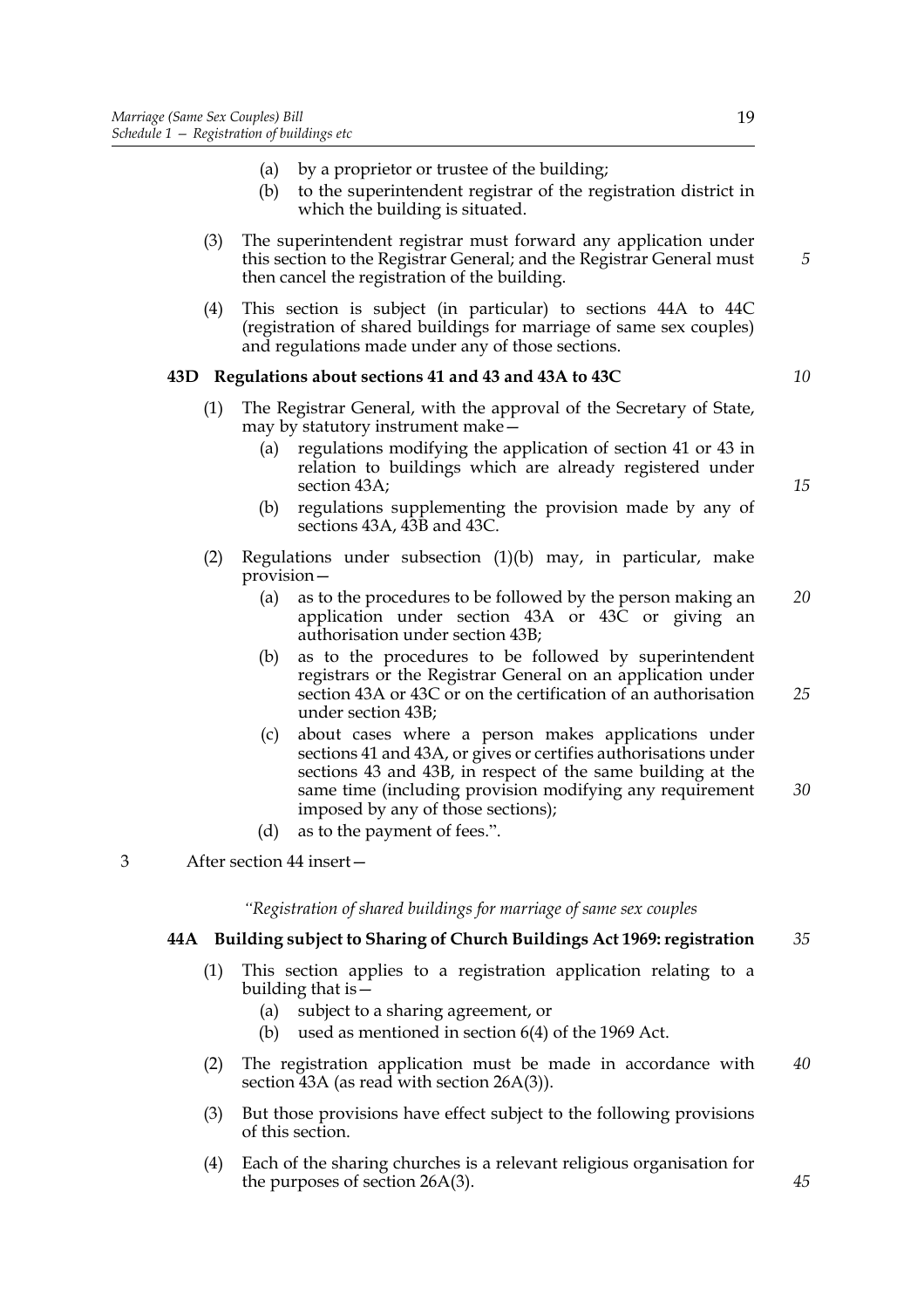(a) by a proprietor or trustee of the building;

(b) to the superintendent registrar of the registration district in which the building is situated.

(3) The superintendent registrar must forward any application under this section to the Registrar General; and the Registrar General must then cancel the registration of the building.

(4) This section is subject (in particular) to sections 44A to 44C (registration of shared buildings for marriage of same sex couples) and regulations made under any of those sections.

**43D Regulations about sections 41 and 43 and 43A to 43C**

(1) The Registrar General, with the approval of the Secretary of State, may by statutory instrument make—

(a) regulations modifying the application of section 41 or 43 in relation to buildings which are already registered under section 43A;

(b) regulations supplementing the provision made by any of sections 43A, 43B and 43C.

(2) Regulations under subsection (1)(b) may, in particular, make provision—

(a) as to the procedures to be followed by the person making an application under section 43A or 43C or giving an authorisation under section 43B;

(b) as to the procedures to be followed by superintendent registrars or the Registrar General on an application under section 43A or 43C or on the certification of an authorisation under section 43B;

(c) about cases where a person makes applications under sections 41 and 43A, or gives or certifies authorisations under sections 43 and 43B, in respect of the same building at the same time (including provision modifying any requirement imposed by any of those sections);

(d) as to the payment of fees.".

3 After section 44 insert—

*"Registration of shared buildings for marriage of same sex couples*

**44A Building subject to Sharing of Church Buildings Act 1969: registration**

(1) This section applies to a registration application relating to a building that is—

(a) subject to a sharing agreement, or

(b) used as mentioned in section 6(4) of the 1969 Act.

(2) The registration application must be made in accordance with section 43A (as read with section 26A(3)).

(3) But those provisions have effect subject to the following provisions of this section.

(4) Each of the sharing churches is a relevant religious organisation for the purposes of section 26A(3).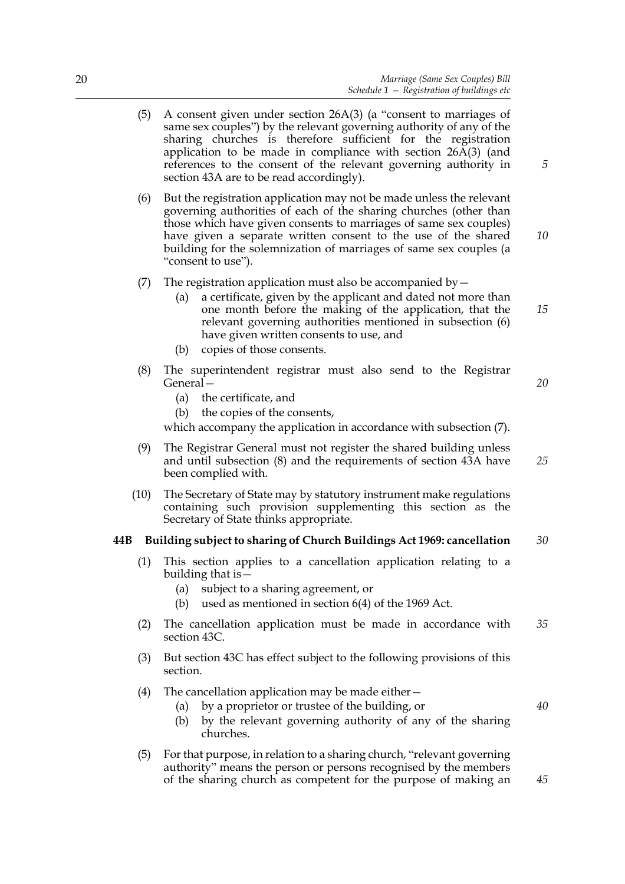(5) A consent given under section 26A(3) (a "consent to marriages of same sex couples") by the relevant governing authority of any of the sharing churches is therefore sufficient for the registration application to be made in compliance with section 26A(3) (and references to the consent of the relevant governing authority in section 43A are to be read accordingly).

(6) But the registration application may not be made unless the relevant governing authorities of each of the sharing churches (other than those which have given consents to marriages of same sex couples) have given a separate written consent to the use of the shared building for the solemnization of marriages of same sex couples (a "consent to use").

(7) The registration application must also be accompanied by—

- (a) a certificate, given by the applicant and dated not more than one month before the making of the application, that the relevant governing authorities mentioned in subsection (6) have given written consents to use, and
- (b) copies of those consents.

(8) The superintendent registrar must also send to the Registrar General—

- (a) the certificate, and
- (b) the copies of the consents,

which accompany the application in accordance with subsection (7).

(9) The Registrar General must not register the shared building unless and until subsection (8) and the requirements of section 43A have been complied with.

(10) The Secretary of State may by statutory instrument make regulations containing such provision supplementing this section as the Secretary of State thinks appropriate.

**44B Building subject to sharing of Church Buildings Act 1969: cancellation**

(1) This section applies to a cancellation application relating to a building that is—

- (a) subject to a sharing agreement, or
- (b) used as mentioned in section 6(4) of the 1969 Act.

(2) The cancellation application must be made in accordance with section 43C.

(3) But section 43C has effect subject to the following provisions of this section.

(4) The cancellation application may be made either—

- (a) by a proprietor or trustee of the building, or
- (b) by the relevant governing authority of any of the sharing churches.

(5) For that purpose, in relation to a sharing church, "relevant governing authority" means the person or persons recognised by the members of the sharing church as competent for the purpose of making an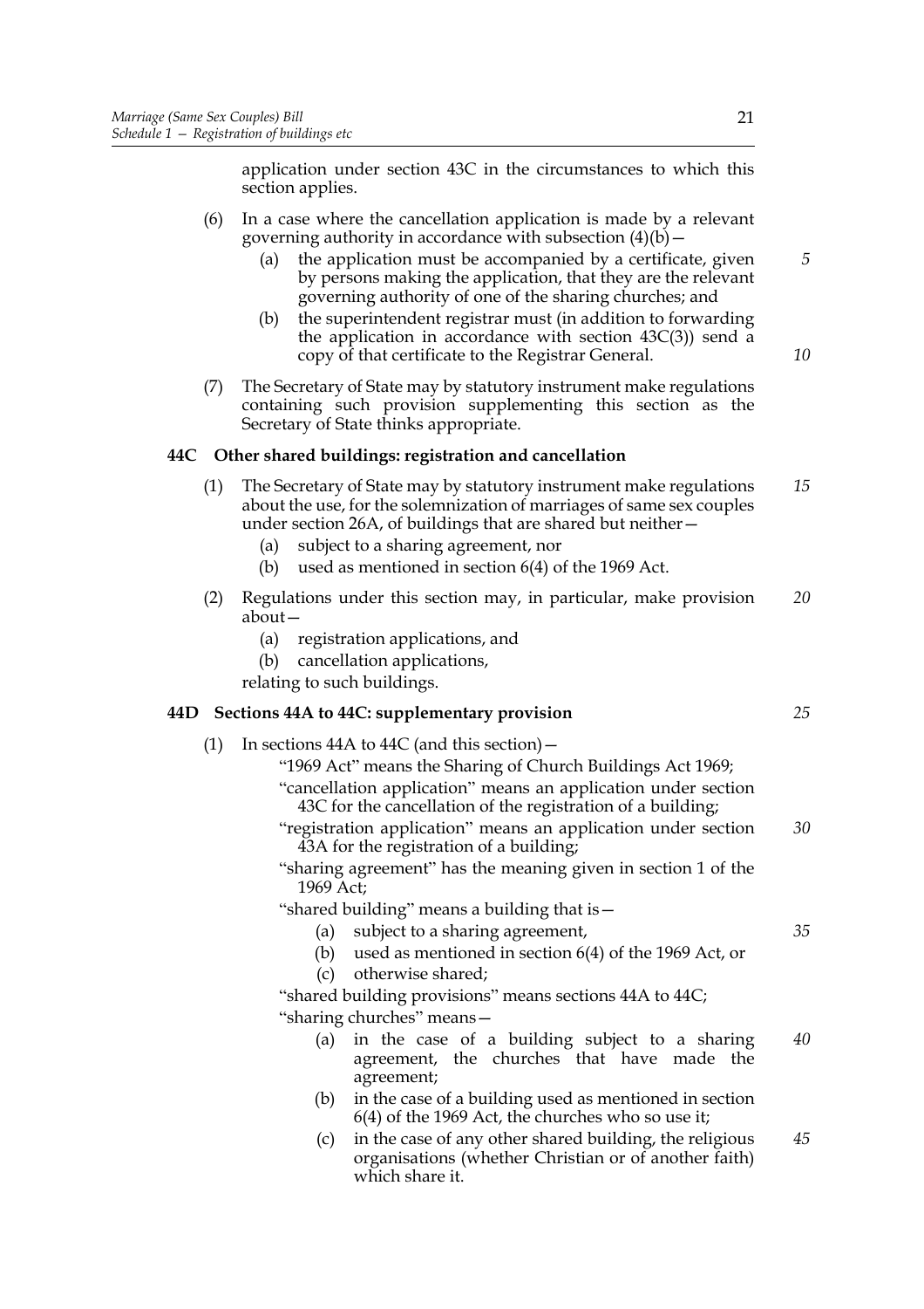application under section 43C in the circumstances to which this section applies.

(6) In a case where the cancellation application is made by a relevant governing authority in accordance with subsection (4)(b)—

(a) the application must be accompanied by a certificate, given by persons making the application, that they are the relevant governing authority of one of the sharing churches; and

(b) the superintendent registrar must (in addition to forwarding the application in accordance with section 43C(3)) send a copy of that certificate to the Registrar General.

(7) The Secretary of State may by statutory instrument make regulations containing such provision supplementing this section as the Secretary of State thinks appropriate.

### 44C Other shared buildings: registration and cancellation

(1) The Secretary of State may by statutory instrument make regulations about the use, for the solemnization of marriages of same sex couples under section 26A, of buildings that are shared but neither—

(a) subject to a sharing agreement, nor

(b) used as mentioned in section 6(4) of the 1969 Act.

(2) Regulations under this section may, in particular, make provision about—

(a) registration applications, and

(b) cancellation applications,

relating to such buildings.

### 44D Sections 44A to 44C: supplementary provision

(1) In sections 44A to 44C (and this section)—

"1969 Act" means the Sharing of Church Buildings Act 1969;

"cancellation application" means an application under section 43C for the cancellation of the registration of a building;

"registration application" means an application under section 43A for the registration of a building;

"sharing agreement" has the meaning given in section 1 of the 1969 Act;

"shared building" means a building that is—

(a) subject to a sharing agreement,

(b) used as mentioned in section 6(4) of the 1969 Act, or

(c) otherwise shared;

"shared building provisions" means sections 44A to 44C;

"sharing churches" means—

(a) in the case of a building subject to a sharing agreement, the churches that have made the agreement;

(b) in the case of a building used as mentioned in section 6(4) of the 1969 Act, the churches who so use it;

(c) in the case of any other shared building, the religious organisations (whether Christian or of another faith) which share it.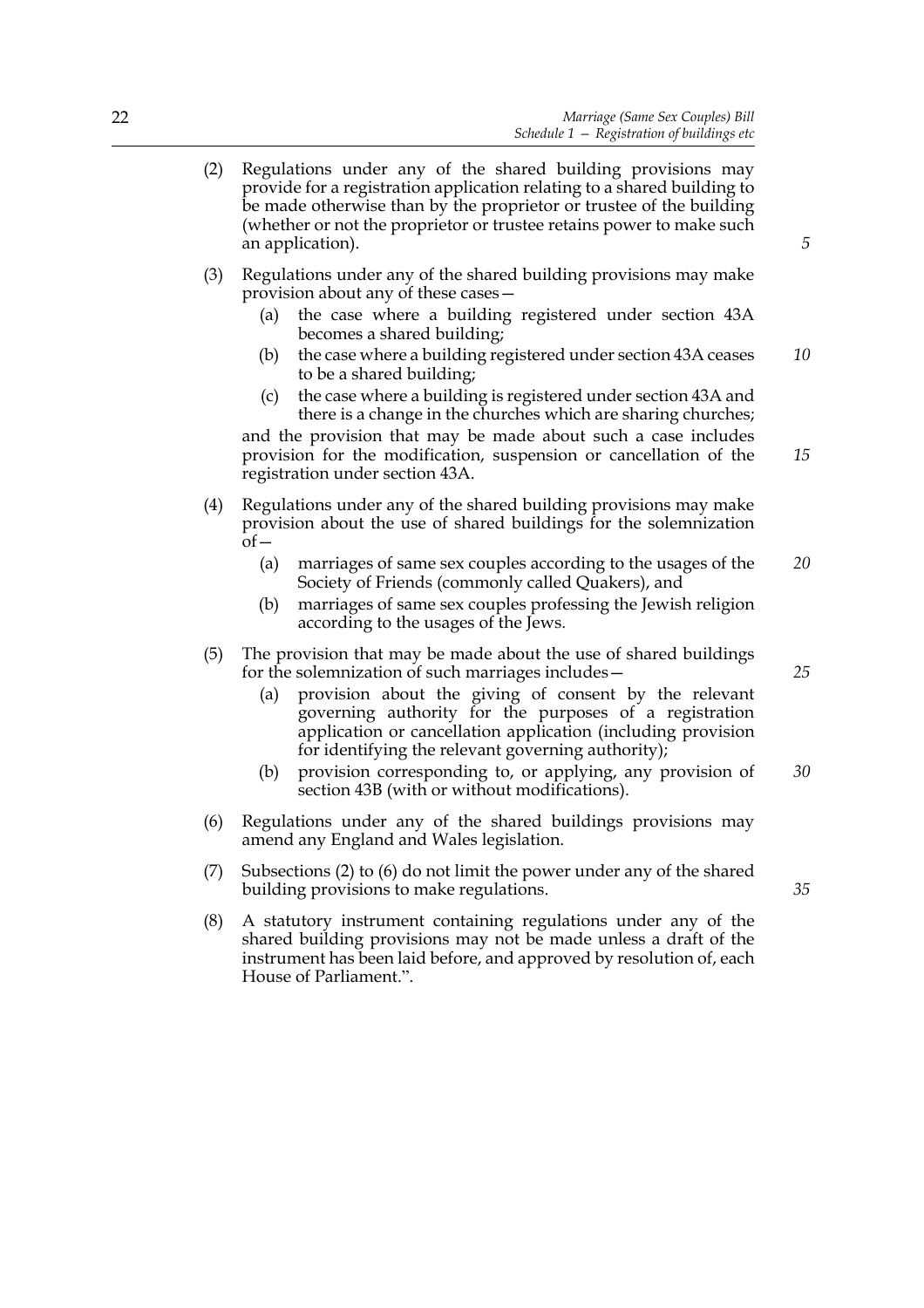(2) Regulations under any of the shared building provisions may provide for a registration application relating to a shared building to be made otherwise than by the proprietor or trustee of the building (whether or not the proprietor or trustee retains power to make such an application).

(3) Regulations under any of the shared building provisions may make provision about any of these cases—

   (a) the case where a building registered under section 43A becomes a shared building;

   (b) the case where a building registered under section 43A ceases to be a shared building;

   (c) the case where a building is registered under section 43A and there is a change in the churches which are sharing churches;

   and the provision that may be made about such a case includes provision for the modification, suspension or cancellation of the registration under section 43A.

(4) Regulations under any of the shared building provisions may make provision about the use of shared buildings for the solemnization of—

   (a) marriages of same sex couples according to the usages of the Society of Friends (commonly called Quakers), and

   (b) marriages of same sex couples professing the Jewish religion according to the usages of the Jews.

(5) The provision that may be made about the use of shared buildings for the solemnization of such marriages includes—

   (a) provision about the giving of consent by the relevant governing authority for the purposes of a registration application or cancellation application (including provision for identifying the relevant governing authority);

   (b) provision corresponding to, or applying, any provision of section 43B (with or without modifications).

(6) Regulations under any of the shared buildings provisions may amend any England and Wales legislation.

(7) Subsections (2) to (6) do not limit the power under any of the shared building provisions to make regulations.

(8) A statutory instrument containing regulations under any of the shared building provisions may not be made unless a draft of the instrument has been laid before, and approved by resolution of, each House of Parliament.".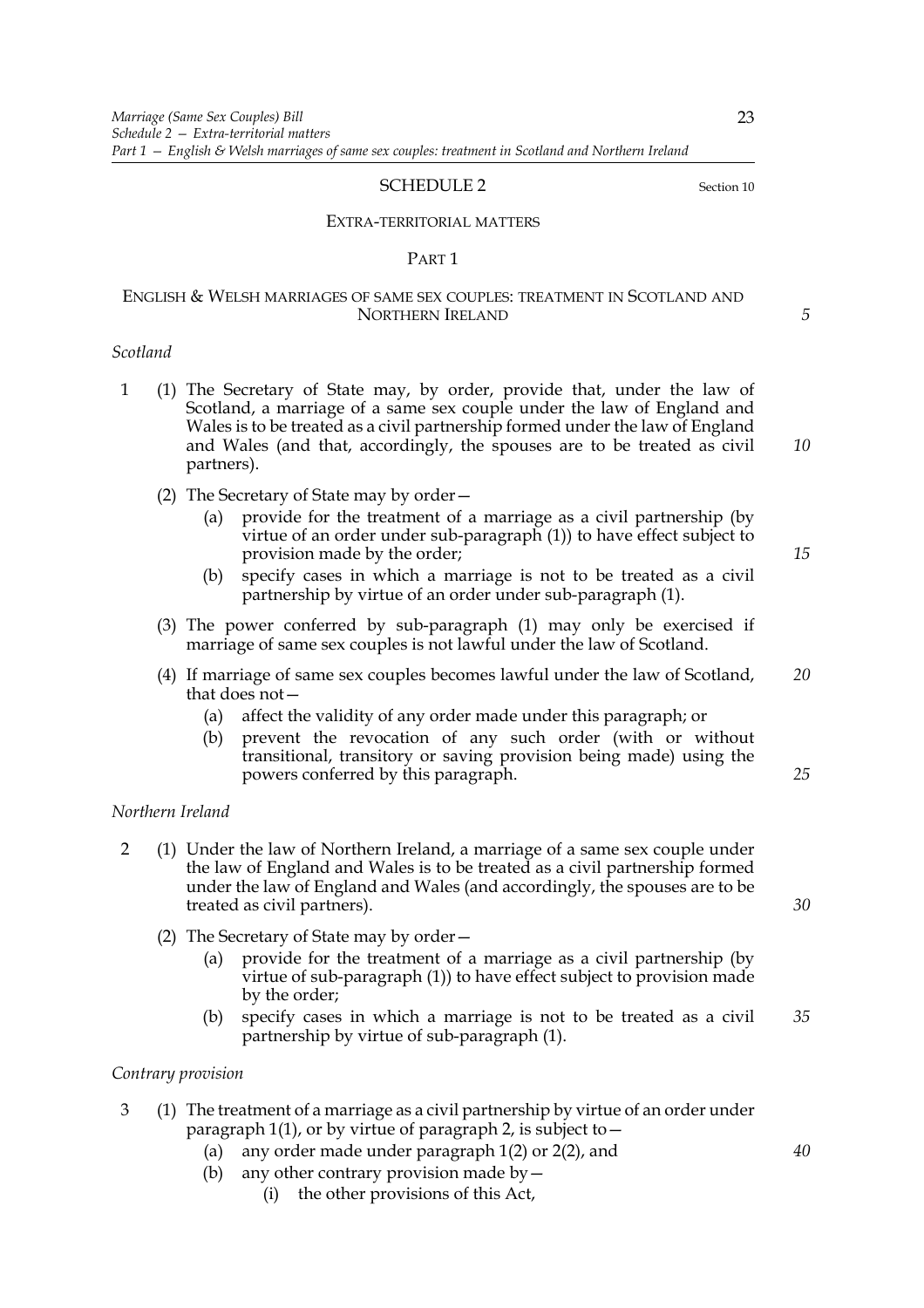## SCHEDULE 2

Section 10

### EXTRA-TERRITORIAL MATTERS

#### PART 1

#### ENGLISH & WELSH MARRIAGES OF SAME SEX COUPLES: TREATMENT IN SCOTLAND AND NORTHERN IRELAND

*Scotland*

1 (1) The Secretary of State may, by order, provide that, under the law of Scotland, a marriage of a same sex couple under the law of England and Wales is to be treated as a civil partnership formed under the law of England and Wales (and that, accordingly, the spouses are to be treated as civil partners).

(2) The Secretary of State may by order—

(a) provide for the treatment of a marriage as a civil partnership (by virtue of an order under sub-paragraph (1)) to have effect subject to provision made by the order;

(b) specify cases in which a marriage is not to be treated as a civil partnership by virtue of an order under sub-paragraph (1).

(3) The power conferred by sub-paragraph (1) may only be exercised if marriage of same sex couples is not lawful under the law of Scotland.

(4) If marriage of same sex couples becomes lawful under the law of Scotland, that does not—

(a) affect the validity of any order made under this paragraph; or

(b) prevent the revocation of any such order (with or without transitional, transitory or saving provision being made) using the powers conferred by this paragraph.

*Northern Ireland*

2 (1) Under the law of Northern Ireland, a marriage of a same sex couple under the law of England and Wales is to be treated as a civil partnership formed under the law of England and Wales (and accordingly, the spouses are to be treated as civil partners).

(2) The Secretary of State may by order—

(a) provide for the treatment of a marriage as a civil partnership (by virtue of sub-paragraph (1)) to have effect subject to provision made by the order;

(b) specify cases in which a marriage is not to be treated as a civil partnership by virtue of sub-paragraph (1).

*Contrary provision*

3 (1) The treatment of a marriage as a civil partnership by virtue of an order under paragraph 1(1), or by virtue of paragraph 2, is subject to—

(a) any order made under paragraph 1(2) or 2(2), and

(b) any other contrary provision made by—

(i) the other provisions of this Act,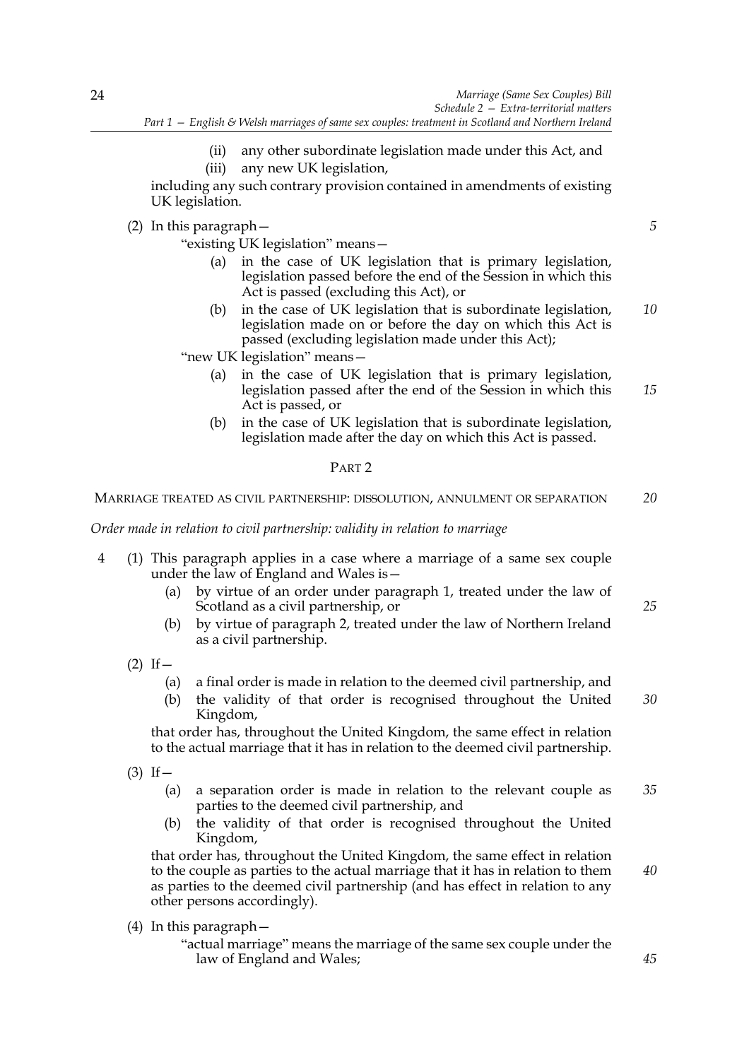(ii) any other subordinate legislation made under this Act, and

(iii) any new UK legislation,

including any such contrary provision contained in amendments of existing UK legislation.

(2) In this paragraph—

"existing UK legislation" means—

(a) in the case of UK legislation that is primary legislation, legislation passed before the end of the Session in which this Act is passed (excluding this Act), or

(b) in the case of UK legislation that is subordinate legislation, legislation made on or before the day on which this Act is passed (excluding legislation made under this Act);

"new UK legislation" means—

(a) in the case of UK legislation that is primary legislation, legislation passed after the end of the Session in which this Act is passed, or

(b) in the case of UK legislation that is subordinate legislation, legislation made after the day on which this Act is passed.

## PART 2

## MARRIAGE TREATED AS CIVIL PARTNERSHIP: DISSOLUTION, ANNULMENT OR SEPARATION

*Order made in relation to civil partnership: validity in relation to marriage*

4 (1) This paragraph applies in a case where a marriage of a same sex couple under the law of England and Wales is—

(a) by virtue of an order under paragraph 1, treated under the law of Scotland as a civil partnership, or

(b) by virtue of paragraph 2, treated under the law of Northern Ireland as a civil partnership.

(2) If—

(a) a final order is made in relation to the deemed civil partnership, and

(b) the validity of that order is recognised throughout the United Kingdom,

that order has, throughout the United Kingdom, the same effect in relation to the actual marriage that it has in relation to the deemed civil partnership.

(3) If—

(a) a separation order is made in relation to the relevant couple as parties to the deemed civil partnership, and

(b) the validity of that order is recognised throughout the United Kingdom,

that order has, throughout the United Kingdom, the same effect in relation to the couple as parties to the actual marriage that it has in relation to them as parties to the deemed civil partnership (and has effect in relation to any other persons accordingly).

(4) In this paragraph—

"actual marriage" means the marriage of the same sex couple under the law of England and Wales;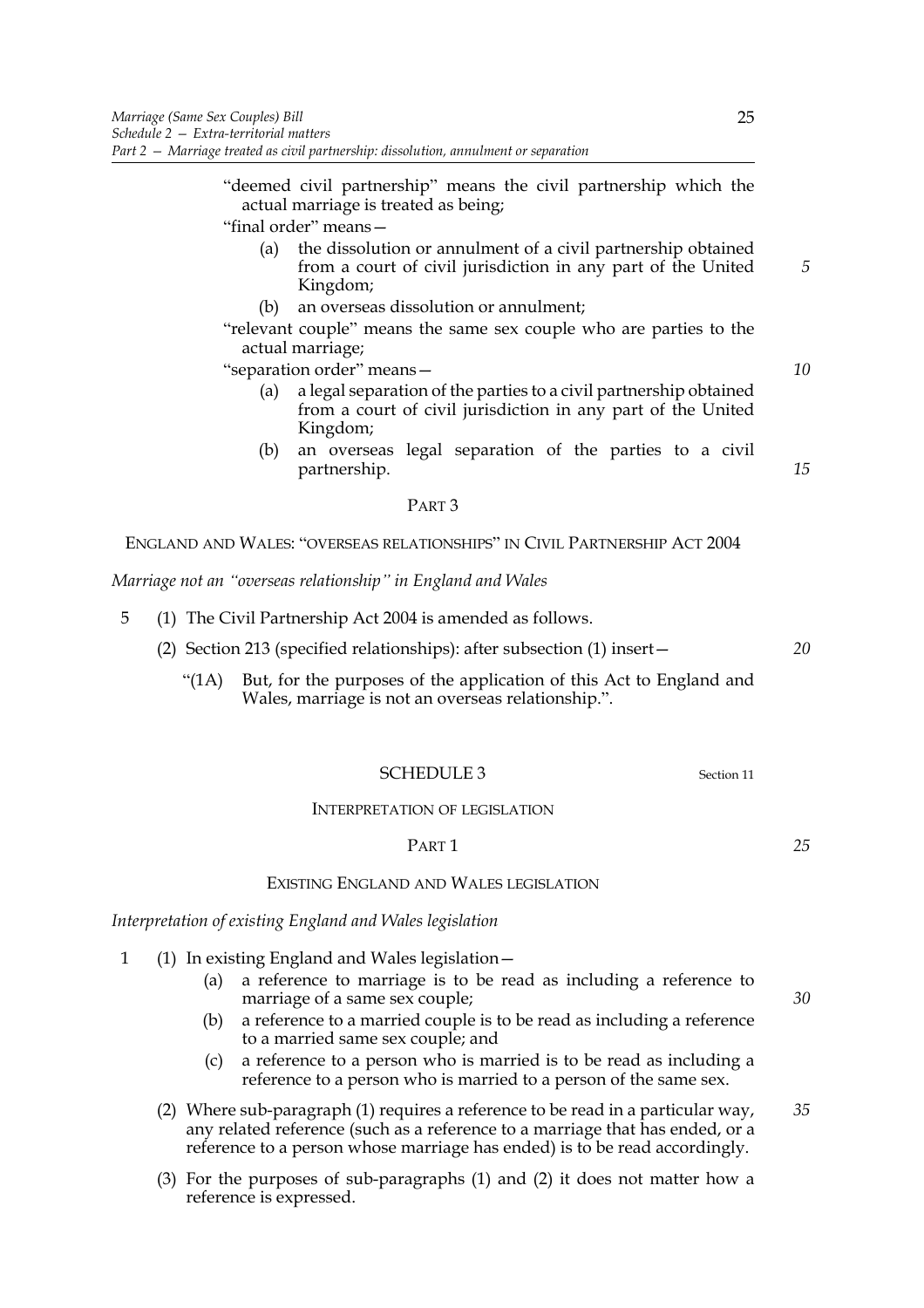"deemed civil partnership" means the civil partnership which the actual marriage is treated as being;

"final order" means—

(a) the dissolution or annulment of a civil partnership obtained from a court of civil jurisdiction in any part of the United Kingdom;

(b) an overseas dissolution or annulment;

"relevant couple" means the same sex couple who are parties to the actual marriage;

"separation order" means—

(a) a legal separation of the parties to a civil partnership obtained from a court of civil jurisdiction in any part of the United Kingdom;

(b) an overseas legal separation of the parties to a civil partnership.

## PART 3

## ENGLAND AND WALES: "OVERSEAS RELATIONSHIPS" IN CIVIL PARTNERSHIP ACT 2004

*Marriage not an "overseas relationship" in England and Wales*

5 (1) The Civil Partnership Act 2004 is amended as follows.

(2) Section 213 (specified relationships): after subsection (1) insert—

"(1A) But, for the purposes of the application of this Act to England and Wales, marriage is not an overseas relationship.".

# SCHEDULE 3

Section 11

## INTERPRETATION OF LEGISLATION

## PART 1

## EXISTING ENGLAND AND WALES LEGISLATION

*Interpretation of existing England and Wales legislation*

1 (1) In existing England and Wales legislation—

(a) a reference to marriage is to be read as including a reference to marriage of a same sex couple;

(b) a reference to a married couple is to be read as including a reference to a married same sex couple; and

(c) a reference to a person who is married is to be read as including a reference to a person who is married to a person of the same sex.

(2) Where sub-paragraph (1) requires a reference to be read in a particular way, any related reference (such as a reference to a marriage that has ended, or a reference to a person whose marriage has ended) is to be read accordingly.

(3) For the purposes of sub-paragraphs (1) and (2) it does not matter how a reference is expressed.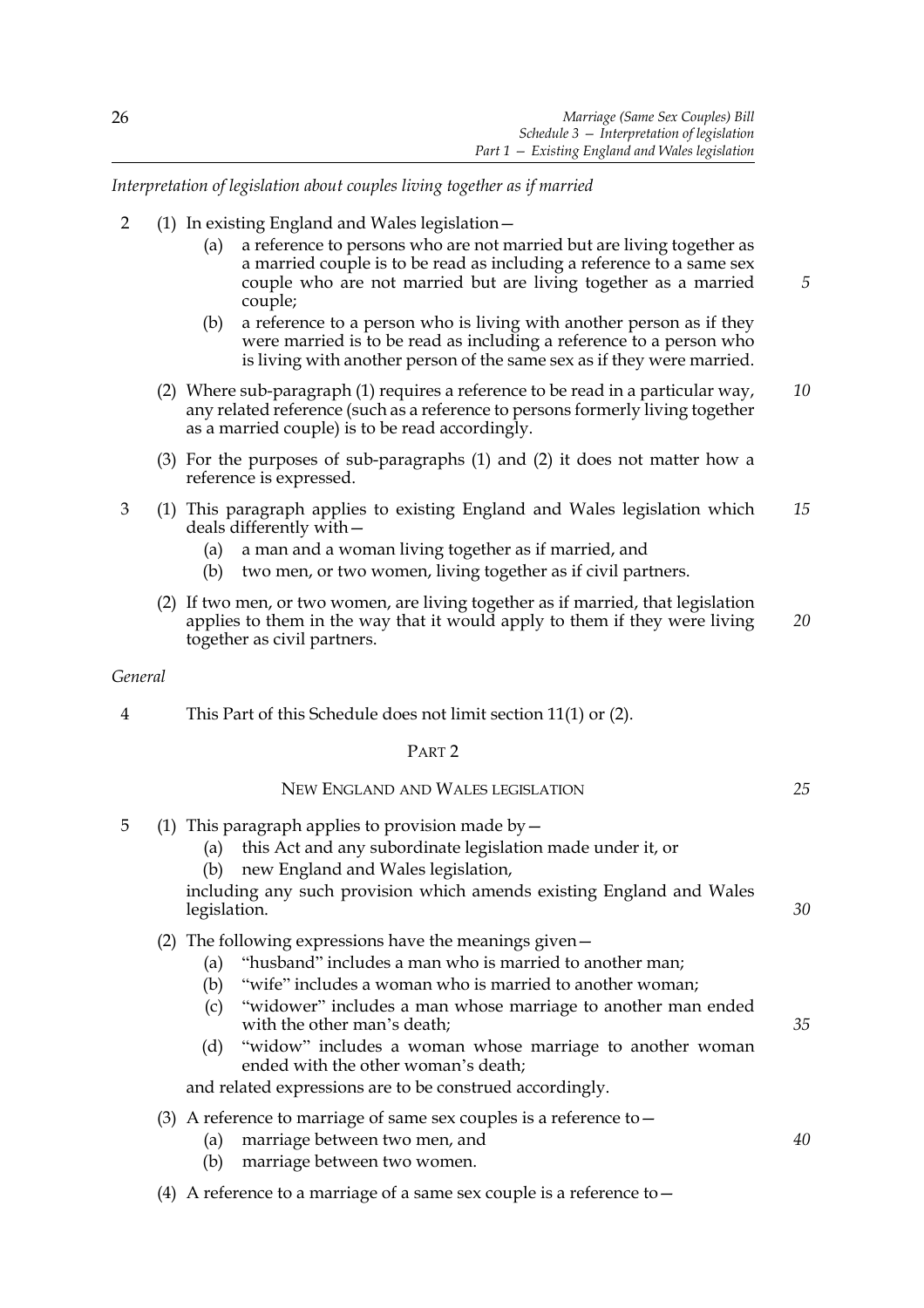*Interpretation of legislation about couples living together as if married*

2 (1) In existing England and Wales legislation—

(a) a reference to persons who are not married but are living together as a married couple is to be read as including a reference to a same sex couple who are not married but are living together as a married couple;

(b) a reference to a person who is living with another person as if they were married is to be read as including a reference to a person who is living with another person of the same sex as if they were married.

(2) Where sub-paragraph (1) requires a reference to be read in a particular way, any related reference (such as a reference to persons formerly living together as a married couple) is to be read accordingly.

(3) For the purposes of sub-paragraphs (1) and (2) it does not matter how a reference is expressed.

3 (1) This paragraph applies to existing England and Wales legislation which deals differently with—

(a) a man and a woman living together as if married, and

(b) two men, or two women, living together as if civil partners.

(2) If two men, or two women, are living together as if married, that legislation applies to them in the way that it would apply to them if they were living together as civil partners.

*General*

4 This Part of this Schedule does not limit section 11(1) or (2).

## PART 2

### NEW ENGLAND AND WALES LEGISLATION

5 (1) This paragraph applies to provision made by—

(a) this Act and any subordinate legislation made under it, or

(b) new England and Wales legislation,

including any such provision which amends existing England and Wales legislation.

(2) The following expressions have the meanings given—

(a) "husband" includes a man who is married to another man;

(b) "wife" includes a woman who is married to another woman;

(c) "widower" includes a man whose marriage to another man ended with the other man's death;

(d) "widow" includes a woman whose marriage to another woman ended with the other woman's death;

and related expressions are to be construed accordingly.

(3) A reference to marriage of same sex couples is a reference to—

(a) marriage between two men, and

(b) marriage between two women.

(4) A reference to a marriage of a same sex couple is a reference to—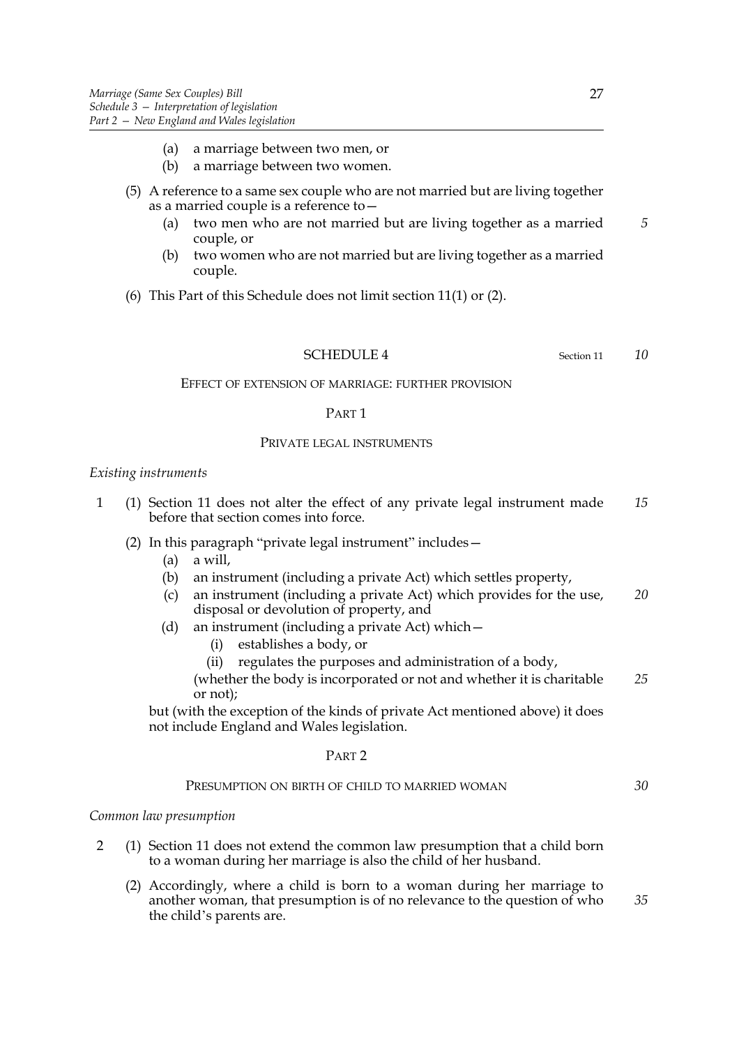(a) a marriage between two men, or

(b) a marriage between two women.

(5) A reference to a same sex couple who are not married but are living together as a married couple is a reference to—

(a) two men who are not married but are living together as a married couple, or

(b) two women who are not married but are living together as a married couple.

(6) This Part of this Schedule does not limit section 11(1) or (2).

## SCHEDULE 4

Section 11

EFFECT OF EXTENSION OF MARRIAGE: FURTHER PROVISION

### PART 1

PRIVATE LEGAL INSTRUMENTS

*Existing instruments*

1 (1) Section 11 does not alter the effect of any private legal instrument made before that section comes into force.

(2) In this paragraph "private legal instrument" includes—

(a) a will,

(b) an instrument (including a private Act) which settles property,

(c) an instrument (including a private Act) which provides for the use, disposal or devolution of property, and

(d) an instrument (including a private Act) which—

(i) establishes a body, or

(ii) regulates the purposes and administration of a body,

(whether the body is incorporated or not and whether it is charitable or not);

but (with the exception of the kinds of private Act mentioned above) it does not include England and Wales legislation.

### PART 2

PRESUMPTION ON BIRTH OF CHILD TO MARRIED WOMAN

*Common law presumption*

2 (1) Section 11 does not extend the common law presumption that a child born to a woman during her marriage is also the child of her husband.

(2) Accordingly, where a child is born to a woman during her marriage to another woman, that presumption is of no relevance to the question of who the child's parents are.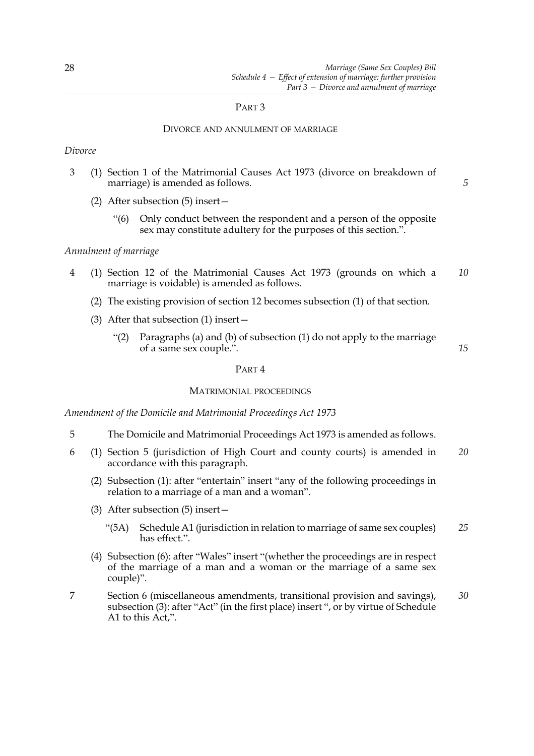## PART 3

### DIVORCE AND ANNULMENT OF MARRIAGE

*Divorce*

3 (1) Section 1 of the Matrimonial Causes Act 1973 (divorce on breakdown of marriage) is amended as follows.

(2) After subsection (5) insert—

"(6) Only conduct between the respondent and a person of the opposite sex may constitute adultery for the purposes of this section.".

*Annulment of marriage*

4 (1) Section 12 of the Matrimonial Causes Act 1973 (grounds on which a marriage is voidable) is amended as follows.

(2) The existing provision of section 12 becomes subsection (1) of that section.

(3) After that subsection (1) insert—

"(2) Paragraphs (a) and (b) of subsection (1) do not apply to the marriage of a same sex couple.".

## PART 4

### MATRIMONIAL PROCEEDINGS

*Amendment of the Domicile and Matrimonial Proceedings Act 1973*

5 The Domicile and Matrimonial Proceedings Act 1973 is amended as follows.

6 (1) Section 5 (jurisdiction of High Court and county courts) is amended in accordance with this paragraph.

(2) Subsection (1): after "entertain" insert "any of the following proceedings in relation to a marriage of a man and a woman".

(3) After subsection (5) insert—

"(5A) Schedule A1 (jurisdiction in relation to marriage of same sex couples) has effect.".

(4) Subsection (6): after "Wales" insert "(whether the proceedings are in respect of the marriage of a man and a woman or the marriage of a same sex couple)".

7 Section 6 (miscellaneous amendments, transitional provision and savings), subsection (3): after "Act" (in the first place) insert ", or by virtue of Schedule A1 to this Act,".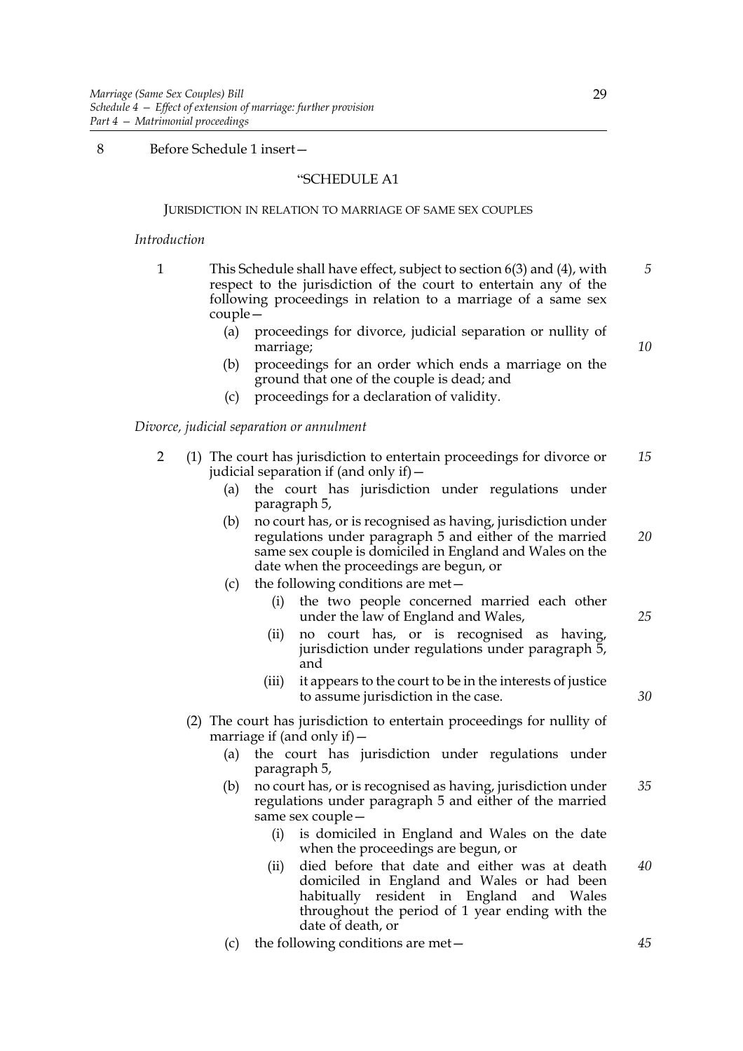8 Before Schedule 1 insert—

"SCHEDULE A1

JURISDICTION IN RELATION TO MARRIAGE OF SAME SEX COUPLES

*Introduction*

1 This Schedule shall have effect, subject to section 6(3) and (4), with respect to the jurisdiction of the court to entertain any of the following proceedings in relation to a marriage of a same sex couple—

(a) proceedings for divorce, judicial separation or nullity of marriage;

(b) proceedings for an order which ends a marriage on the ground that one of the couple is dead; and

(c) proceedings for a declaration of validity.

*Divorce, judicial separation or annulment*

2 (1) The court has jurisdiction to entertain proceedings for divorce or judicial separation if (and only if)—

(a) the court has jurisdiction under regulations under paragraph 5,

(b) no court has, or is recognised as having, jurisdiction under regulations under paragraph 5 and either of the married same sex couple is domiciled in England and Wales on the date when the proceedings are begun, or

(c) the following conditions are met—

(i) the two people concerned married each other under the law of England and Wales,

(ii) no court has, or is recognised as having, jurisdiction under regulations under paragraph 5, and

(iii) it appears to the court to be in the interests of justice to assume jurisdiction in the case.

(2) The court has jurisdiction to entertain proceedings for nullity of marriage if (and only if)—

(a) the court has jurisdiction under regulations under paragraph 5,

(b) no court has, or is recognised as having, jurisdiction under regulations under paragraph 5 and either of the married same sex couple—

(i) is domiciled in England and Wales on the date when the proceedings are begun, or

(ii) died before that date and either was at death domiciled in England and Wales or had been habitually resident in England and Wales throughout the period of 1 year ending with the date of death, or

(c) the following conditions are met—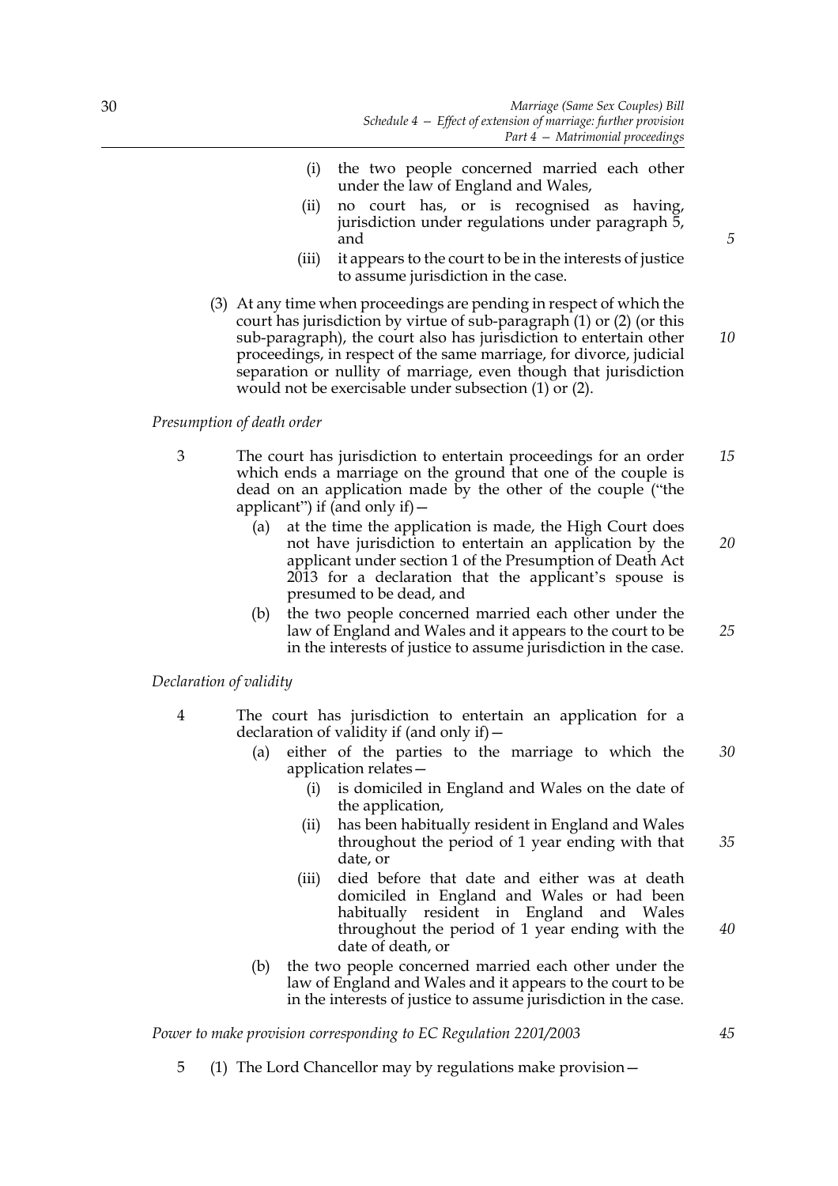(i) the two people concerned married each other under the law of England and Wales,

(ii) no court has, or is recognised as having, jurisdiction under regulations under paragraph 5, and

(iii) it appears to the court to be in the interests of justice to assume jurisdiction in the case.

(3) At any time when proceedings are pending in respect of which the court has jurisdiction by virtue of sub-paragraph (1) or (2) (or this sub-paragraph), the court also has jurisdiction to entertain other proceedings, in respect of the same marriage, for divorce, judicial separation or nullity of marriage, even though that jurisdiction would not be exercisable under subsection (1) or (2).

*Presumption of death order*

3 The court has jurisdiction to entertain proceedings for an order which ends a marriage on the ground that one of the couple is dead on an application made by the other of the couple ("the applicant") if (and only if)—

(a) at the time the application is made, the High Court does not have jurisdiction to entertain an application by the applicant under section 1 of the Presumption of Death Act 2013 for a declaration that the applicant's spouse is presumed to be dead, and

(b) the two people concerned married each other under the law of England and Wales and it appears to the court to be in the interests of justice to assume jurisdiction in the case.

*Declaration of validity*

4 The court has jurisdiction to entertain an application for a declaration of validity if (and only if)—

(a) either of the parties to the marriage to which the application relates—

(i) is domiciled in England and Wales on the date of the application,

(ii) has been habitually resident in England and Wales throughout the period of 1 year ending with that date, or

(iii) died before that date and either was at death domiciled in England and Wales or had been habitually resident in England and Wales throughout the period of 1 year ending with the date of death, or

(b) the two people concerned married each other under the law of England and Wales and it appears to the court to be in the interests of justice to assume jurisdiction in the case.

*Power to make provision corresponding to EC Regulation 2201/2003*

5 (1) The Lord Chancellor may by regulations make provision—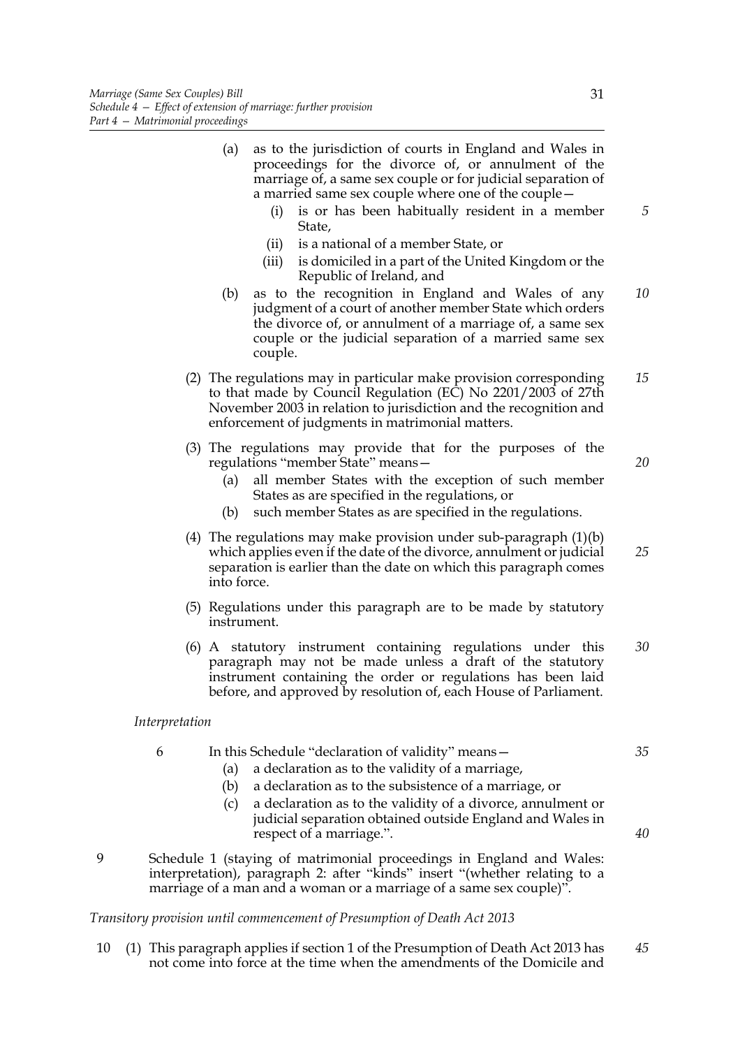(a) as to the jurisdiction of courts in England and Wales in proceedings for the divorce of, or annulment of the marriage of, a same sex couple or for judicial separation of a married same sex couple where one of the couple—

(i) is or has been habitually resident in a member State,

(ii) is a national of a member State, or

(iii) is domiciled in a part of the United Kingdom or the Republic of Ireland, and

(b) as to the recognition in England and Wales of any judgment of a court of another member State which orders the divorce of, or annulment of a marriage of, a same sex couple or the judicial separation of a married same sex couple.

(2) The regulations may in particular make provision corresponding to that made by Council Regulation (EC) No 2201/2003 of 27th November 2003 in relation to jurisdiction and the recognition and enforcement of judgments in matrimonial matters.

(3) The regulations may provide that for the purposes of the regulations "member State" means—

(a) all member States with the exception of such member States as are specified in the regulations, or

(b) such member States as are specified in the regulations.

(4) The regulations may make provision under sub-paragraph (1)(b) which applies even if the date of the divorce, annulment or judicial separation is earlier than the date on which this paragraph comes into force.

(5) Regulations under this paragraph are to be made by statutory instrument.

(6) A statutory instrument containing regulations under this paragraph may not be made unless a draft of the statutory instrument containing the order or regulations has been laid before, and approved by resolution of, each House of Parliament.

*Interpretation*

6 In this Schedule "declaration of validity" means—

(a) a declaration as to the validity of a marriage,

(b) a declaration as to the subsistence of a marriage, or

(c) a declaration as to the validity of a divorce, annulment or judicial separation obtained outside England and Wales in respect of a marriage.".

9 Schedule 1 (staying of matrimonial proceedings in England and Wales: interpretation), paragraph 2: after "kinds" insert "(whether relating to a marriage of a man and a woman or a marriage of a same sex couple)".

*Transitory provision until commencement of Presumption of Death Act 2013*

10 (1) This paragraph applies if section 1 of the Presumption of Death Act 2013 has not come into force at the time when the amendments of the Domicile and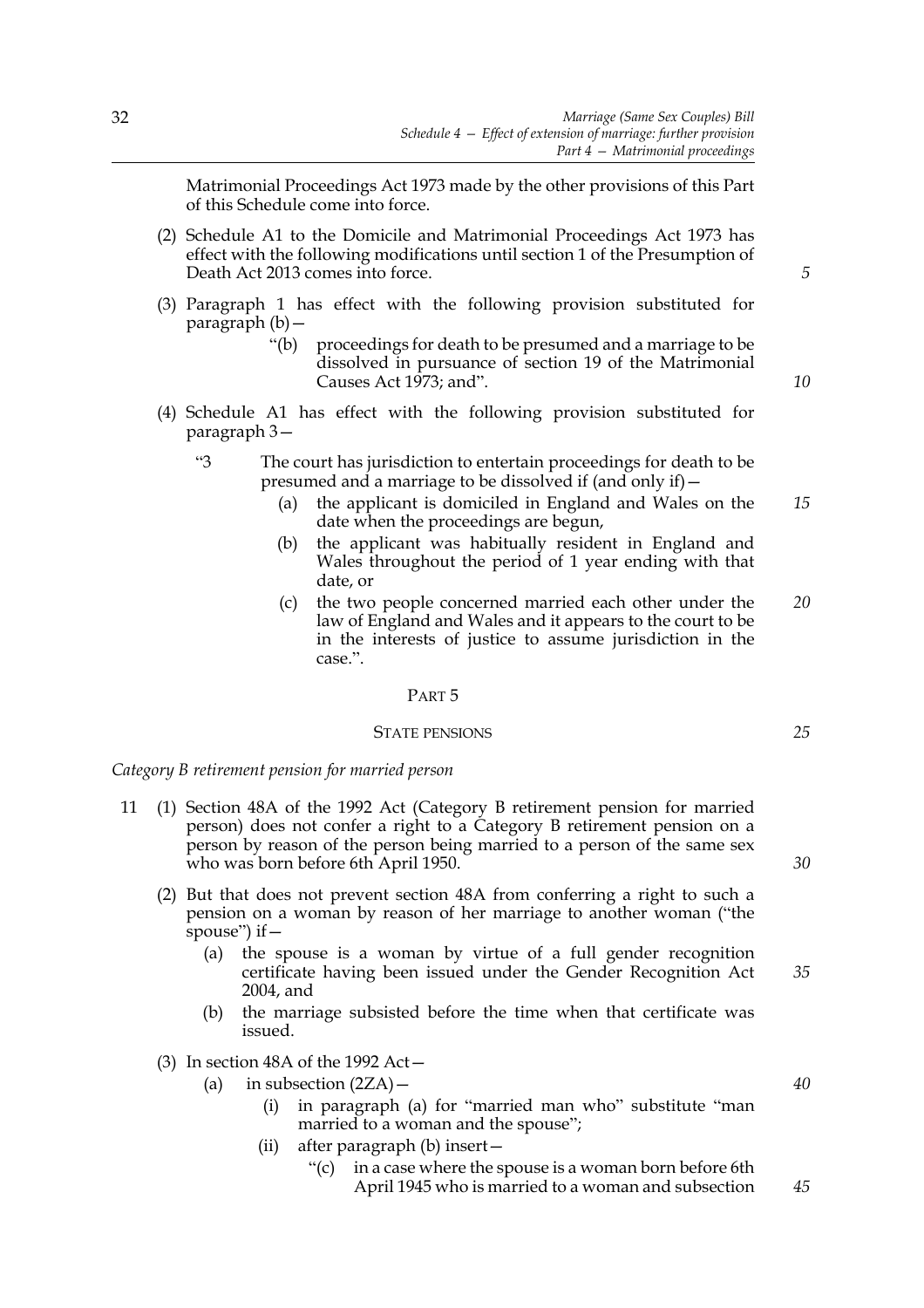Matrimonial Proceedings Act 1973 made by the other provisions of this Part of this Schedule come into force.

(2) Schedule A1 to the Domicile and Matrimonial Proceedings Act 1973 has effect with the following modifications until section 1 of the Presumption of Death Act 2013 comes into force.

(3) Paragraph 1 has effect with the following provision substituted for paragraph (b)—

> "(b) proceedings for death to be presumed and a marriage to be dissolved in pursuance of section 19 of the Matrimonial Causes Act 1973; and".

(4) Schedule A1 has effect with the following provision substituted for paragraph 3—

> "3 The court has jurisdiction to entertain proceedings for death to be presumed and a marriage to be dissolved if (and only if)—
>
> (a) the applicant is domiciled in England and Wales on the date when the proceedings are begun,
>
> (b) the applicant was habitually resident in England and Wales throughout the period of 1 year ending with that date, or
>
> (c) the two people concerned married each other under the law of England and Wales and it appears to the court to be in the interests of justice to assume jurisdiction in the case.".

## PART 5

### STATE PENSIONS

*Category B retirement pension for married person*

11 (1) Section 48A of the 1992 Act (Category B retirement pension for married person) does not confer a right to a Category B retirement pension on a person by reason of the person being married to a person of the same sex who was born before 6th April 1950.

(2) But that does not prevent section 48A from conferring a right to such a pension on a woman by reason of her marriage to another woman ("the spouse") if—

(a) the spouse is a woman by virtue of a full gender recognition certificate having been issued under the Gender Recognition Act 2004, and

(b) the marriage subsisted before the time when that certificate was issued.

(3) In section 48A of the 1992 Act—

(a) in subsection (2ZA)—

(i) in paragraph (a) for "married man who" substitute "man married to a woman and the spouse";

(ii) after paragraph (b) insert—

> "(c) in a case where the spouse is a woman born before 6th April 1945 who is married to a woman and subsection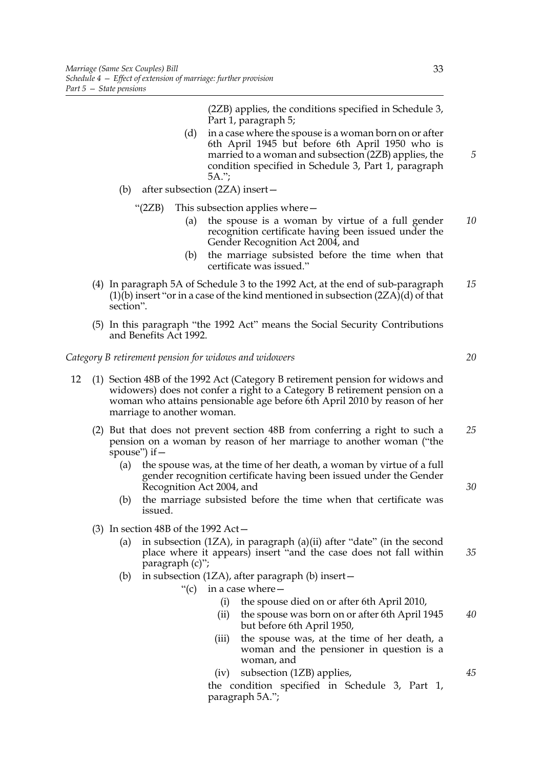(2ZB) applies, the conditions specified in Schedule 3, Part 1, paragraph 5;

(d) in a case where the spouse is a woman born on or after 6th April 1945 but before 6th April 1950 who is married to a woman and subsection (2ZB) applies, the condition specified in Schedule 3, Part 1, paragraph 5A.";

(b) after subsection (2ZA) insert—

"(2ZB) This subsection applies where—

(a) the spouse is a woman by virtue of a full gender recognition certificate having been issued under the Gender Recognition Act 2004, and

(b) the marriage subsisted before the time when that certificate was issued."

(4) In paragraph 5A of Schedule 3 to the 1992 Act, at the end of sub-paragraph (1)(b) insert "or in a case of the kind mentioned in subsection (2ZA)(d) of that section".

(5) In this paragraph "the 1992 Act" means the Social Security Contributions and Benefits Act 1992.

*Category B retirement pension for widows and widowers*

12 (1) Section 48B of the 1992 Act (Category B retirement pension for widows and widowers) does not confer a right to a Category B retirement pension on a woman who attains pensionable age before 6th April 2010 by reason of her marriage to another woman.

(2) But that does not prevent section 48B from conferring a right to such a pension on a woman by reason of her marriage to another woman ("the spouse") if—

(a) the spouse was, at the time of her death, a woman by virtue of a full gender recognition certificate having been issued under the Gender Recognition Act 2004, and

(b) the marriage subsisted before the time when that certificate was issued.

(3) In section 48B of the 1992 Act—

(a) in subsection (1ZA), in paragraph (a)(ii) after "date" (in the second place where it appears) insert "and the case does not fall within paragraph (c)";

(b) in subsection (1ZA), after paragraph (b) insert—

"(c) in a case where—

(i) the spouse died on or after 6th April 2010,

(ii) the spouse was born on or after 6th April 1945 but before 6th April 1950,

(iii) the spouse was, at the time of her death, a woman and the pensioner in question is a woman, and

(iv) subsection (1ZB) applies,

the condition specified in Schedule 3, Part 1, paragraph 5A.";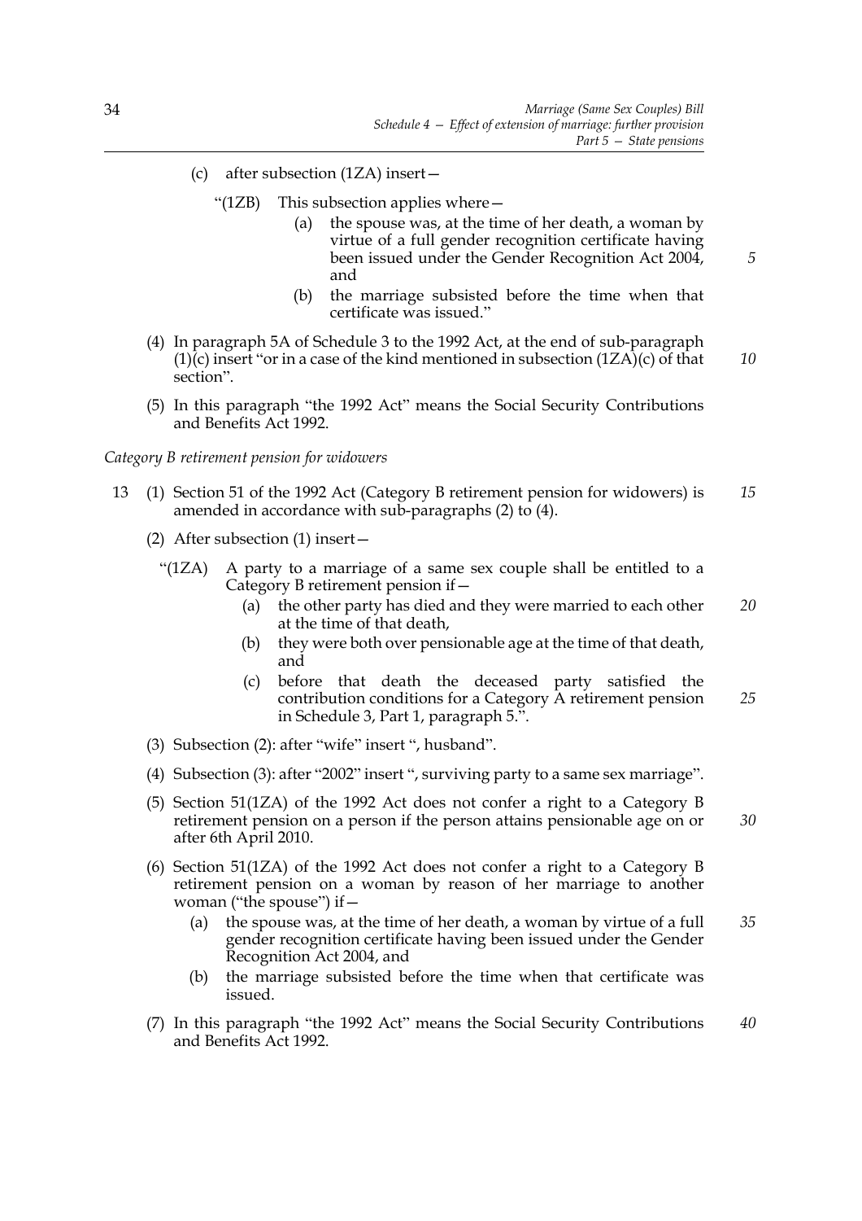(c) after subsection (1ZA) insert—

"(1ZB) This subsection applies where—

(a) the spouse was, at the time of her death, a woman by virtue of a full gender recognition certificate having been issued under the Gender Recognition Act 2004, and

(b) the marriage subsisted before the time when that certificate was issued."

(4) In paragraph 5A of Schedule 3 to the 1992 Act, at the end of sub-paragraph (1)(c) insert "or in a case of the kind mentioned in subsection (1ZA)(c) of that section".

(5) In this paragraph "the 1992 Act" means the Social Security Contributions and Benefits Act 1992.

*Category B retirement pension for widowers*

13 (1) Section 51 of the 1992 Act (Category B retirement pension for widowers) is amended in accordance with sub-paragraphs (2) to (4).

(2) After subsection (1) insert—

"(1ZA) A party to a marriage of a same sex couple shall be entitled to a Category B retirement pension if—

(a) the other party has died and they were married to each other at the time of that death,

(b) they were both over pensionable age at the time of that death, and

(c) before that death the deceased party satisfied the contribution conditions for a Category A retirement pension in Schedule 3, Part 1, paragraph 5.".

(3) Subsection (2): after "wife" insert ", husband".

(4) Subsection (3): after "2002" insert ", surviving party to a same sex marriage".

(5) Section 51(1ZA) of the 1992 Act does not confer a right to a Category B retirement pension on a person if the person attains pensionable age on or after 6th April 2010.

(6) Section 51(1ZA) of the 1992 Act does not confer a right to a Category B retirement pension on a woman by reason of her marriage to another woman ("the spouse") if—

(a) the spouse was, at the time of her death, a woman by virtue of a full gender recognition certificate having been issued under the Gender Recognition Act 2004, and

(b) the marriage subsisted before the time when that certificate was issued.

(7) In this paragraph "the 1992 Act" means the Social Security Contributions and Benefits Act 1992.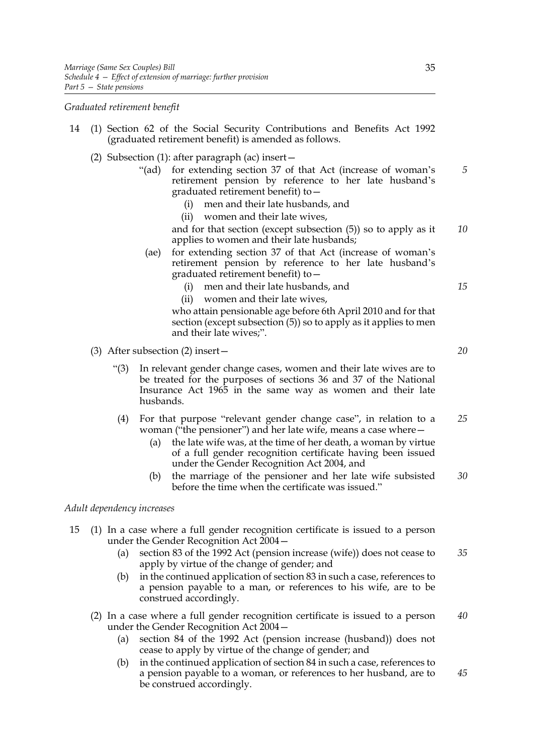*Graduated retirement benefit*

14 (1) Section 62 of the Social Security Contributions and Benefits Act 1992 (graduated retirement benefit) is amended as follows.

(2) Subsection (1): after paragraph (ac) insert—

"(ad) for extending section 37 of that Act (increase of woman's retirement pension by reference to her late husband's graduated retirement benefit) to—

(i) men and their late husbands, and

(ii) women and their late wives,

and for that section (except subsection (5)) so to apply as it applies to women and their late husbands;

(ae) for extending section 37 of that Act (increase of woman's retirement pension by reference to her late husband's graduated retirement benefit) to—

(i) men and their late husbands, and

(ii) women and their late wives,

who attain pensionable age before 6th April 2010 and for that section (except subsection (5)) so to apply as it applies to men and their late wives;".

(3) After subsection (2) insert—

"(3) In relevant gender change cases, women and their late wives are to be treated for the purposes of sections 36 and 37 of the National Insurance Act 1965 in the same way as women and their late husbands.

(4) For that purpose "relevant gender change case", in relation to a woman ("the pensioner") and her late wife, means a case where—

(a) the late wife was, at the time of her death, a woman by virtue of a full gender recognition certificate having been issued under the Gender Recognition Act 2004, and

(b) the marriage of the pensioner and her late wife subsisted before the time when the certificate was issued."

*Adult dependency increases*

15 (1) In a case where a full gender recognition certificate is issued to a person under the Gender Recognition Act 2004—

(a) section 83 of the 1992 Act (pension increase (wife)) does not cease to apply by virtue of the change of gender; and

(b) in the continued application of section 83 in such a case, references to a pension payable to a man, or references to his wife, are to be construed accordingly.

(2) In a case where a full gender recognition certificate is issued to a person under the Gender Recognition Act 2004—

(a) section 84 of the 1992 Act (pension increase (husband)) does not cease to apply by virtue of the change of gender; and

(b) in the continued application of section 84 in such a case, references to a pension payable to a woman, or references to her husband, are to be construed accordingly.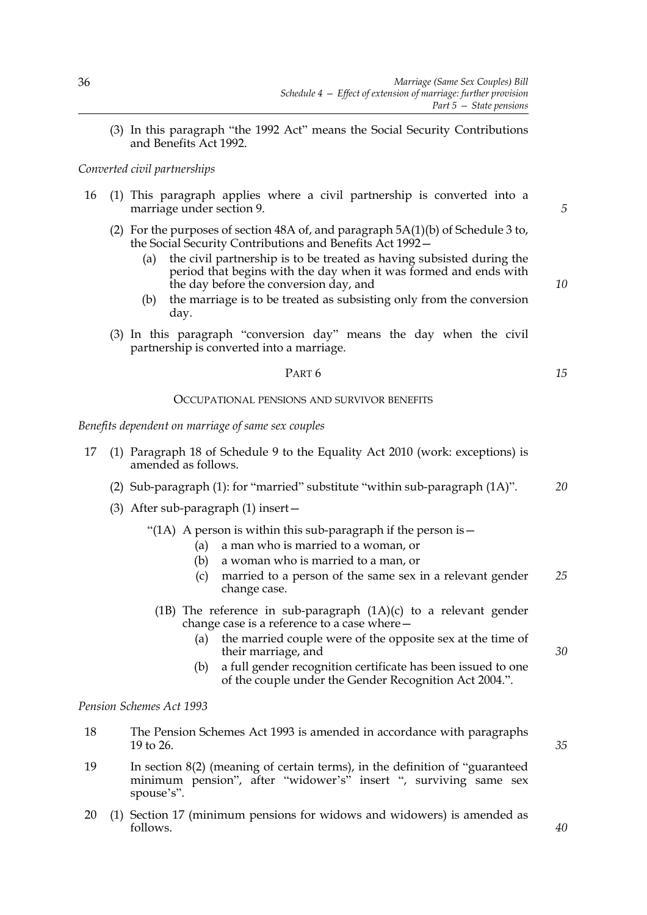(3) In this paragraph "the 1992 Act" means the Social Security Contributions and Benefits Act 1992.

*Converted civil partnerships*

16 (1) This paragraph applies where a civil partnership is converted into a marriage under section 9.

(2) For the purposes of section 48A of, and paragraph 5A(1)(b) of Schedule 3 to, the Social Security Contributions and Benefits Act 1992—

(a) the civil partnership is to be treated as having subsisted during the period that begins with the day when it was formed and ends with the day before the conversion day, and

(b) the marriage is to be treated as subsisting only from the conversion day.

(3) In this paragraph "conversion day" means the day when the civil partnership is converted into a marriage.

## PART 6

### OCCUPATIONAL PENSIONS AND SURVIVOR BENEFITS

*Benefits dependent on marriage of same sex couples*

17 (1) Paragraph 18 of Schedule 9 to the Equality Act 2010 (work: exceptions) is amended as follows.

(2) Sub-paragraph (1): for "married" substitute "within sub-paragraph (1A)".

(3) After sub-paragraph (1) insert—

"(1A) A person is within this sub-paragraph if the person is—

(a) a man who is married to a woman, or

(b) a woman who is married to a man, or

(c) married to a person of the same sex in a relevant gender change case.

(1B) The reference in sub-paragraph (1A)(c) to a relevant gender change case is a reference to a case where—

(a) the married couple were of the opposite sex at the time of their marriage, and

(b) a full gender recognition certificate has been issued to one of the couple under the Gender Recognition Act 2004.".

*Pension Schemes Act 1993*

18 The Pension Schemes Act 1993 is amended in accordance with paragraphs 19 to 26.

19 In section 8(2) (meaning of certain terms), in the definition of "guaranteed minimum pension", after "widower's" insert ", surviving same sex spouse's".

20 (1) Section 17 (minimum pensions for widows and widowers) is amended as follows.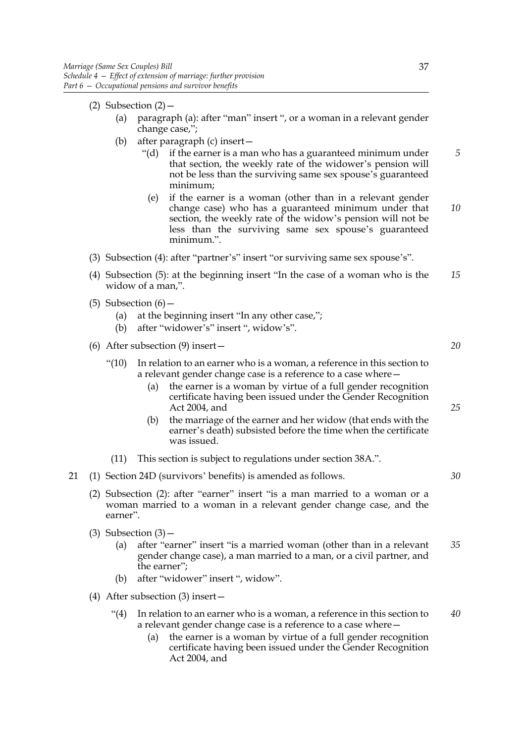(2) Subsection (2)—

(a) paragraph (a): after "man" insert ", or a woman in a relevant gender change case,";

(b) after paragraph (c) insert—

"(d) if the earner is a man who has a guaranteed minimum under that section, the weekly rate of the widower's pension will not be less than the surviving same sex spouse's guaranteed minimum;

(e) if the earner is a woman (other than in a relevant gender change case) who has a guaranteed minimum under that section, the weekly rate of the widow's pension will not be less than the surviving same sex spouse's guaranteed minimum.".

(3) Subsection (4): after "partner's" insert "or surviving same sex spouse's".

(4) Subsection (5): at the beginning insert "In the case of a woman who is the widow of a man,".

(5) Subsection (6)—

(a) at the beginning insert "In any other case,";

(b) after "widower's" insert ", widow's".

(6) After subsection (9) insert—

"(10) In relation to an earner who is a woman, a reference in this section to a relevant gender change case is a reference to a case where—

(a) the earner is a woman by virtue of a full gender recognition certificate having been issued under the Gender Recognition Act 2004, and

(b) the marriage of the earner and her widow (that ends with the earner's death) subsisted before the time when the certificate was issued.

(11) This section is subject to regulations under section 38A.".

21 (1) Section 24D (survivors' benefits) is amended as follows.

(2) Subsection (2): after "earner" insert "is a man married to a woman or a woman married to a woman in a relevant gender change case, and the earner".

(3) Subsection (3)—

(a) after "earner" insert "is a married woman (other than in a relevant gender change case), a man married to a man, or a civil partner, and the earner";

(b) after "widower" insert ", widow".

(4) After subsection (3) insert—

"(4) In relation to an earner who is a woman, a reference in this section to a relevant gender change case is a reference to a case where—

(a) the earner is a woman by virtue of a full gender recognition certificate having been issued under the Gender Recognition Act 2004, and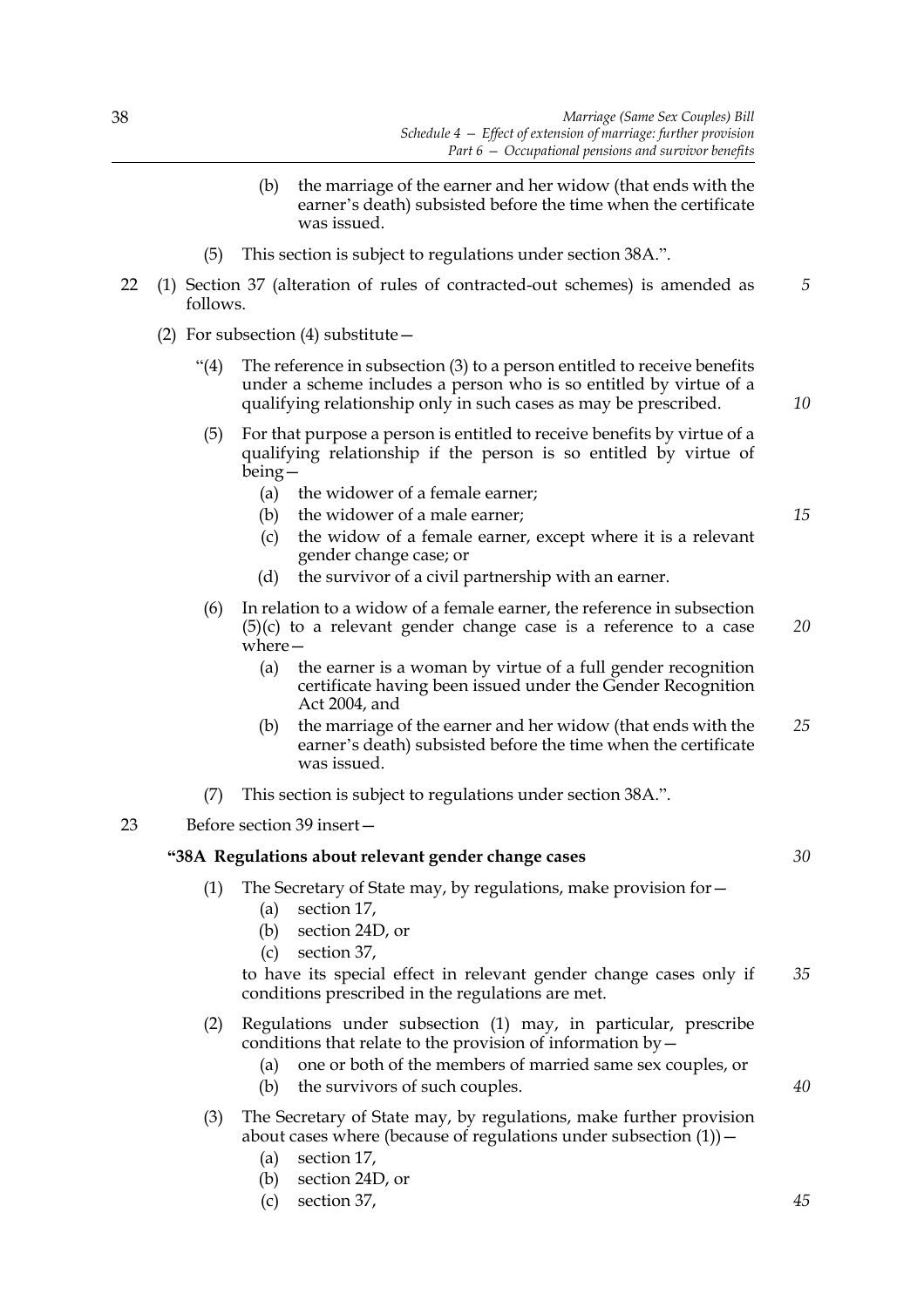(b) the marriage of the earner and her widow (that ends with the earner's death) subsisted before the time when the certificate was issued.

(5) This section is subject to regulations under section 38A.".

22 (1) Section 37 (alteration of rules of contracted-out schemes) is amended as follows.

(2) For subsection (4) substitute—

"(4) The reference in subsection (3) to a person entitled to receive benefits under a scheme includes a person who is so entitled by virtue of a qualifying relationship only in such cases as may be prescribed.

(5) For that purpose a person is entitled to receive benefits by virtue of a qualifying relationship if the person is so entitled by virtue of being—

(a) the widower of a female earner;

(b) the widower of a male earner;

(c) the widow of a female earner, except where it is a relevant gender change case; or

(d) the survivor of a civil partnership with an earner.

(6) In relation to a widow of a female earner, the reference in subsection (5)(c) to a relevant gender change case is a reference to a case where—

(a) the earner is a woman by virtue of a full gender recognition certificate having been issued under the Gender Recognition Act 2004, and

(b) the marriage of the earner and her widow (that ends with the earner's death) subsisted before the time when the certificate was issued.

(7) This section is subject to regulations under section 38A.".

23 Before section 39 insert—

**"38A Regulations about relevant gender change cases**

(1) The Secretary of State may, by regulations, make provision for—

(a) section 17,

(b) section 24D, or

(c) section 37,

to have its special effect in relevant gender change cases only if conditions prescribed in the regulations are met.

(2) Regulations under subsection (1) may, in particular, prescribe conditions that relate to the provision of information by—

(a) one or both of the members of married same sex couples, or

(b) the survivors of such couples.

(3) The Secretary of State may, by regulations, make further provision about cases where (because of regulations under subsection (1))—

(a) section 17,

(b) section 24D, or

(c) section 37,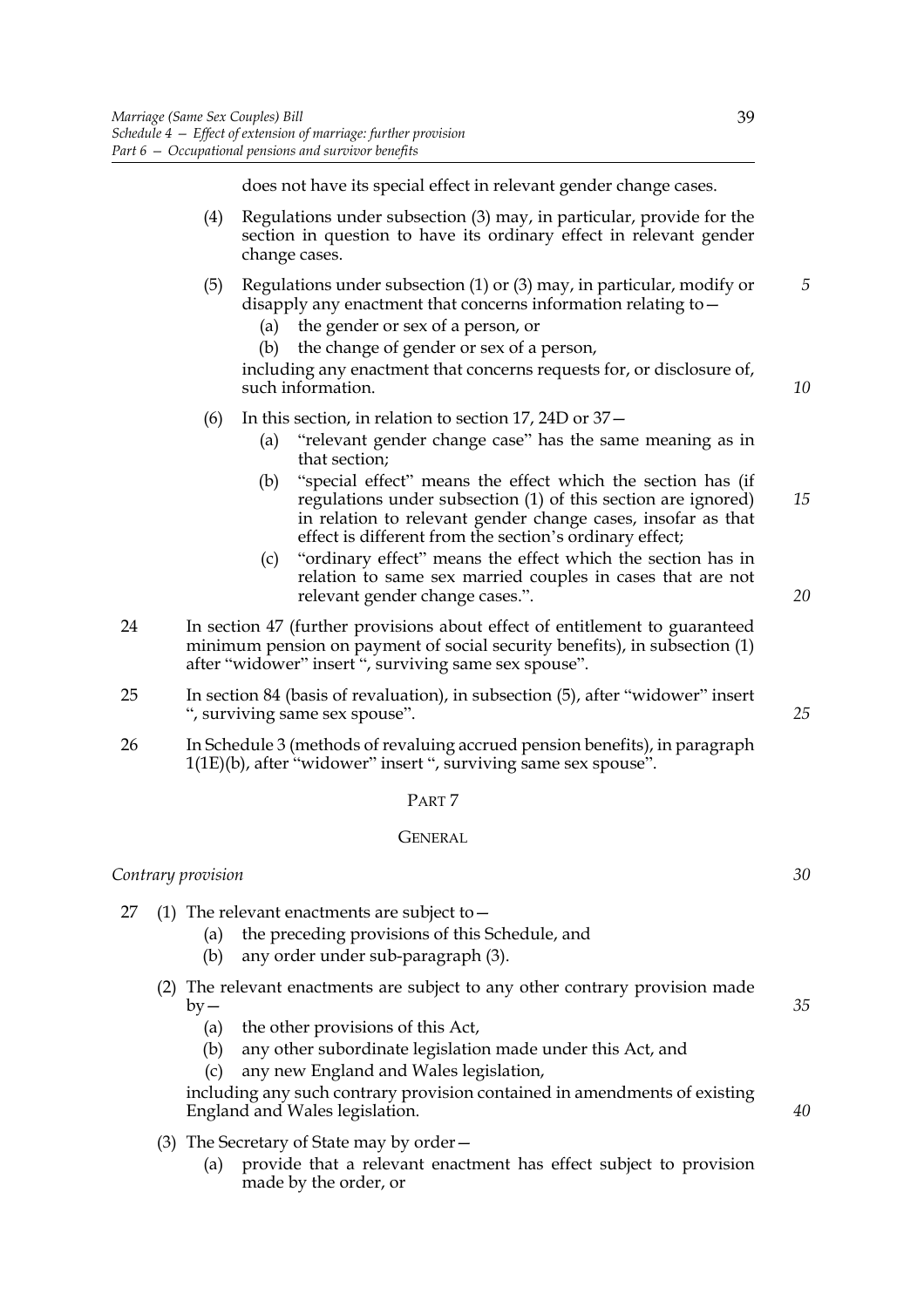does not have its special effect in relevant gender change cases.

(4) Regulations under subsection (3) may, in particular, provide for the section in question to have its ordinary effect in relevant gender change cases.

(5) Regulations under subsection (1) or (3) may, in particular, modify or disapply any enactment that concerns information relating to—

(a) the gender or sex of a person, or

(b) the change of gender or sex of a person,

including any enactment that concerns requests for, or disclosure of, such information.

(6) In this section, in relation to section 17, 24D or 37—

(a) "relevant gender change case" has the same meaning as in that section;

(b) "special effect" means the effect which the section has (if regulations under subsection (1) of this section are ignored) in relation to relevant gender change cases, insofar as that effect is different from the section's ordinary effect;

(c) "ordinary effect" means the effect which the section has in relation to same sex married couples in cases that are not relevant gender change cases.".

24 In section 47 (further provisions about effect of entitlement to guaranteed minimum pension on payment of social security benefits), in subsection (1) after "widower" insert ", surviving same sex spouse".

25 In section 84 (basis of revaluation), in subsection (5), after "widower" insert ", surviving same sex spouse".

26 In Schedule 3 (methods of revaluing accrued pension benefits), in paragraph 1(1E)(b), after "widower" insert ", surviving same sex spouse".

## PART 7

### GENERAL

*Contrary provision*

27 (1) The relevant enactments are subject to—

(a) the preceding provisions of this Schedule, and

(b) any order under sub-paragraph (3).

(2) The relevant enactments are subject to any other contrary provision made by—

(a) the other provisions of this Act,

(b) any other subordinate legislation made under this Act, and

(c) any new England and Wales legislation,

including any such contrary provision contained in amendments of existing England and Wales legislation.

(3) The Secretary of State may by order—

(a) provide that a relevant enactment has effect subject to provision made by the order, or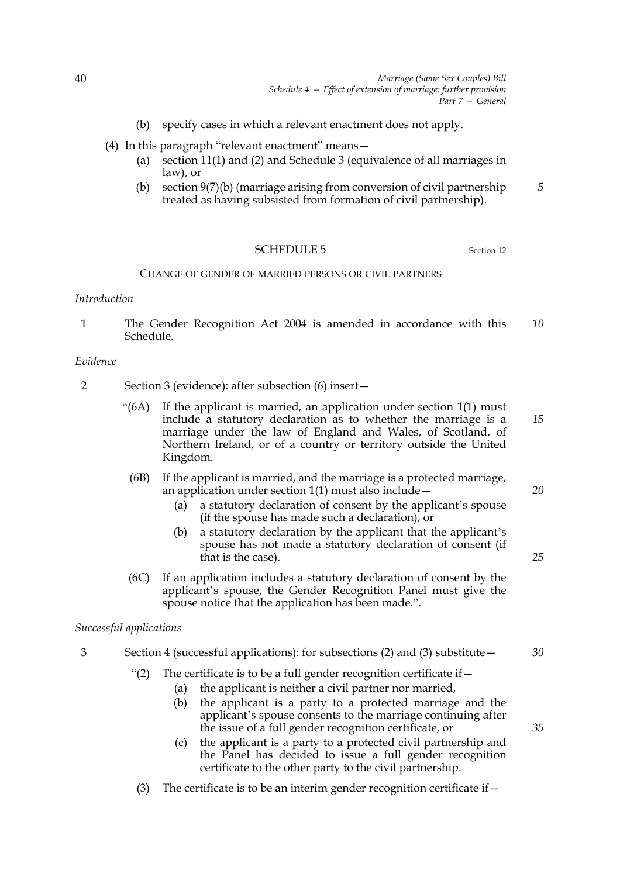(b) specify cases in which a relevant enactment does not apply.

(4) In this paragraph "relevant enactment" means—

(a) section 11(1) and (2) and Schedule 3 (equivalence of all marriages in law), or

(b) section 9(7)(b) (marriage arising from conversion of civil partnership treated as having subsisted from formation of civil partnership).

## SCHEDULE 5

Section 12

### CHANGE OF GENDER OF MARRIED PERSONS OR CIVIL PARTNERS

*Introduction*

1 The Gender Recognition Act 2004 is amended in accordance with this Schedule.

*Evidence*

2 Section 3 (evidence): after subsection (6) insert—

"(6A) If the applicant is married, an application under section 1(1) must include a statutory declaration as to whether the marriage is a marriage under the law of England and Wales, of Scotland, of Northern Ireland, or of a country or territory outside the United Kingdom.

(6B) If the applicant is married, and the marriage is a protected marriage, an application under section 1(1) must also include—

(a) a statutory declaration of consent by the applicant's spouse (if the spouse has made such a declaration), or

(b) a statutory declaration by the applicant that the applicant's spouse has not made a statutory declaration of consent (if that is the case).

(6C) If an application includes a statutory declaration of consent by the applicant's spouse, the Gender Recognition Panel must give the spouse notice that the application has been made.".

*Successful applications*

3 Section 4 (successful applications): for subsections (2) and (3) substitute—

"(2) The certificate is to be a full gender recognition certificate if—

(a) the applicant is neither a civil partner nor married,

(b) the applicant is a party to a protected marriage and the applicant's spouse consents to the marriage continuing after the issue of a full gender recognition certificate, or

(c) the applicant is a party to a protected civil partnership and the Panel has decided to issue a full gender recognition certificate to the other party to the civil partnership.

(3) The certificate is to be an interim gender recognition certificate if—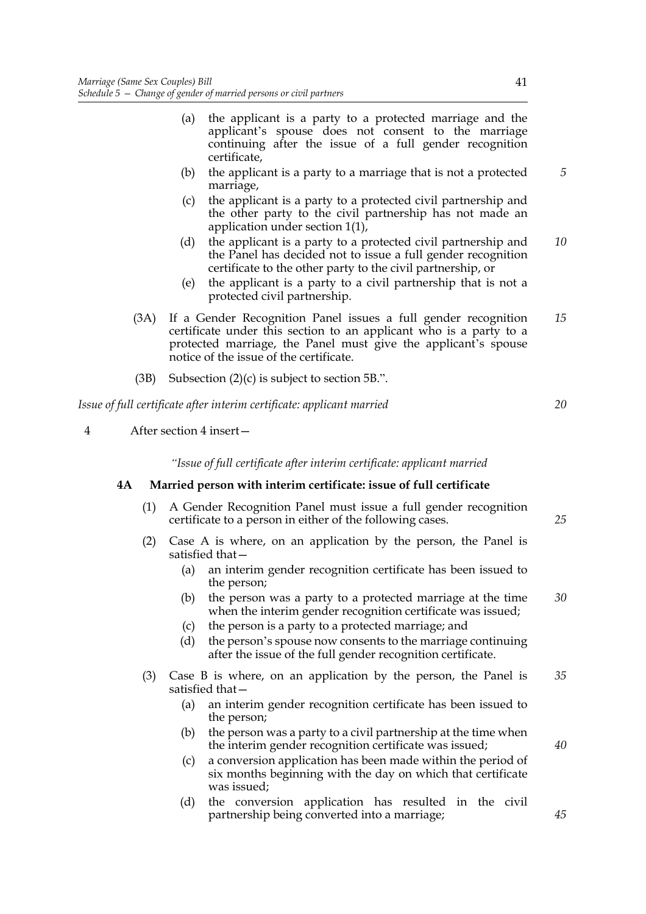(a) the applicant is a party to a protected marriage and the applicant's spouse does not consent to the marriage continuing after the issue of a full gender recognition certificate,

(b) the applicant is a party to a marriage that is not a protected marriage,

(c) the applicant is a party to a protected civil partnership and the other party to the civil partnership has not made an application under section 1(1),

(d) the applicant is a party to a protected civil partnership and the Panel has decided not to issue a full gender recognition certificate to the other party to the civil partnership, or

(e) the applicant is a party to a civil partnership that is not a protected civil partnership.

(3A) If a Gender Recognition Panel issues a full gender recognition certificate under this section to an applicant who is a party to a protected marriage, the Panel must give the applicant's spouse notice of the issue of the certificate.

(3B) Subsection (2)(c) is subject to section 5B.".

*Issue of full certificate after interim certificate: applicant married*

4 After section 4 insert—

*"Issue of full certificate after interim certificate: applicant married*

**4A Married person with interim certificate: issue of full certificate**

(1) A Gender Recognition Panel must issue a full gender recognition certificate to a person in either of the following cases.

(2) Case A is where, on an application by the person, the Panel is satisfied that—

(a) an interim gender recognition certificate has been issued to the person;

(b) the person was a party to a protected marriage at the time when the interim gender recognition certificate was issued;

(c) the person is a party to a protected marriage; and

(d) the person's spouse now consents to the marriage continuing after the issue of the full gender recognition certificate.

(3) Case B is where, on an application by the person, the Panel is satisfied that—

(a) an interim gender recognition certificate has been issued to the person;

(b) the person was a party to a civil partnership at the time when the interim gender recognition certificate was issued;

(c) a conversion application has been made within the period of six months beginning with the day on which that certificate was issued;

(d) the conversion application has resulted in the civil partnership being converted into a marriage;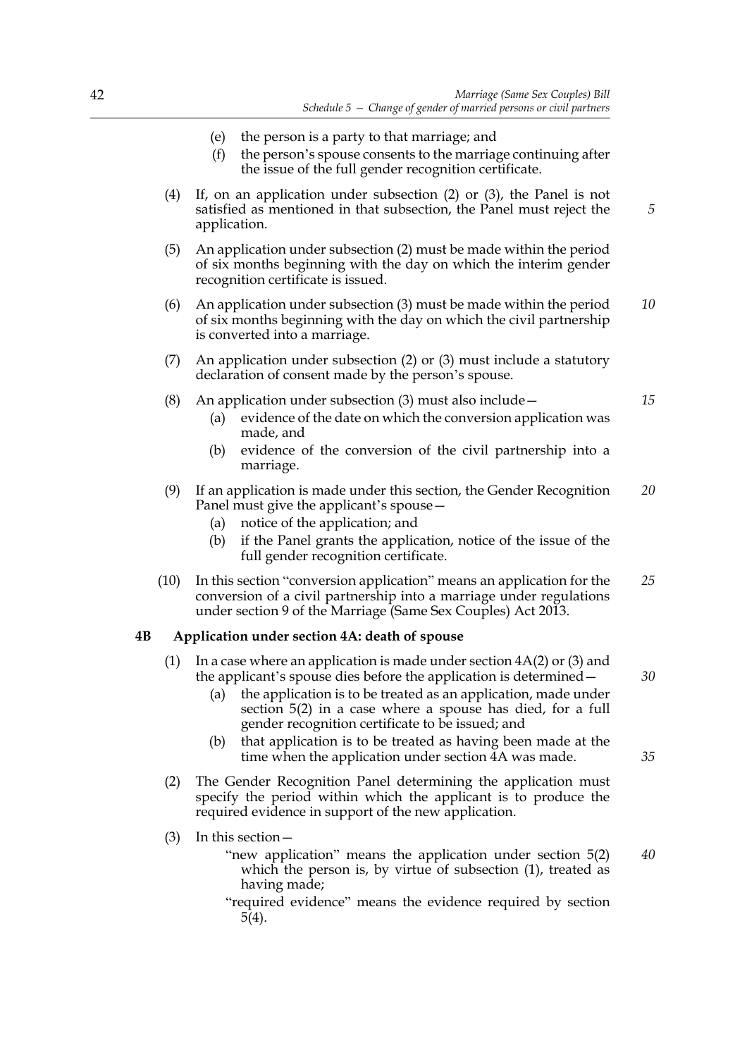(e) the person is a party to that marriage; and

(f) the person's spouse consents to the marriage continuing after the issue of the full gender recognition certificate.

(4) If, on an application under subsection (2) or (3), the Panel is not satisfied as mentioned in that subsection, the Panel must reject the application.

(5) An application under subsection (2) must be made within the period of six months beginning with the day on which the interim gender recognition certificate is issued.

(6) An application under subsection (3) must be made within the period of six months beginning with the day on which the civil partnership is converted into a marriage.

(7) An application under subsection (2) or (3) must include a statutory declaration of consent made by the person's spouse.

(8) An application under subsection (3) must also include—

(a) evidence of the date on which the conversion application was made, and

(b) evidence of the conversion of the civil partnership into a marriage.

(9) If an application is made under this section, the Gender Recognition Panel must give the applicant's spouse—

(a) notice of the application; and

(b) if the Panel grants the application, notice of the issue of the full gender recognition certificate.

(10) In this section "conversion application" means an application for the conversion of a civil partnership into a marriage under regulations under section 9 of the Marriage (Same Sex Couples) Act 2013.

### 4B Application under section 4A: death of spouse

(1) In a case where an application is made under section 4A(2) or (3) and the applicant's spouse dies before the application is determined—

(a) the application is to be treated as an application, made under section 5(2) in a case where a spouse has died, for a full gender recognition certificate to be issued; and

(b) that application is to be treated as having been made at the time when the application under section 4A was made.

(2) The Gender Recognition Panel determining the application must specify the period within which the applicant is to produce the required evidence in support of the new application.

(3) In this section—

"new application" means the application under section 5(2) which the person is, by virtue of subsection (1), treated as having made;

"required evidence" means the evidence required by section 5(4).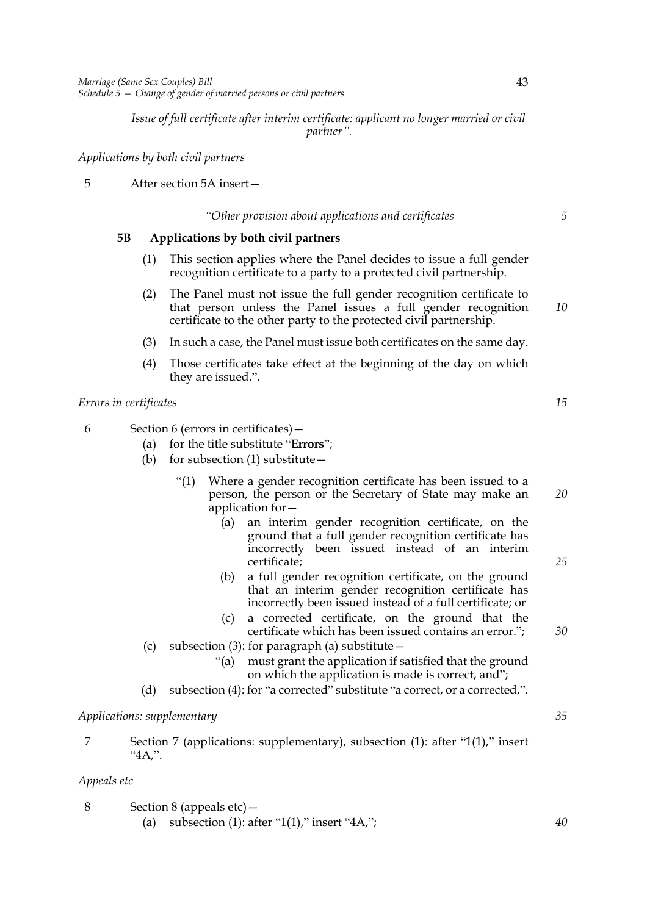*Issue of full certificate after interim certificate: applicant no longer married or civil partner".*

*Applications by both civil partners*

5 After section 5A insert—

*"Other provision about applications and certificates*

**5B Applications by both civil partners**

(1) This section applies where the Panel decides to issue a full gender recognition certificate to a party to a protected civil partnership.

(2) The Panel must not issue the full gender recognition certificate to that person unless the Panel issues a full gender recognition certificate to the other party to the protected civil partnership.

(3) In such a case, the Panel must issue both certificates on the same day.

(4) Those certificates take effect at the beginning of the day on which they are issued.".

*Errors in certificates*

6 Section 6 (errors in certificates)—

(a) for the title substitute "**Errors**";

(b) for subsection (1) substitute—

"(1) Where a gender recognition certificate has been issued to a person, the person or the Secretary of State may make an application for—

(a) an interim gender recognition certificate, on the ground that a full gender recognition certificate has incorrectly been issued instead of an interim certificate;

(b) a full gender recognition certificate, on the ground that an interim gender recognition certificate has incorrectly been issued instead of a full certificate; or

(c) a corrected certificate, on the ground that the certificate which has been issued contains an error.";

(c) subsection (3): for paragraph (a) substitute—

"(a) must grant the application if satisfied that the ground on which the application is made is correct, and";

(d) subsection (4): for "a corrected" substitute "a correct, or a corrected,".

*Applications: supplementary*

7 Section 7 (applications: supplementary), subsection (1): after "1(1)," insert "4A,".

*Appeals etc*

8 Section 8 (appeals etc)—

(a) subsection (1): after "1(1)," insert "4A,";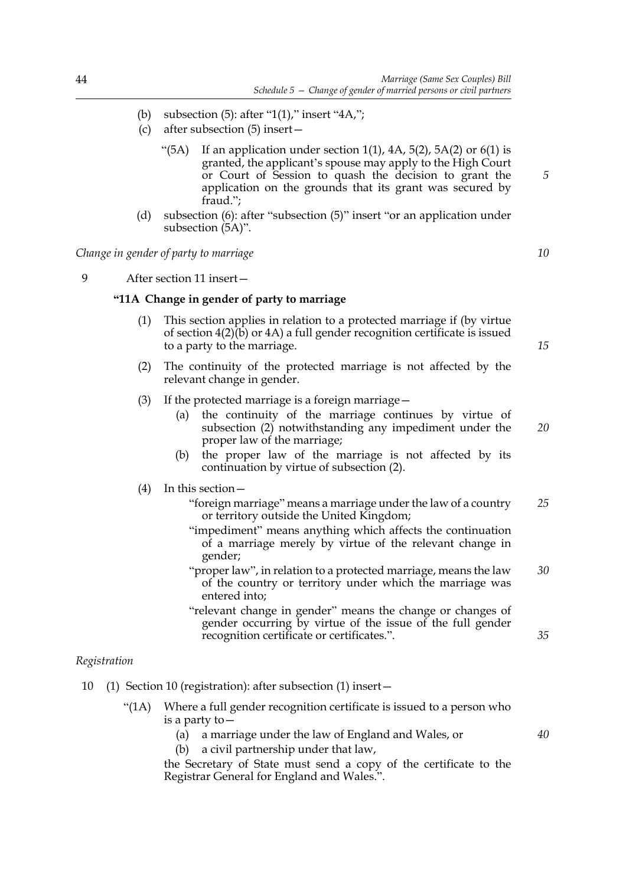(b) subsection (5): after "1(1)," insert "4A,";

(c) after subsection (5) insert—

> "(5A) If an application under section 1(1), 4A, 5(2), 5A(2) or 6(1) is granted, the applicant's spouse may apply to the High Court or Court of Session to quash the decision to grant the application on the grounds that its grant was secured by fraud.";

(d) subsection (6): after "subsection (5)" insert "or an application under subsection (5A)".

*Change in gender of party to marriage*

9 After section 11 insert—

> **"11A Change in gender of party to marriage**
>
> (1) This section applies in relation to a protected marriage if (by virtue of section 4(2)(b) or 4A) a full gender recognition certificate is issued to a party to the marriage.
>
> (2) The continuity of the protected marriage is not affected by the relevant change in gender.
>
> (3) If the protected marriage is a foreign marriage—
>
> (a) the continuity of the marriage continues by virtue of subsection (2) notwithstanding any impediment under the proper law of the marriage;
>
> (b) the proper law of the marriage is not affected by its continuation by virtue of subsection (2).
>
> (4) In this section—
>
> "foreign marriage" means a marriage under the law of a country or territory outside the United Kingdom;
>
> "impediment" means anything which affects the continuation of a marriage merely by virtue of the relevant change in gender;
>
> "proper law", in relation to a protected marriage, means the law of the country or territory under which the marriage was entered into;
>
> "relevant change in gender" means the change or changes of gender occurring by virtue of the issue of the full gender recognition certificate or certificates.".

*Registration*

10 (1) Section 10 (registration): after subsection (1) insert—

> "(1A) Where a full gender recognition certificate is issued to a person who is a party to—
>
> (a) a marriage under the law of England and Wales, or
>
> (b) a civil partnership under that law,
>
> the Secretary of State must send a copy of the certificate to the Registrar General for England and Wales.".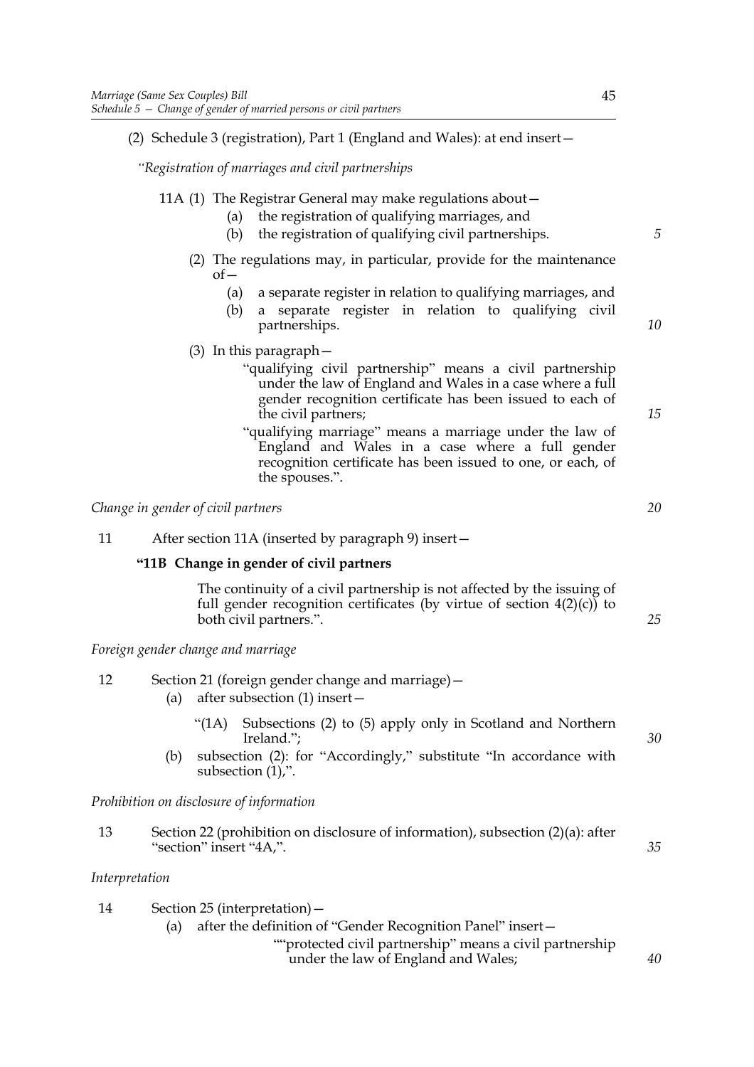(2) Schedule 3 (registration), Part 1 (England and Wales): at end insert—

*"Registration of marriages and civil partnerships*

11A (1) The Registrar General may make regulations about—

(a) the registration of qualifying marriages, and

(b) the registration of qualifying civil partnerships.

(2) The regulations may, in particular, provide for the maintenance of—

(a) a separate register in relation to qualifying marriages, and

(b) a separate register in relation to qualifying civil partnerships.

(3) In this paragraph—

"qualifying civil partnership" means a civil partnership under the law of England and Wales in a case where a full gender recognition certificate has been issued to each of the civil partners;

"qualifying marriage" means a marriage under the law of England and Wales in a case where a full gender recognition certificate has been issued to one, or each, of the spouses.".

*Change in gender of civil partners*

11 After section 11A (inserted by paragraph 9) insert—

**"11B Change in gender of civil partners**

The continuity of a civil partnership is not affected by the issuing of full gender recognition certificates (by virtue of section 4(2)(c)) to both civil partners.".

*Foreign gender change and marriage*

12 Section 21 (foreign gender change and marriage)—

(a) after subsection (1) insert—

"(1A) Subsections (2) to (5) apply only in Scotland and Northern Ireland.";

(b) subsection (2): for "Accordingly," substitute "In accordance with subsection (1),".

*Prohibition on disclosure of information*

13 Section 22 (prohibition on disclosure of information), subsection (2)(a): after "section" insert "4A,".

*Interpretation*

14 Section 25 (interpretation)—

(a) after the definition of "Gender Recognition Panel" insert—

""protected civil partnership" means a civil partnership under the law of England and Wales;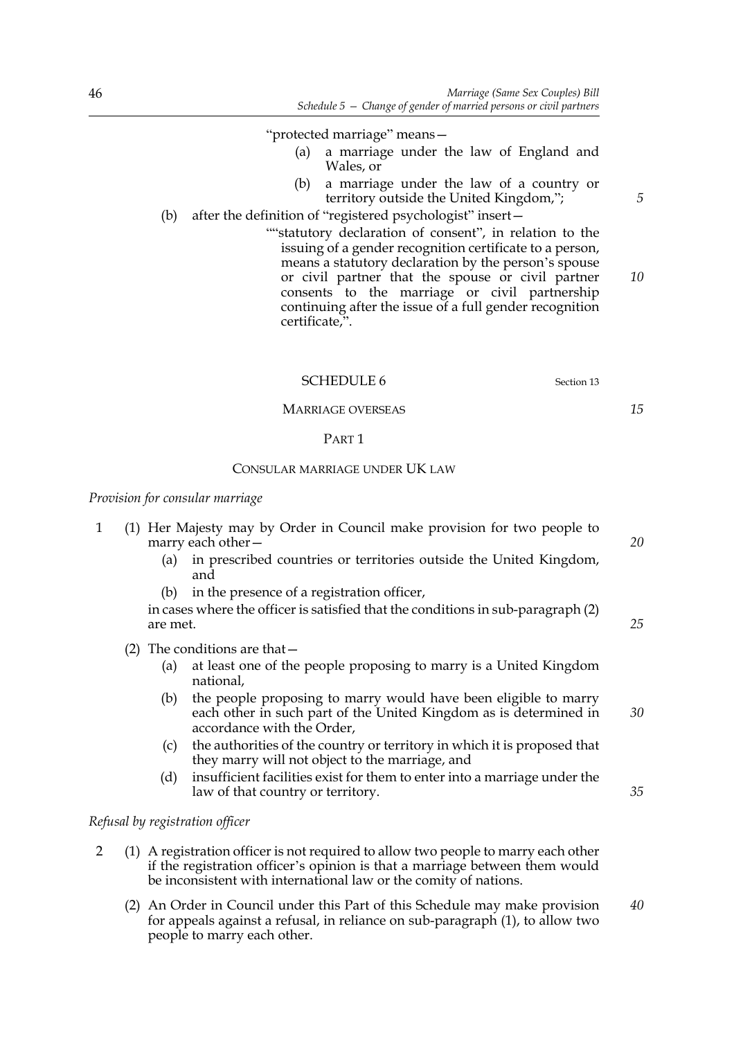"protected marriage" means—

(a) a marriage under the law of England and Wales, or

(b) a marriage under the law of a country or territory outside the United Kingdom,";

(b) after the definition of "registered psychologist" insert—

""statutory declaration of consent", in relation to the issuing of a gender recognition certificate to a person, means a statutory declaration by the person's spouse or civil partner that the spouse or civil partner consents to the marriage or civil partnership continuing after the issue of a full gender recognition certificate,".

## SCHEDULE 6

Section 13

### MARRIAGE OVERSEAS

#### PART 1

#### CONSULAR MARRIAGE UNDER UK LAW

*Provision for consular marriage*

1 (1) Her Majesty may by Order in Council make provision for two people to marry each other—

(a) in prescribed countries or territories outside the United Kingdom, and

(b) in the presence of a registration officer,

in cases where the officer is satisfied that the conditions in sub-paragraph (2) are met.

(2) The conditions are that—

(a) at least one of the people proposing to marry is a United Kingdom national,

(b) the people proposing to marry would have been eligible to marry each other in such part of the United Kingdom as is determined in accordance with the Order,

(c) the authorities of the country or territory in which it is proposed that they marry will not object to the marriage, and

(d) insufficient facilities exist for them to enter into a marriage under the law of that country or territory.

*Refusal by registration officer*

2 (1) A registration officer is not required to allow two people to marry each other if the registration officer's opinion is that a marriage between them would be inconsistent with international law or the comity of nations.

(2) An Order in Council under this Part of this Schedule may make provision for appeals against a refusal, in reliance on sub-paragraph (1), to allow two people to marry each other.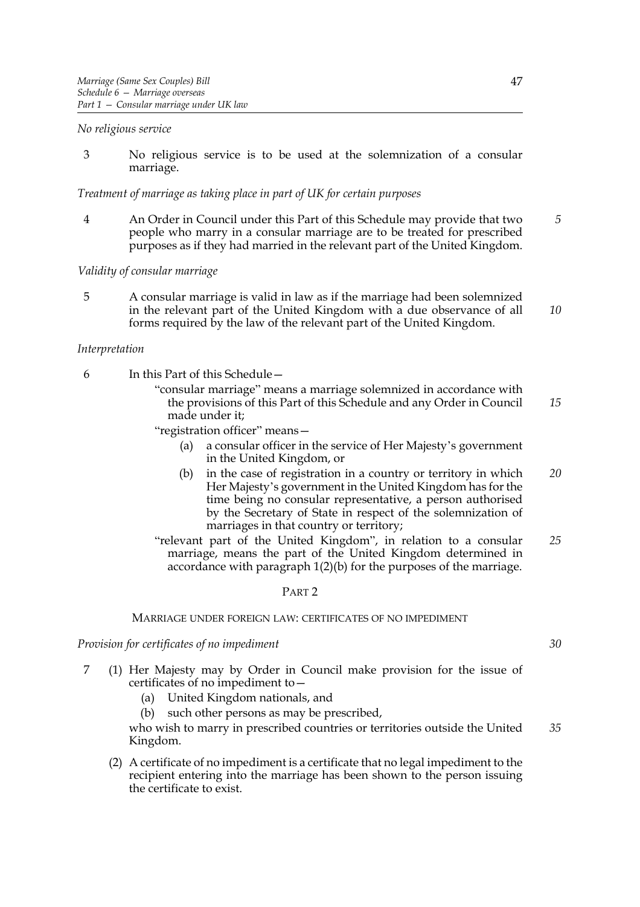*No religious service*

3 No religious service is to be used at the solemnization of a consular marriage.

*Treatment of marriage as taking place in part of UK for certain purposes*

4 An Order in Council under this Part of this Schedule may provide that two people who marry in a consular marriage are to be treated for prescribed purposes as if they had married in the relevant part of the United Kingdom.

*Validity of consular marriage*

5 A consular marriage is valid in law as if the marriage had been solemnized in the relevant part of the United Kingdom with a due observance of all forms required by the law of the relevant part of the United Kingdom.

*Interpretation*

6 In this Part of this Schedule—

"consular marriage" means a marriage solemnized in accordance with the provisions of this Part of this Schedule and any Order in Council made under it;

"registration officer" means—

(a) a consular officer in the service of Her Majesty's government in the United Kingdom, or

(b) in the case of registration in a country or territory in which Her Majesty's government in the United Kingdom has for the time being no consular representative, a person authorised by the Secretary of State in respect of the solemnization of marriages in that country or territory;

"relevant part of the United Kingdom", in relation to a consular marriage, means the part of the United Kingdom determined in accordance with paragraph 1(2)(b) for the purposes of the marriage.

## PART 2

### MARRIAGE UNDER FOREIGN LAW: CERTIFICATES OF NO IMPEDIMENT

*Provision for certificates of no impediment*

7 (1) Her Majesty may by Order in Council make provision for the issue of certificates of no impediment to—

(a) United Kingdom nationals, and

(b) such other persons as may be prescribed,

who wish to marry in prescribed countries or territories outside the United Kingdom.

(2) A certificate of no impediment is a certificate that no legal impediment to the recipient entering into the marriage has been shown to the person issuing the certificate to exist.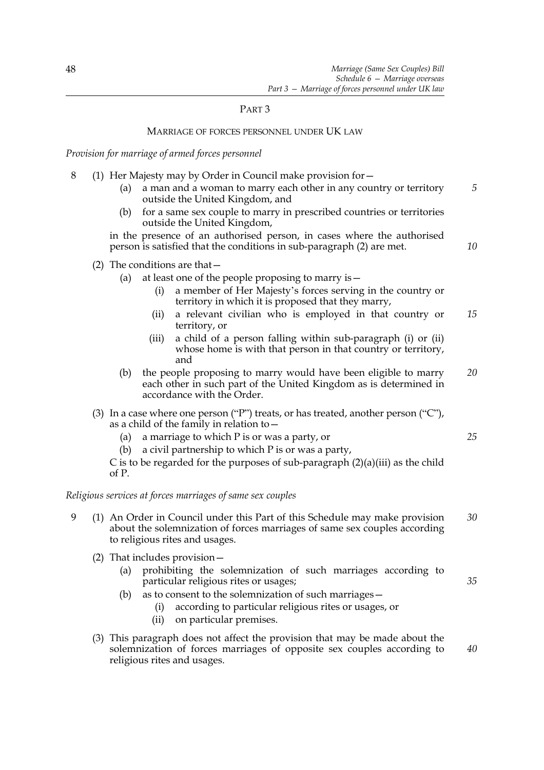## PART 3

### MARRIAGE OF FORCES PERSONNEL UNDER UK LAW

*Provision for marriage of armed forces personnel*

8 (1) Her Majesty may by Order in Council make provision for—

(a) a man and a woman to marry each other in any country or territory outside the United Kingdom, and

(b) for a same sex couple to marry in prescribed countries or territories outside the United Kingdom,

in the presence of an authorised person, in cases where the authorised person is satisfied that the conditions in sub-paragraph (2) are met.

(2) The conditions are that—

(a) at least one of the people proposing to marry is—

(i) a member of Her Majesty's forces serving in the country or territory in which it is proposed that they marry,

(ii) a relevant civilian who is employed in that country or territory, or

(iii) a child of a person falling within sub-paragraph (i) or (ii) whose home is with that person in that country or territory, and

(b) the people proposing to marry would have been eligible to marry each other in such part of the United Kingdom as is determined in accordance with the Order.

(3) In a case where one person ("P") treats, or has treated, another person ("C"), as a child of the family in relation to—

(a) a marriage to which P is or was a party, or

(b) a civil partnership to which P is or was a party,

C is to be regarded for the purposes of sub-paragraph (2)(a)(iii) as the child of P.

*Religious services at forces marriages of same sex couples*

9 (1) An Order in Council under this Part of this Schedule may make provision about the solemnization of forces marriages of same sex couples according to religious rites and usages.

(2) That includes provision—

(a) prohibiting the solemnization of such marriages according to particular religious rites or usages;

(b) as to consent to the solemnization of such marriages—

(i) according to particular religious rites or usages, or

(ii) on particular premises.

(3) This paragraph does not affect the provision that may be made about the solemnization of forces marriages of opposite sex couples according to religious rites and usages.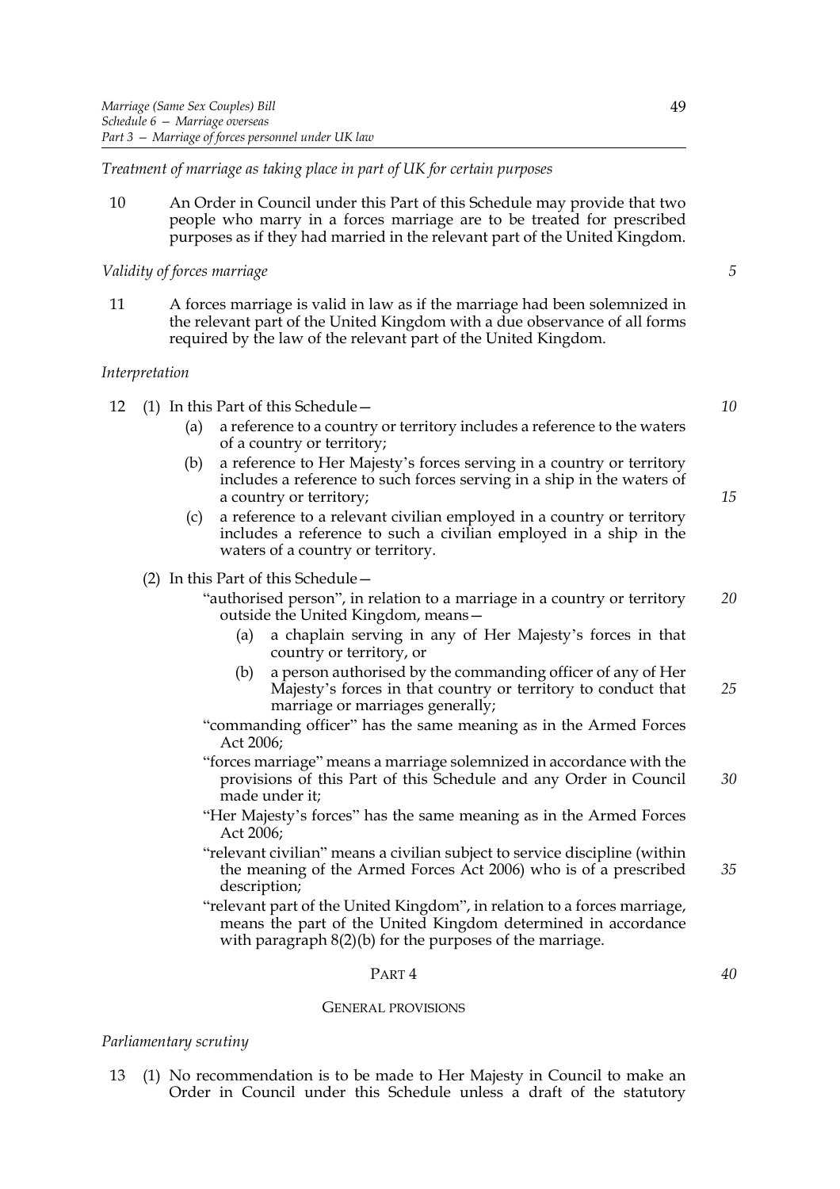*Treatment of marriage as taking place in part of UK for certain purposes*

10 An Order in Council under this Part of this Schedule may provide that two people who marry in a forces marriage are to be treated for prescribed purposes as if they had married in the relevant part of the United Kingdom.

*Validity of forces marriage*

11 A forces marriage is valid in law as if the marriage had been solemnized in the relevant part of the United Kingdom with a due observance of all forms required by the law of the relevant part of the United Kingdom.

*Interpretation*

12 (1) In this Part of this Schedule—

(a) a reference to a country or territory includes a reference to the waters of a country or territory;

(b) a reference to Her Majesty's forces serving in a country or territory includes a reference to such forces serving in a ship in the waters of a country or territory;

(c) a reference to a relevant civilian employed in a country or territory includes a reference to such a civilian employed in a ship in the waters of a country or territory.

(2) In this Part of this Schedule—

"authorised person", in relation to a marriage in a country or territory outside the United Kingdom, means—

(a) a chaplain serving in any of Her Majesty's forces in that country or territory, or

(b) a person authorised by the commanding officer of any of Her Majesty's forces in that country or territory to conduct that marriage or marriages generally;

"commanding officer" has the same meaning as in the Armed Forces Act 2006;

"forces marriage" means a marriage solemnized in accordance with the provisions of this Part of this Schedule and any Order in Council made under it;

"Her Majesty's forces" has the same meaning as in the Armed Forces Act 2006;

"relevant civilian" means a civilian subject to service discipline (within the meaning of the Armed Forces Act 2006) who is of a prescribed description;

"relevant part of the United Kingdom", in relation to a forces marriage, means the part of the United Kingdom determined in accordance with paragraph 8(2)(b) for the purposes of the marriage.

## PART 4

## GENERAL PROVISIONS

*Parliamentary scrutiny*

13 (1) No recommendation is to be made to Her Majesty in Council to make an Order in Council under this Schedule unless a draft of the statutory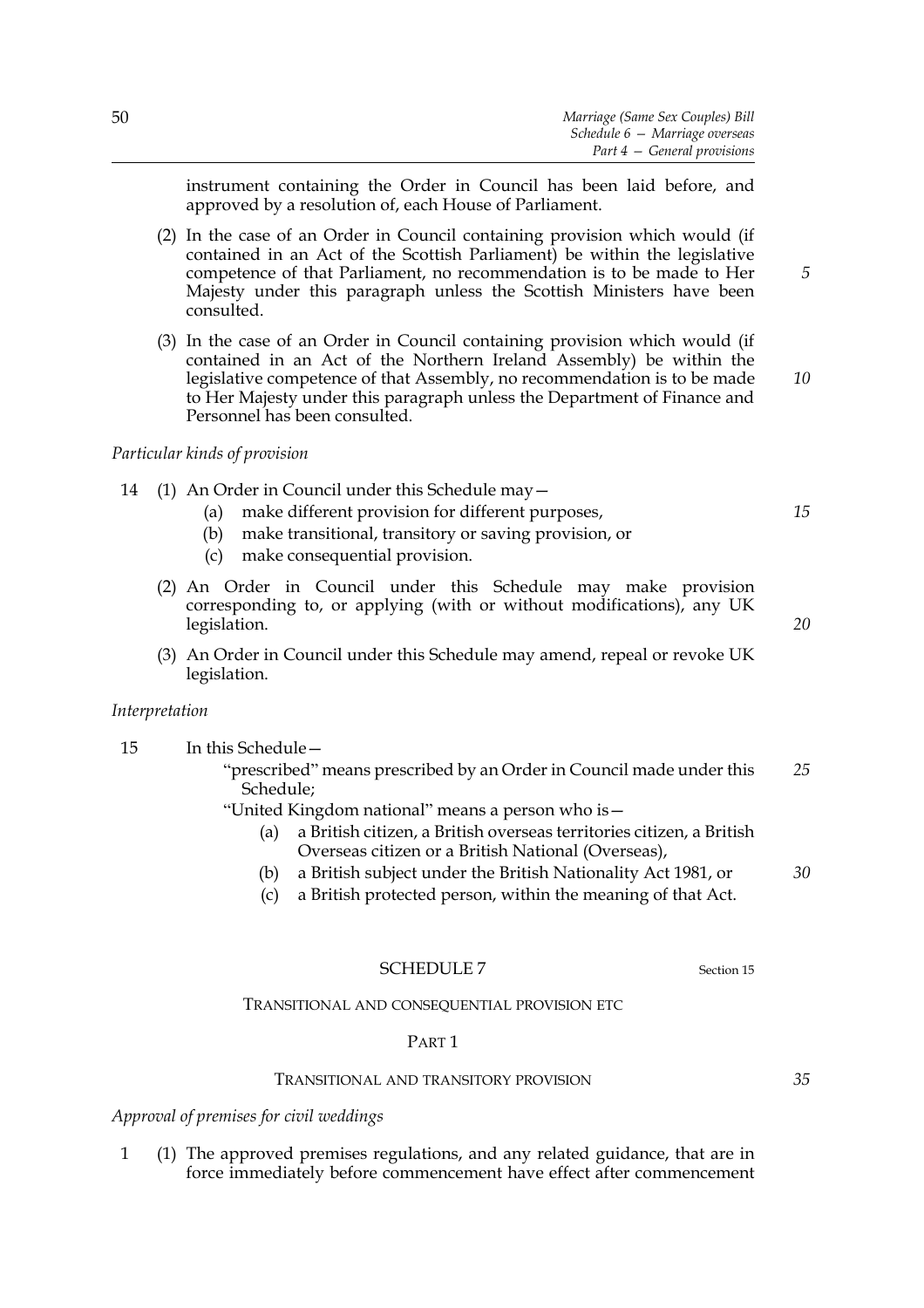instrument containing the Order in Council has been laid before, and approved by a resolution of, each House of Parliament.

(2) In the case of an Order in Council containing provision which would (if contained in an Act of the Scottish Parliament) be within the legislative competence of that Parliament, no recommendation is to be made to Her Majesty under this paragraph unless the Scottish Ministers have been consulted.

(3) In the case of an Order in Council containing provision which would (if contained in an Act of the Northern Ireland Assembly) be within the legislative competence of that Assembly, no recommendation is to be made to Her Majesty under this paragraph unless the Department of Finance and Personnel has been consulted.

*Particular kinds of provision*

14 (1) An Order in Council under this Schedule may—

(a) make different provision for different purposes,

(b) make transitional, transitory or saving provision, or

(c) make consequential provision.

(2) An Order in Council under this Schedule may make provision corresponding to, or applying (with or without modifications), any UK legislation.

(3) An Order in Council under this Schedule may amend, repeal or revoke UK legislation.

*Interpretation*

15 In this Schedule—

"prescribed" means prescribed by an Order in Council made under this Schedule;

"United Kingdom national" means a person who is—

(a) a British citizen, a British overseas territories citizen, a British Overseas citizen or a British National (Overseas),

(b) a British subject under the British Nationality Act 1981, or

(c) a British protected person, within the meaning of that Act.

## SCHEDULE 7

Section 15

### TRANSITIONAL AND CONSEQUENTIAL PROVISION ETC

#### PART 1

#### TRANSITIONAL AND TRANSITORY PROVISION

*Approval of premises for civil weddings*

1 (1) The approved premises regulations, and any related guidance, that are in force immediately before commencement have effect after commencement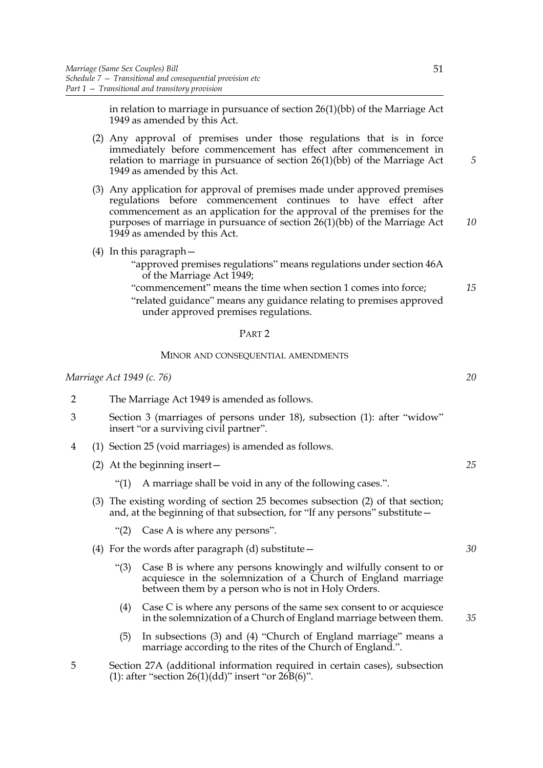in relation to marriage in pursuance of section 26(1)(bb) of the Marriage Act 1949 as amended by this Act.

(2) Any approval of premises under those regulations that is in force immediately before commencement has effect after commencement in relation to marriage in pursuance of section 26(1)(bb) of the Marriage Act 1949 as amended by this Act.

(3) Any application for approval of premises made under approved premises regulations before commencement continues to have effect after commencement as an application for the approval of the premises for the purposes of marriage in pursuance of section 26(1)(bb) of the Marriage Act 1949 as amended by this Act.

(4) In this paragraph—

"approved premises regulations" means regulations under section 46A of the Marriage Act 1949;

"commencement" means the time when section 1 comes into force;

"related guidance" means any guidance relating to premises approved under approved premises regulations.

## PART 2

### MINOR AND CONSEQUENTIAL AMENDMENTS

*Marriage Act 1949 (c. 76)*

2 The Marriage Act 1949 is amended as follows.

3 Section 3 (marriages of persons under 18), subsection (1): after "widow" insert "or a surviving civil partner".

4 (1) Section 25 (void marriages) is amended as follows.

(2) At the beginning insert—

"(1) A marriage shall be void in any of the following cases.".

(3) The existing wording of section 25 becomes subsection (2) of that section; and, at the beginning of that subsection, for "If any persons" substitute—

"(2) Case A is where any persons".

(4) For the words after paragraph (d) substitute—

"(3) Case B is where any persons knowingly and wilfully consent to or acquiesce in the solemnization of a Church of England marriage between them by a person who is not in Holy Orders.

(4) Case C is where any persons of the same sex consent to or acquiesce in the solemnization of a Church of England marriage between them.

(5) In subsections (3) and (4) "Church of England marriage" means a marriage according to the rites of the Church of England.".

5 Section 27A (additional information required in certain cases), subsection (1): after "section 26(1)(dd)" insert "or 26B(6)".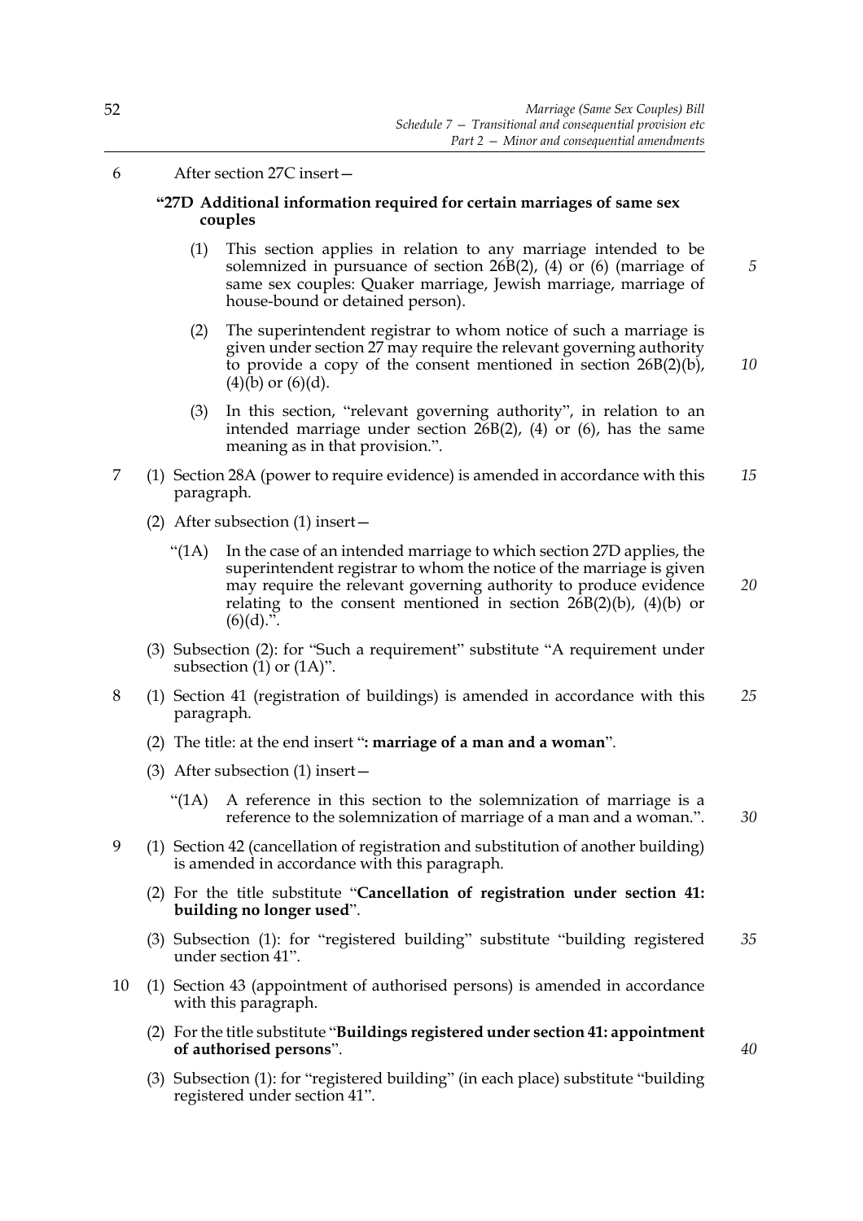6 After section 27C insert—

**"27D Additional information required for certain marriages of same sex couples**

(1) This section applies in relation to any marriage intended to be solemnized in pursuance of section 26B(2), (4) or (6) (marriage of same sex couples: Quaker marriage, Jewish marriage, marriage of house-bound or detained person).

(2) The superintendent registrar to whom notice of such a marriage is given under section 27 may require the relevant governing authority to provide a copy of the consent mentioned in section 26B(2)(b), (4)(b) or (6)(d).

(3) In this section, "relevant governing authority", in relation to an intended marriage under section 26B(2), (4) or (6), has the same meaning as in that provision.".

7 (1) Section 28A (power to require evidence) is amended in accordance with this paragraph.

(2) After subsection (1) insert—

"(1A) In the case of an intended marriage to which section 27D applies, the superintendent registrar to whom the notice of the marriage is given may require the relevant governing authority to produce evidence relating to the consent mentioned in section 26B(2)(b), (4)(b) or (6)(d).".

(3) Subsection (2): for "Such a requirement" substitute "A requirement under subsection (1) or (1A)".

8 (1) Section 41 (registration of buildings) is amended in accordance with this paragraph.

(2) The title: at the end insert "**: marriage of a man and a woman**".

(3) After subsection (1) insert—

"(1A) A reference in this section to the solemnization of marriage is a reference to the solemnization of marriage of a man and a woman.".

9 (1) Section 42 (cancellation of registration and substitution of another building) is amended in accordance with this paragraph.

(2) For the title substitute "**Cancellation of registration under section 41: building no longer used**".

(3) Subsection (1): for "registered building" substitute "building registered under section 41".

10 (1) Section 43 (appointment of authorised persons) is amended in accordance with this paragraph.

(2) For the title substitute "**Buildings registered under section 41: appointment of authorised persons**".

(3) Subsection (1): for "registered building" (in each place) substitute "building registered under section 41".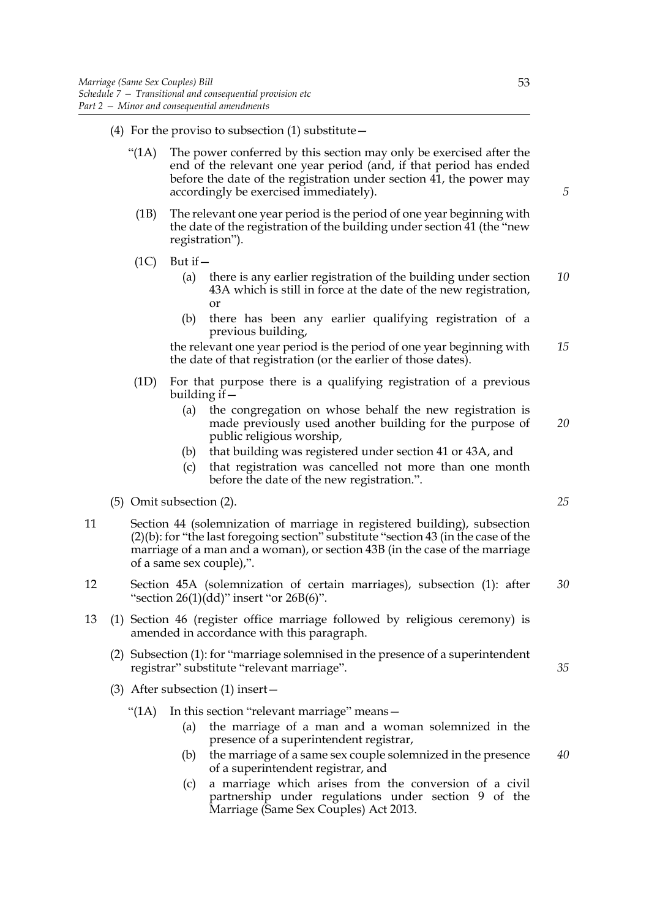(4) For the proviso to subsection (1) substitute—

"(1A) The power conferred by this section may only be exercised after the end of the relevant one year period (and, if that period has ended before the date of the registration under section 41, the power may accordingly be exercised immediately).

(1B) The relevant one year period is the period of one year beginning with the date of the registration of the building under section 41 (the "new registration").

(1C) But if—

(a) there is any earlier registration of the building under section 43A which is still in force at the date of the new registration, or

(b) there has been any earlier qualifying registration of a previous building,

the relevant one year period is the period of one year beginning with the date of that registration (or the earlier of those dates).

(1D) For that purpose there is a qualifying registration of a previous building if—

(a) the congregation on whose behalf the new registration is made previously used another building for the purpose of public religious worship,

(b) that building was registered under section 41 or 43A, and

(c) that registration was cancelled not more than one month before the date of the new registration.".

(5) Omit subsection (2).

11 Section 44 (solemnization of marriage in registered building), subsection (2)(b): for "the last foregoing section" substitute "section 43 (in the case of the marriage of a man and a woman), or section 43B (in the case of the marriage of a same sex couple),".

12 Section 45A (solemnization of certain marriages), subsection (1): after "section 26(1)(dd)" insert "or 26B(6)".

13 (1) Section 46 (register office marriage followed by religious ceremony) is amended in accordance with this paragraph.

(2) Subsection (1): for "marriage solemnised in the presence of a superintendent registrar" substitute "relevant marriage".

(3) After subsection (1) insert—

"(1A) In this section "relevant marriage" means—

(a) the marriage of a man and a woman solemnized in the presence of a superintendent registrar,

(b) the marriage of a same sex couple solemnized in the presence of a superintendent registrar, and

(c) a marriage which arises from the conversion of a civil partnership under regulations under section 9 of the Marriage (Same Sex Couples) Act 2013.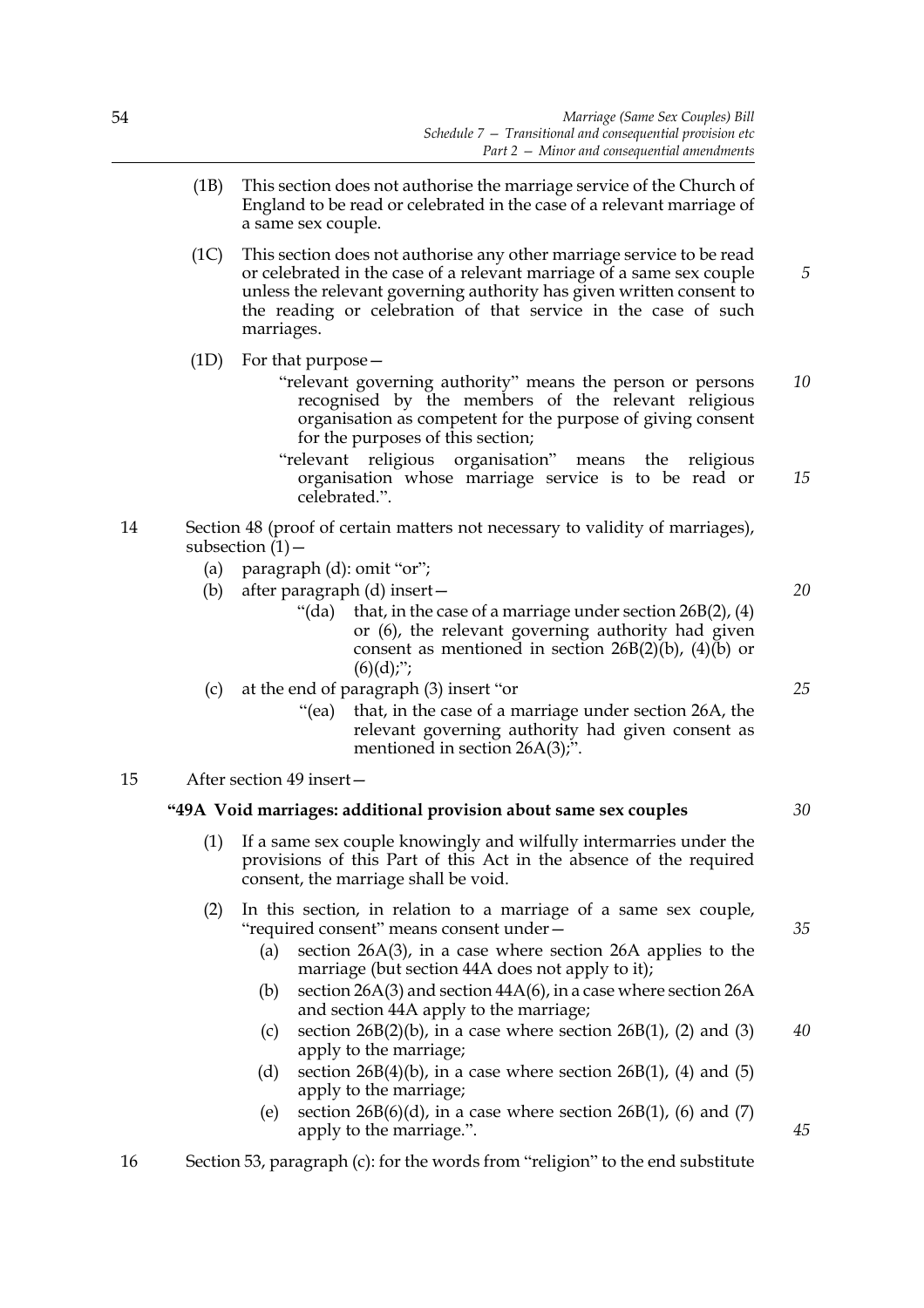(1B) This section does not authorise the marriage service of the Church of England to be read or celebrated in the case of a relevant marriage of a same sex couple.

(1C) This section does not authorise any other marriage service to be read or celebrated in the case of a relevant marriage of a same sex couple unless the relevant governing authority has given written consent to the reading or celebration of that service in the case of such marriages.

(1D) For that purpose—

"relevant governing authority" means the person or persons recognised by the members of the relevant religious organisation as competent for the purpose of giving consent for the purposes of this section;

"relevant religious organisation" means the religious organisation whose marriage service is to be read or celebrated.".

14 Section 48 (proof of certain matters not necessary to validity of marriages), subsection (1)—

(a) paragraph (d): omit "or";

(b) after paragraph (d) insert—

"(da) that, in the case of a marriage under section 26B(2), (4) or (6), the relevant governing authority had given consent as mentioned in section 26B(2)(b), (4)(b) or (6)(d);";

(c) at the end of paragraph (3) insert "or

"(ea) that, in the case of a marriage under section 26A, the relevant governing authority had given consent as mentioned in section 26A(3);".

15 After section 49 insert—

**"49A Void marriages: additional provision about same sex couples**

(1) If a same sex couple knowingly and wilfully intermarries under the provisions of this Part of this Act in the absence of the required consent, the marriage shall be void.

(2) In this section, in relation to a marriage of a same sex couple, "required consent" means consent under—

(a) section 26A(3), in a case where section 26A applies to the marriage (but section 44A does not apply to it);

(b) section 26A(3) and section 44A(6), in a case where section 26A and section 44A apply to the marriage;

(c) section 26B(2)(b), in a case where section 26B(1), (2) and (3) apply to the marriage;

(d) section 26B(4)(b), in a case where section 26B(1), (4) and (5) apply to the marriage;

(e) section 26B(6)(d), in a case where section 26B(1), (6) and (7) apply to the marriage.".

16 Section 53, paragraph (c): for the words from "religion" to the end substitute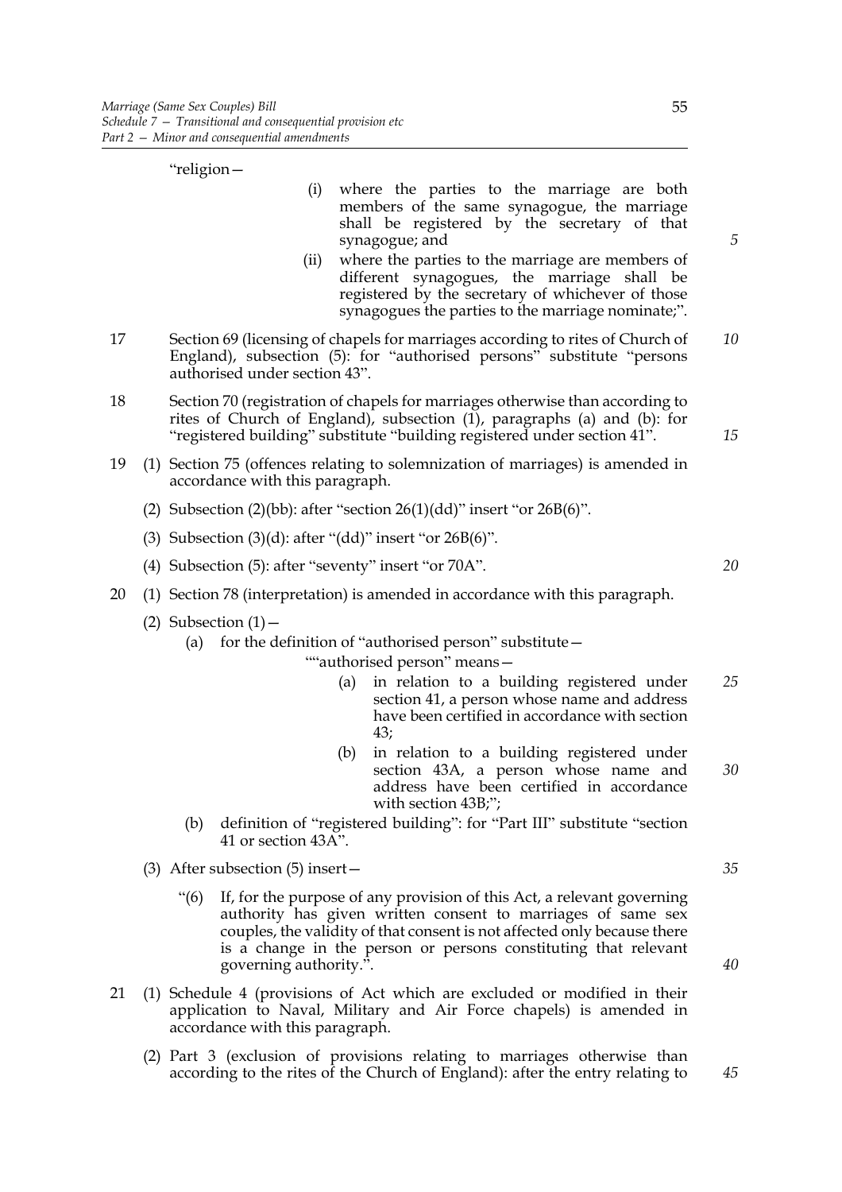"religion—

(i) where the parties to the marriage are both members of the same synagogue, the marriage shall be registered by the secretary of that synagogue; and

(ii) where the parties to the marriage are members of different synagogues, the marriage shall be registered by the secretary of whichever of those synagogues the parties to the marriage nominate;".

17 Section 69 (licensing of chapels for marriages according to rites of Church of England), subsection (5): for "authorised persons" substitute "persons authorised under section 43".

18 Section 70 (registration of chapels for marriages otherwise than according to rites of Church of England), subsection (1), paragraphs (a) and (b): for "registered building" substitute "building registered under section 41".

19 (1) Section 75 (offences relating to solemnization of marriages) is amended in accordance with this paragraph.

(2) Subsection (2)(bb): after "section 26(1)(dd)" insert "or 26B(6)".

(3) Subsection (3)(d): after "(dd)" insert "or 26B(6)".

(4) Subsection (5): after "seventy" insert "or 70A".

20 (1) Section 78 (interpretation) is amended in accordance with this paragraph.

(2) Subsection (1)—

(a) for the definition of "authorised person" substitute—

""authorised person" means—

(a) in relation to a building registered under section 41, a person whose name and address have been certified in accordance with section 43;

(b) in relation to a building registered under section 43A, a person whose name and address have been certified in accordance with section 43B;";

(b) definition of "registered building": for "Part III" substitute "section 41 or section 43A".

(3) After subsection (5) insert—

"(6) If, for the purpose of any provision of this Act, a relevant governing authority has given written consent to marriages of same sex couples, the validity of that consent is not affected only because there is a change in the person or persons constituting that relevant governing authority.".

21 (1) Schedule 4 (provisions of Act which are excluded or modified in their application to Naval, Military and Air Force chapels) is amended in accordance with this paragraph.

(2) Part 3 (exclusion of provisions relating to marriages otherwise than according to the rites of the Church of England): after the entry relating to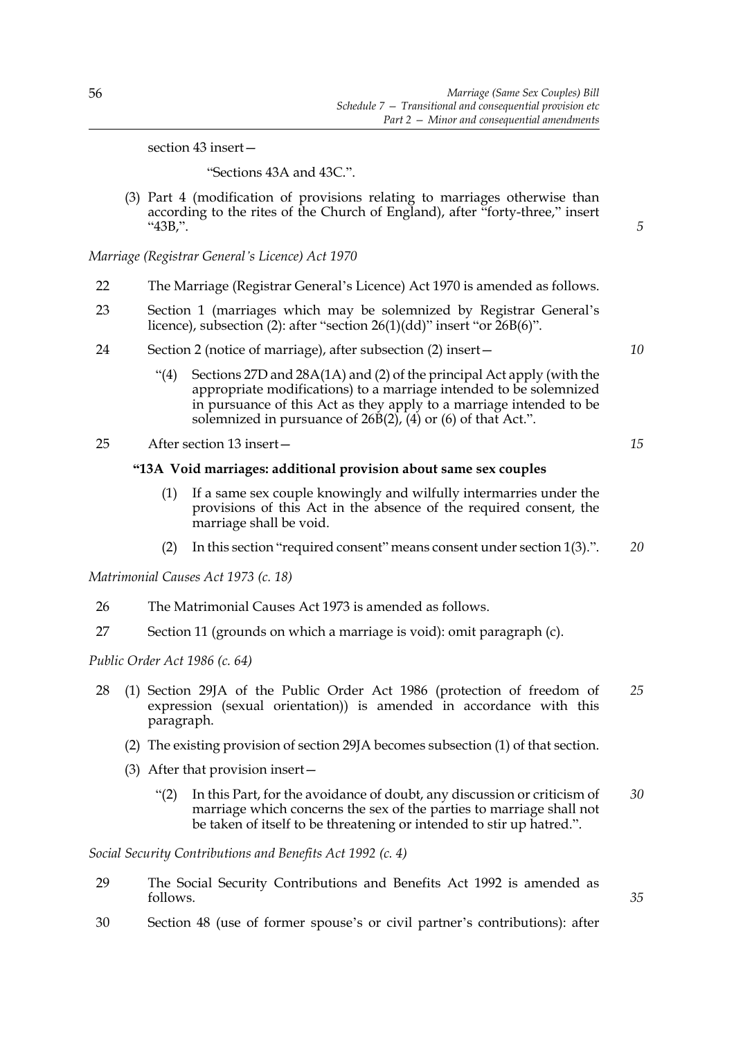section 43 insert—

"Sections 43A and 43C.".

(3) Part 4 (modification of provisions relating to marriages otherwise than according to the rites of the Church of England), after "forty-three," insert "43B,".

*Marriage (Registrar General's Licence) Act 1970*

22 The Marriage (Registrar General's Licence) Act 1970 is amended as follows.

23 Section 1 (marriages which may be solemnized by Registrar General's licence), subsection (2): after "section 26(1)(dd)" insert "or 26B(6)".

24 Section 2 (notice of marriage), after subsection (2) insert—

"(4) Sections 27D and 28A(1A) and (2) of the principal Act apply (with the appropriate modifications) to a marriage intended to be solemnized in pursuance of this Act as they apply to a marriage intended to be solemnized in pursuance of 26B(2), (4) or (6) of that Act.".

25 After section 13 insert—

**"13A Void marriages: additional provision about same sex couples**

(1) If a same sex couple knowingly and wilfully intermarries under the provisions of this Act in the absence of the required consent, the marriage shall be void.

(2) In this section "required consent" means consent under section 1(3).".

*Matrimonial Causes Act 1973 (c. 18)*

26 The Matrimonial Causes Act 1973 is amended as follows.

27 Section 11 (grounds on which a marriage is void): omit paragraph (c).

*Public Order Act 1986 (c. 64)*

28 (1) Section 29JA of the Public Order Act 1986 (protection of freedom of expression (sexual orientation)) is amended in accordance with this paragraph.

(2) The existing provision of section 29JA becomes subsection (1) of that section.

(3) After that provision insert—

"(2) In this Part, for the avoidance of doubt, any discussion or criticism of marriage which concerns the sex of the parties to marriage shall not be taken of itself to be threatening or intended to stir up hatred.".

*Social Security Contributions and Benefits Act 1992 (c. 4)*

29 The Social Security Contributions and Benefits Act 1992 is amended as follows.

30 Section 48 (use of former spouse's or civil partner's contributions): after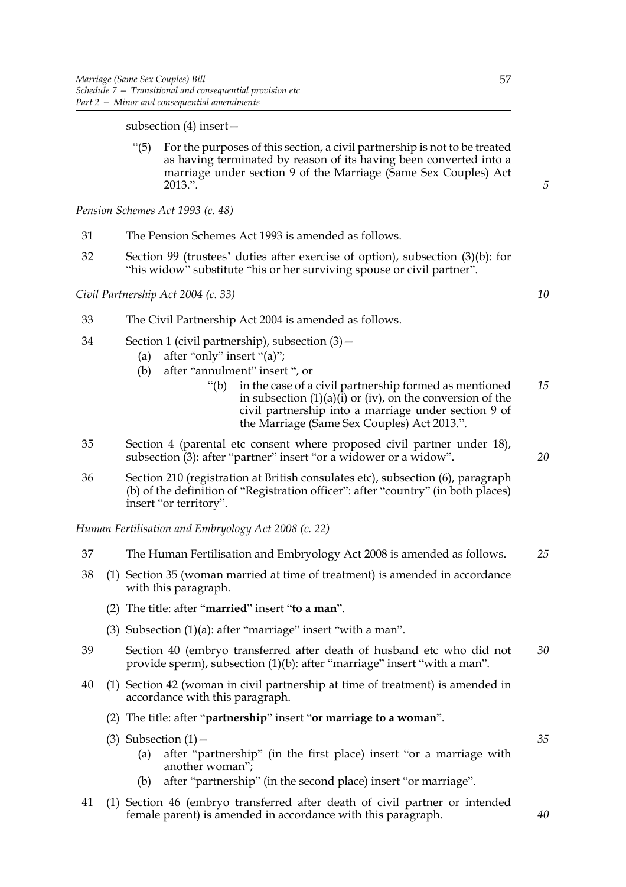subsection (4) insert—

> "(5) For the purposes of this section, a civil partnership is not to be treated as having terminated by reason of its having been converted into a marriage under section 9 of the Marriage (Same Sex Couples) Act 2013.".

*Pension Schemes Act 1993 (c. 48)*

31 The Pension Schemes Act 1993 is amended as follows.

32 Section 99 (trustees' duties after exercise of option), subsection (3)(b): for "his widow" substitute "his or her surviving spouse or civil partner".

*Civil Partnership Act 2004 (c. 33)*

33 The Civil Partnership Act 2004 is amended as follows.

34 Section 1 (civil partnership), subsection (3)—

- (a) after "only" insert "(a)";
- (b) after "annulment" insert ", or

> "(b) in the case of a civil partnership formed as mentioned in subsection (1)(a)(i) or (iv), on the conversion of the civil partnership into a marriage under section 9 of the Marriage (Same Sex Couples) Act 2013.".

35 Section 4 (parental etc consent where proposed civil partner under 18), subsection (3): after "partner" insert "or a widower or a widow".

36 Section 210 (registration at British consulates etc), subsection (6), paragraph (b) of the definition of "Registration officer": after "country" (in both places) insert "or territory".

*Human Fertilisation and Embryology Act 2008 (c. 22)*

37 The Human Fertilisation and Embryology Act 2008 is amended as follows.

38 (1) Section 35 (woman married at time of treatment) is amended in accordance with this paragraph.

(2) The title: after "**married**" insert "**to a man**".

(3) Subsection (1)(a): after "marriage" insert "with a man".

39 Section 40 (embryo transferred after death of husband etc who did not provide sperm), subsection (1)(b): after "marriage" insert "with a man".

40 (1) Section 42 (woman in civil partnership at time of treatment) is amended in accordance with this paragraph.

(2) The title: after "**partnership**" insert "**or marriage to a woman**".

(3) Subsection (1)—

- (a) after "partnership" (in the first place) insert "or a marriage with another woman";
- (b) after "partnership" (in the second place) insert "or marriage".

41 (1) Section 46 (embryo transferred after death of civil partner or intended female parent) is amended in accordance with this paragraph.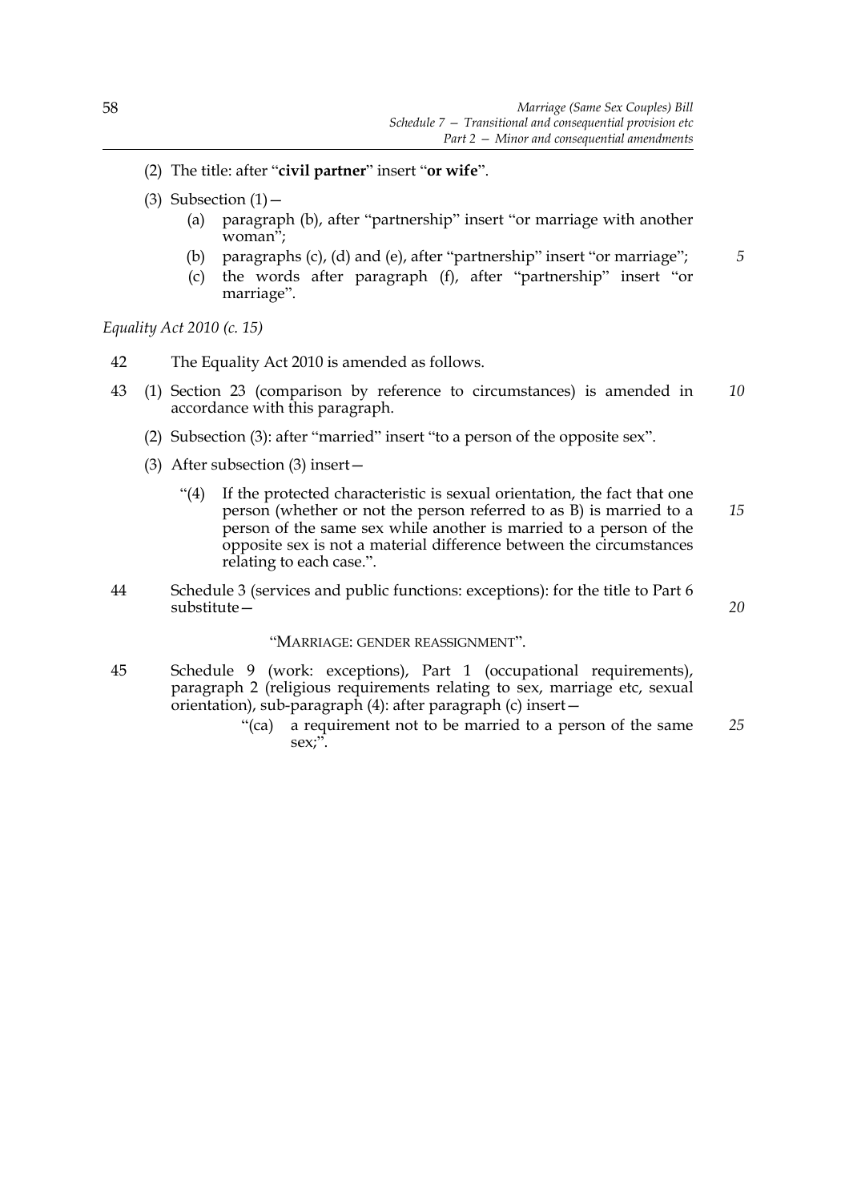(2) The title: after "**civil partner**" insert "**or wife**".

(3) Subsection (1)—

   (a) paragraph (b), after "partnership" insert "or marriage with another woman";

   (b) paragraphs (c), (d) and (e), after "partnership" insert "or marriage";

   (c) the words after paragraph (f), after "partnership" insert "or marriage".

*Equality Act 2010 (c. 15)*

42 The Equality Act 2010 is amended as follows.

43 (1) Section 23 (comparison by reference to circumstances) is amended in accordance with this paragraph.

(2) Subsection (3): after "married" insert "to a person of the opposite sex".

(3) After subsection (3) insert—

> "(4) If the protected characteristic is sexual orientation, the fact that one person (whether or not the person referred to as B) is married to a person of the same sex while another is married to a person of the opposite sex is not a material difference between the circumstances relating to each case.".

44 Schedule 3 (services and public functions: exceptions): for the title to Part 6 substitute—

> "MARRIAGE: GENDER REASSIGNMENT".

45 Schedule 9 (work: exceptions), Part 1 (occupational requirements), paragraph 2 (religious requirements relating to sex, marriage etc, sexual orientation), sub-paragraph (4): after paragraph (c) insert—

> "(ca) a requirement not to be married to a person of the same sex;".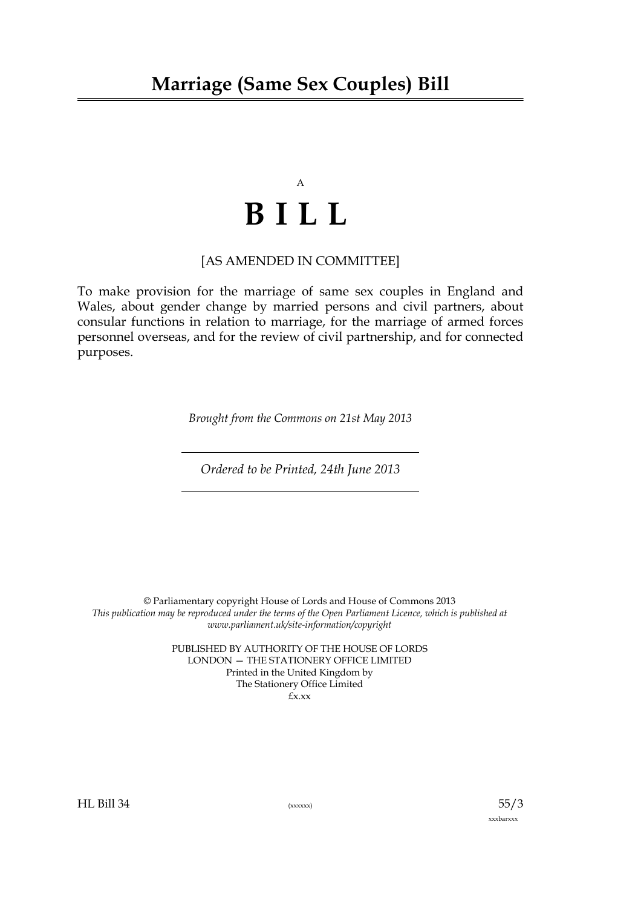# Marriage (Same Sex Couples) Bill

A

# B I L L

[AS AMENDED IN COMMITTEE]

To make provision for the marriage of same sex couples in England and Wales, about gender change by married persons and civil partners, about consular functions in relation to marriage, for the marriage of armed forces personnel overseas, and for the review of civil partnership, and for connected purposes.

*Brought from the Commons on 21st May 2013*

*Ordered to be Printed, 24th June 2013*

© Parliamentary copyright House of Lords and House of Commons 2013
*This publication may be reproduced under the terms of the Open Parliament Licence, which is published at www.parliament.uk/site-information/copyright*

PUBLISHED BY AUTHORITY OF THE HOUSE OF LORDS
LONDON — THE STATIONERY OFFICE LIMITED
Printed in the United Kingdom by
The Stationery Office Limited
£x.xx

HL Bill 34 (xxxxxx) 55/3

xxxbarxxx